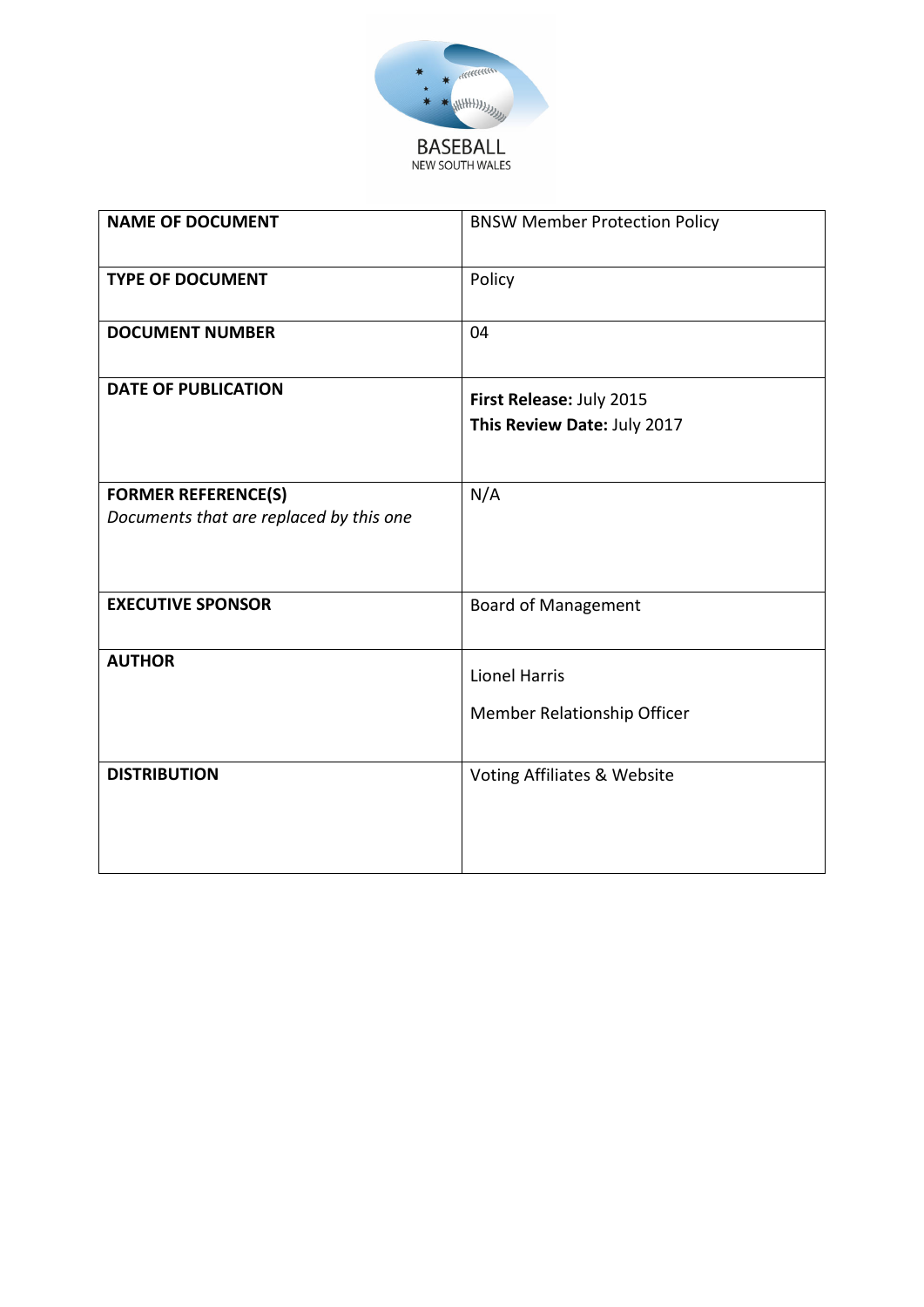BASEBALL
NEW SOUTH WALES

| | |
|---|---|
| **NAME OF DOCUMENT** | BNSW Member Protection Policy |
| **TYPE OF DOCUMENT** | Policy |
| **DOCUMENT NUMBER** | 04 |
| **DATE OF PUBLICATION** | **First Release:** July 2015<br>**This Review Date:** July 2017 |
| **FORMER REFERENCE(S)**<br>*Documents that are replaced by this one* | N/A |
| **EXECUTIVE SPONSOR** | Board of Management |
| **AUTHOR** | Lionel Harris<br>Member Relationship Officer |
| **DISTRIBUTION** | Voting Affiliates & Website |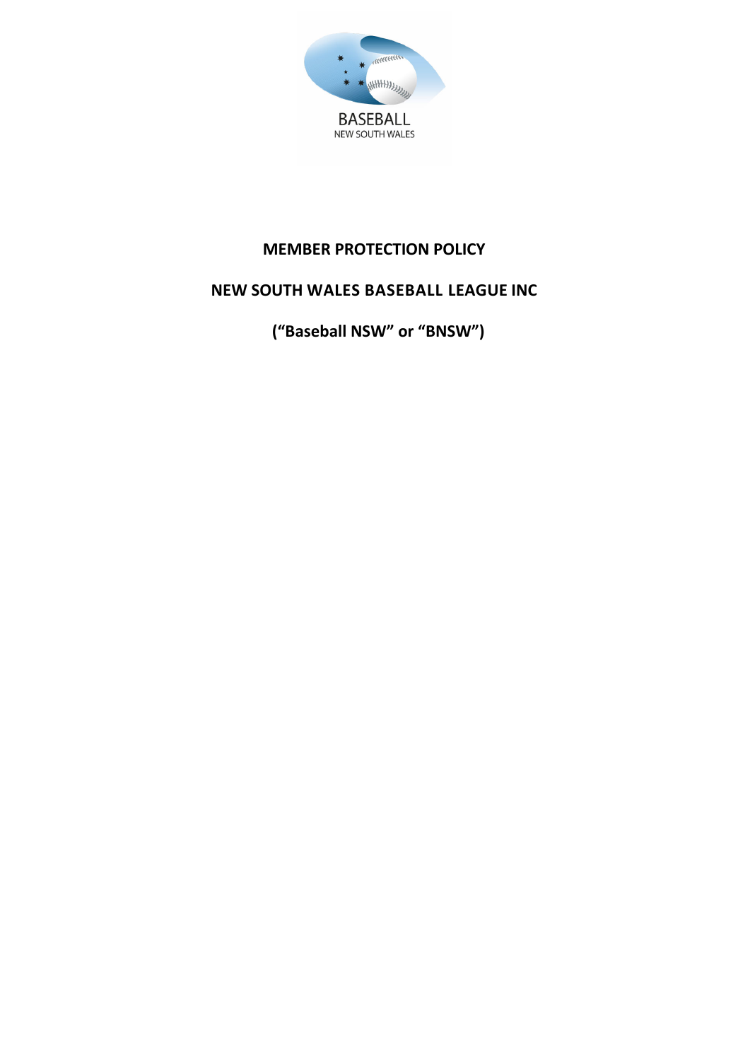BASEBALL
NEW SOUTH WALES

**MEMBER PROTECTION POLICY**

**NEW SOUTH WALES BASEBALL LEAGUE INC**

**("Baseball NSW" or "BNSW")**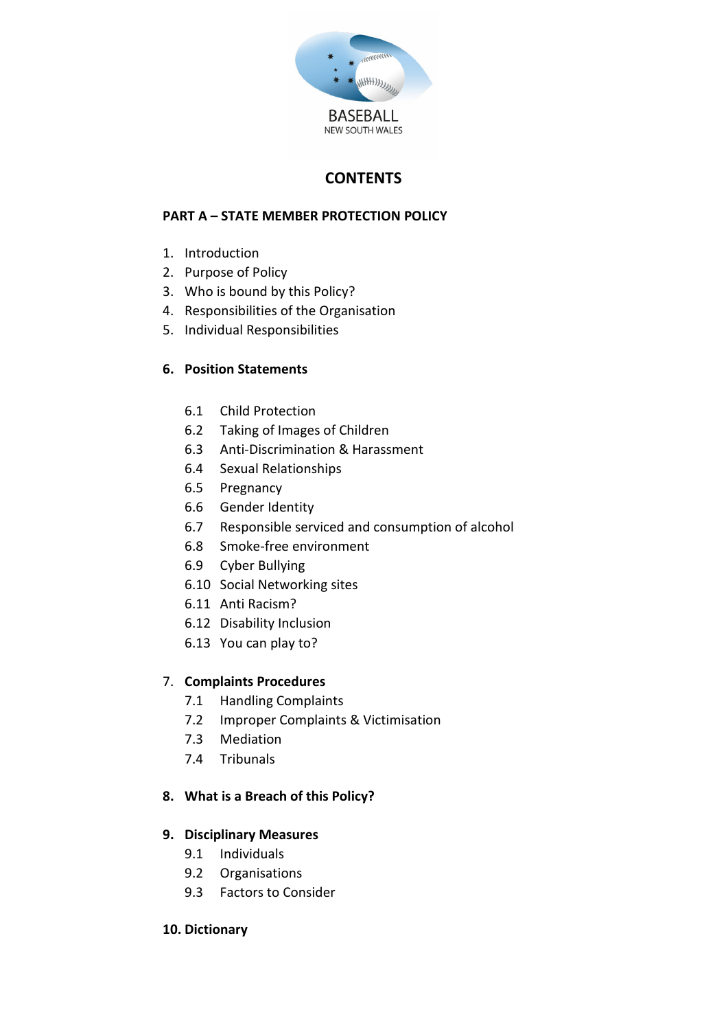BASEBALL
NEW SOUTH WALES

# CONTENTS

## PART A – STATE MEMBER PROTECTION POLICY

1. Introduction
2. Purpose of Policy
3. Who is bound by this Policy?
4. Responsibilities of the Organisation
5. Individual Responsibilities

**6. Position Statements**

- 6.1 Child Protection
- 6.2 Taking of Images of Children
- 6.3 Anti-Discrimination & Harassment
- 6.4 Sexual Relationships
- 6.5 Pregnancy
- 6.6 Gender Identity
- 6.7 Responsible serviced and consumption of alcohol
- 6.8 Smoke-free environment
- 6.9 Cyber Bullying
- 6.10 Social Networking sites
- 6.11 Anti Racism?
- 6.12 Disability Inclusion
- 6.13 You can play to?

**7. Complaints Procedures**

- 7.1 Handling Complaints
- 7.2 Improper Complaints & Victimisation
- 7.3 Mediation
- 7.4 Tribunals

**8. What is a Breach of this Policy?**

**9. Disciplinary Measures**

- 9.1 Individuals
- 9.2 Organisations
- 9.3 Factors to Consider

**10. Dictionary**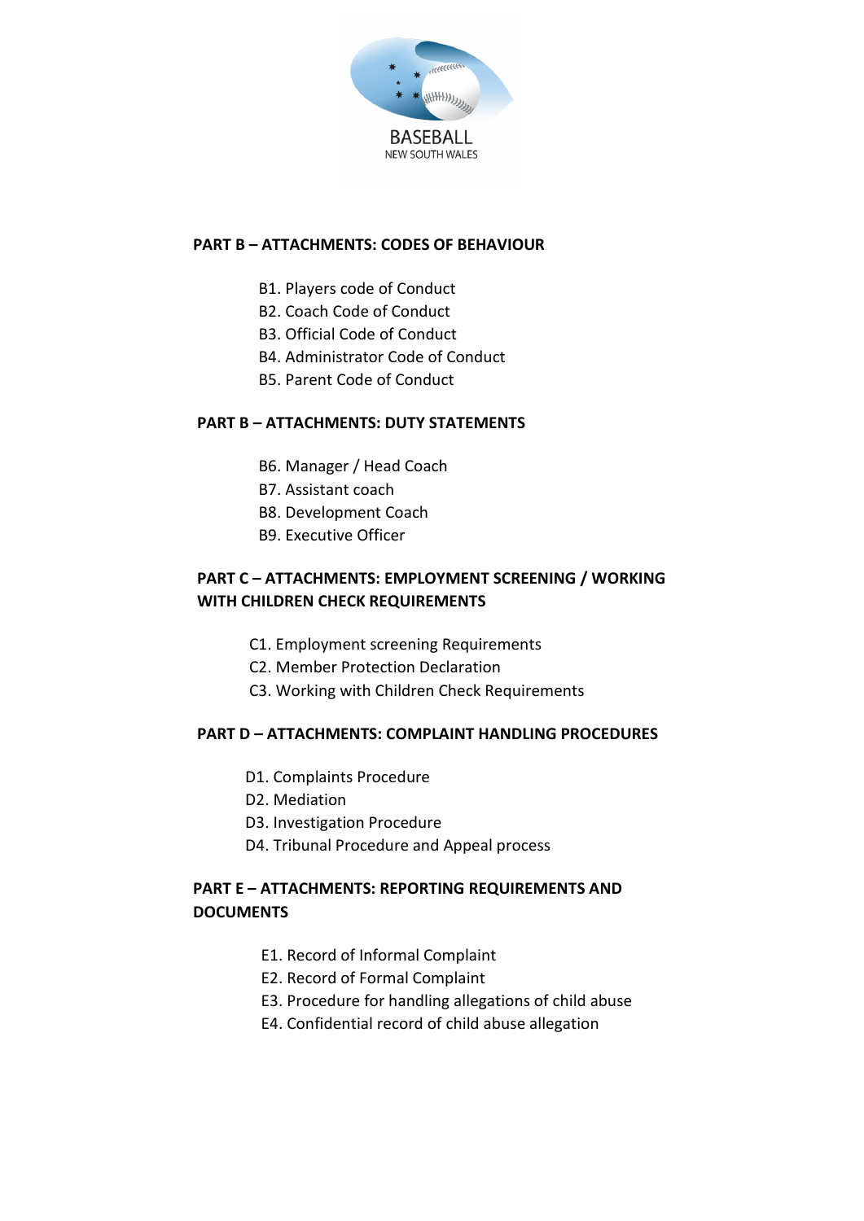BASEBALL
NEW SOUTH WALES

**PART B – ATTACHMENTS: CODES OF BEHAVIOUR**

B1. Players code of Conduct
B2. Coach Code of Conduct
B3. Official Code of Conduct
B4. Administrator Code of Conduct
B5. Parent Code of Conduct

**PART B – ATTACHMENTS: DUTY STATEMENTS**

B6. Manager / Head Coach
B7. Assistant coach
B8. Development Coach
B9. Executive Officer

**PART C – ATTACHMENTS: EMPLOYMENT SCREENING / WORKING WITH CHILDREN CHECK REQUIREMENTS**

C1. Employment screening Requirements
C2. Member Protection Declaration
C3. Working with Children Check Requirements

**PART D – ATTACHMENTS: COMPLAINT HANDLING PROCEDURES**

D1. Complaints Procedure
D2. Mediation
D3. Investigation Procedure
D4. Tribunal Procedure and Appeal process

**PART E – ATTACHMENTS: REPORTING REQUIREMENTS AND DOCUMENTS**

E1. Record of Informal Complaint
E2. Record of Formal Complaint
E3. Procedure for handling allegations of child abuse
E4. Confidential record of child abuse allegation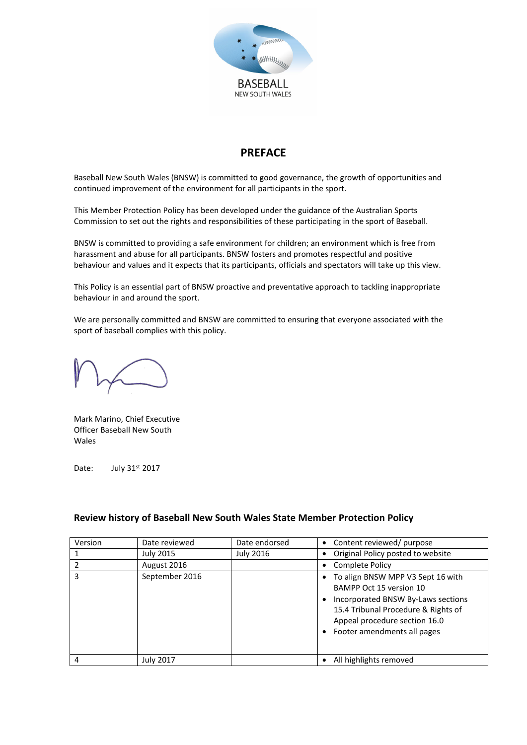BASEBALL
NEW SOUTH WALES

## PREFACE

Baseball New South Wales (BNSW) is committed to good governance, the growth of opportunities and continued improvement of the environment for all participants in the sport.

This Member Protection Policy has been developed under the guidance of the Australian Sports Commission to set out the rights and responsibilities of these participating in the sport of Baseball.

BNSW is committed to providing a safe environment for children; an environment which is free from harassment and abuse for all participants. BNSW fosters and promotes respectful and positive behaviour and values and it expects that its participants, officials and spectators will take up this view.

This Policy is an essential part of BNSW proactive and preventative approach to tackling inappropriate behaviour in and around the sport.

We are personally committed and BNSW are committed to ensuring that everyone associated with the sport of baseball complies with this policy.

Mark Marino, Chief Executive Officer Baseball New South Wales

Date: July 31st 2017

### Review history of Baseball New South Wales State Member Protection Policy

| Version | Date reviewed | Date endorsed | • Content reviewed/ purpose |
|---|---|---|---|
| 1 | July 2015 | July 2016 | • Original Policy posted to website |
| 2 | August 2016 | | • Complete Policy |
| 3 | September 2016 | | • To align BNSW MPP V3 Sept 16 with BAMPP Oct 15 version 10<br>• Incorporated BNSW By-Laws sections 15.4 Tribunal Procedure & Rights of Appeal procedure section 16.0<br>• Footer amendments all pages |
| 4 | July 2017 | | • All highlights removed |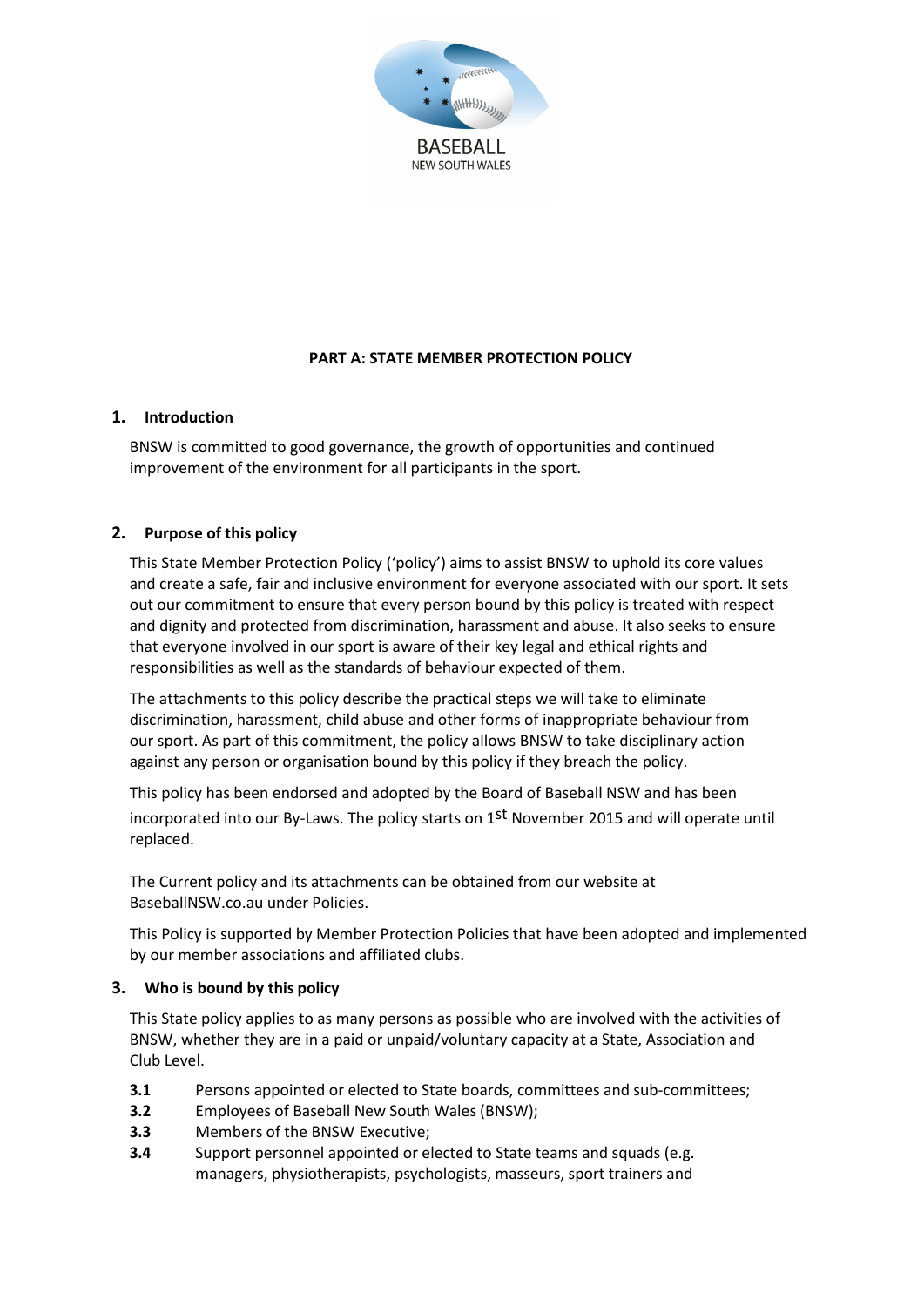BASEBALL
NEW SOUTH WALES

**PART A: STATE MEMBER PROTECTION POLICY**

## 1. Introduction

BNSW is committed to good governance, the growth of opportunities and continued improvement of the environment for all participants in the sport.

## 2. Purpose of this policy

This State Member Protection Policy ('policy') aims to assist BNSW to uphold its core values and create a safe, fair and inclusive environment for everyone associated with our sport. It sets out our commitment to ensure that every person bound by this policy is treated with respect and dignity and protected from discrimination, harassment and abuse. It also seeks to ensure that everyone involved in our sport is aware of their key legal and ethical rights and responsibilities as well as the standards of behaviour expected of them.

The attachments to this policy describe the practical steps we will take to eliminate discrimination, harassment, child abuse and other forms of inappropriate behaviour from our sport. As part of this commitment, the policy allows BNSW to take disciplinary action against any person or organisation bound by this policy if they breach the policy.

This policy has been endorsed and adopted by the Board of Baseball NSW and has been incorporated into our By-Laws. The policy starts on 1st November 2015 and will operate until replaced.

The Current policy and its attachments can be obtained from our website at BaseballNSW.co.au under Policies.

This Policy is supported by Member Protection Policies that have been adopted and implemented by our member associations and affiliated clubs.

## 3. Who is bound by this policy

This State policy applies to as many persons as possible who are involved with the activities of BNSW, whether they are in a paid or unpaid/voluntary capacity at a State, Association and Club Level.

**3.1** Persons appointed or elected to State boards, committees and sub-committees;

**3.2** Employees of Baseball New South Wales (BNSW);

**3.3** Members of the BNSW Executive;

**3.4** Support personnel appointed or elected to State teams and squads (e.g. managers, physiotherapists, psychologists, masseurs, sport trainers and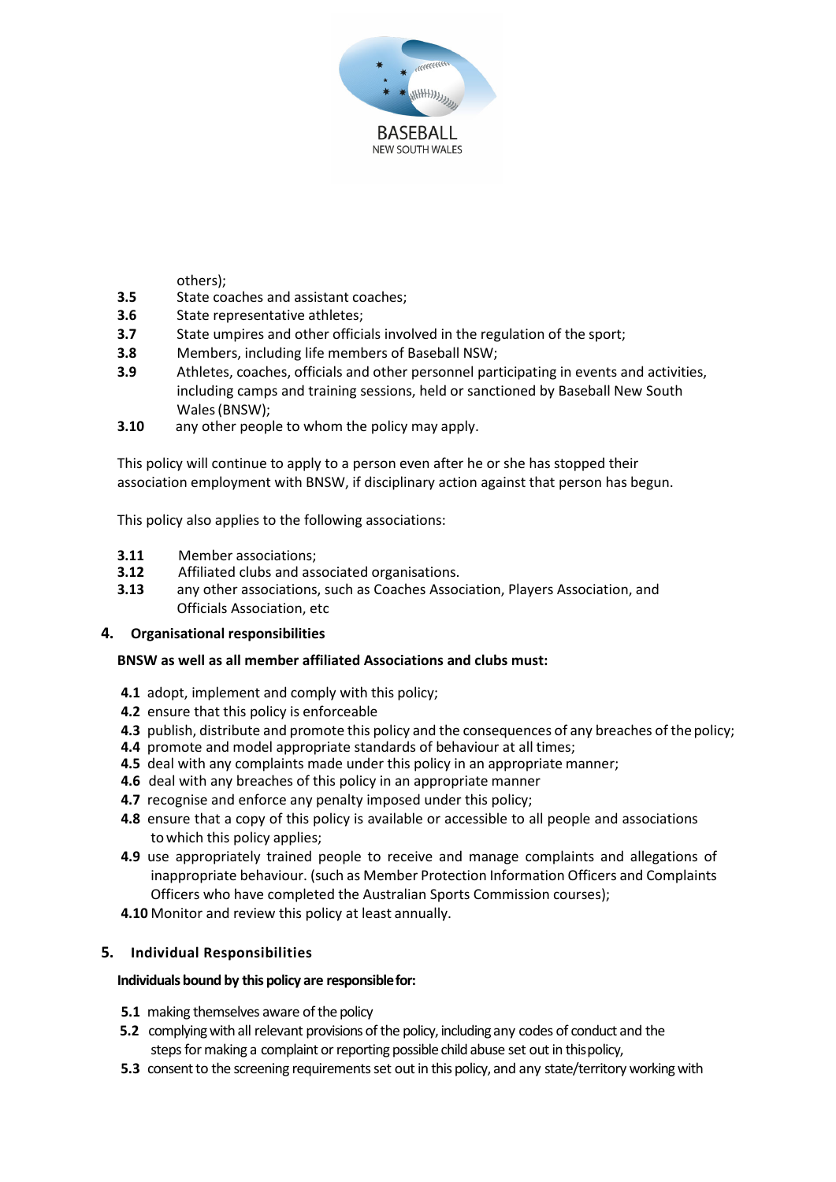others);

**3.5** State coaches and assistant coaches;

**3.6** State representative athletes;

**3.7** State umpires and other officials involved in the regulation of the sport;

**3.8** Members, including life members of Baseball NSW;

**3.9** Athletes, coaches, officials and other personnel participating in events and activities, including camps and training sessions, held or sanctioned by Baseball New South Wales (BNSW);

**3.10** any other people to whom the policy may apply.

This policy will continue to apply to a person even after he or she has stopped their association employment with BNSW, if disciplinary action against that person has begun.

This policy also applies to the following associations:

**3.11** Member associations;

**3.12** Affiliated clubs and associated organisations.

**3.13** any other associations, such as Coaches Association, Players Association, and Officials Association, etc

## 4. Organisational responsibilities

**BNSW as well as all member affiliated Associations and clubs must:**

**4.1** adopt, implement and comply with this policy;

**4.2** ensure that this policy is enforceable

**4.3** publish, distribute and promote this policy and the consequences of any breaches of the policy;

**4.4** promote and model appropriate standards of behaviour at all times;

**4.5** deal with any complaints made under this policy in an appropriate manner;

**4.6** deal with any breaches of this policy in an appropriate manner

**4.7** recognise and enforce any penalty imposed under this policy;

**4.8** ensure that a copy of this policy is available or accessible to all people and associations to which this policy applies;

**4.9** use appropriately trained people to receive and manage complaints and allegations of inappropriate behaviour. (such as Member Protection Information Officers and Complaints Officers who have completed the Australian Sports Commission courses);

**4.10** Monitor and review this policy at least annually.

## 5. Individual Responsibilities

**Individuals bound by this policy are responsible for:**

**5.1** making themselves aware of the policy

**5.2** complying with all relevant provisions of the policy, including any codes of conduct and the steps for making a complaint or reporting possible child abuse set out in this policy,

**5.3** consent to the screening requirements set out in this policy, and any state/territory working with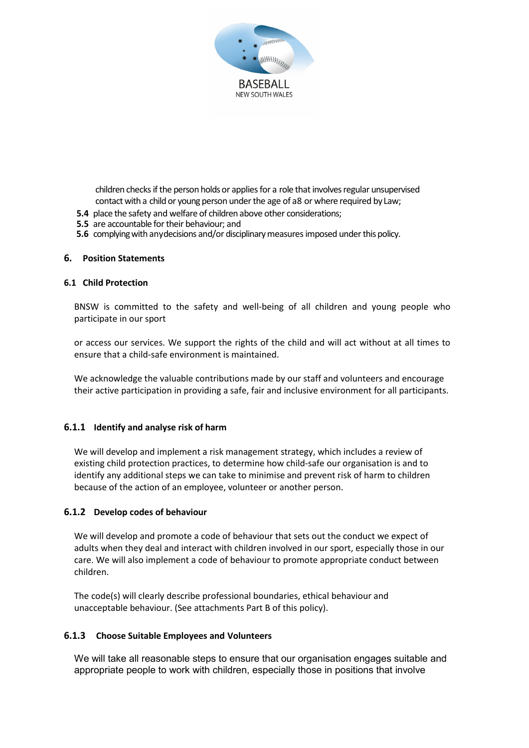children checks if the person holds or applies for a role that involves regular unsupervised contact with a child or young person under the age of a8 or where required by Law;

**5.4** place the safety and welfare of children above other considerations;

**5.5** are accountable for their behaviour; and

**5.6** complying with anydecisions and/or disciplinary measures imposed under this policy.

## 6. Position Statements

### 6.1 Child Protection

BNSW is committed to the safety and well-being of all children and young people who participate in our sport

or access our services. We support the rights of the child and will act without at all times to ensure that a child-safe environment is maintained.

We acknowledge the valuable contributions made by our staff and volunteers and encourage their active participation in providing a safe, fair and inclusive environment for all participants.

#### 6.1.1 Identify and analyse risk of harm

We will develop and implement a risk management strategy, which includes a review of existing child protection practices, to determine how child-safe our organisation is and to identify any additional steps we can take to minimise and prevent risk of harm to children because of the action of an employee, volunteer or another person.

#### 6.1.2 Develop codes of behaviour

We will develop and promote a code of behaviour that sets out the conduct we expect of adults when they deal and interact with children involved in our sport, especially those in our care. We will also implement a code of behaviour to promote appropriate conduct between children.

The code(s) will clearly describe professional boundaries, ethical behaviour and unacceptable behaviour. (See attachments Part B of this policy).

#### 6.1.3 Choose Suitable Employees and Volunteers

We will take all reasonable steps to ensure that our organisation engages suitable and appropriate people to work with children, especially those in positions that involve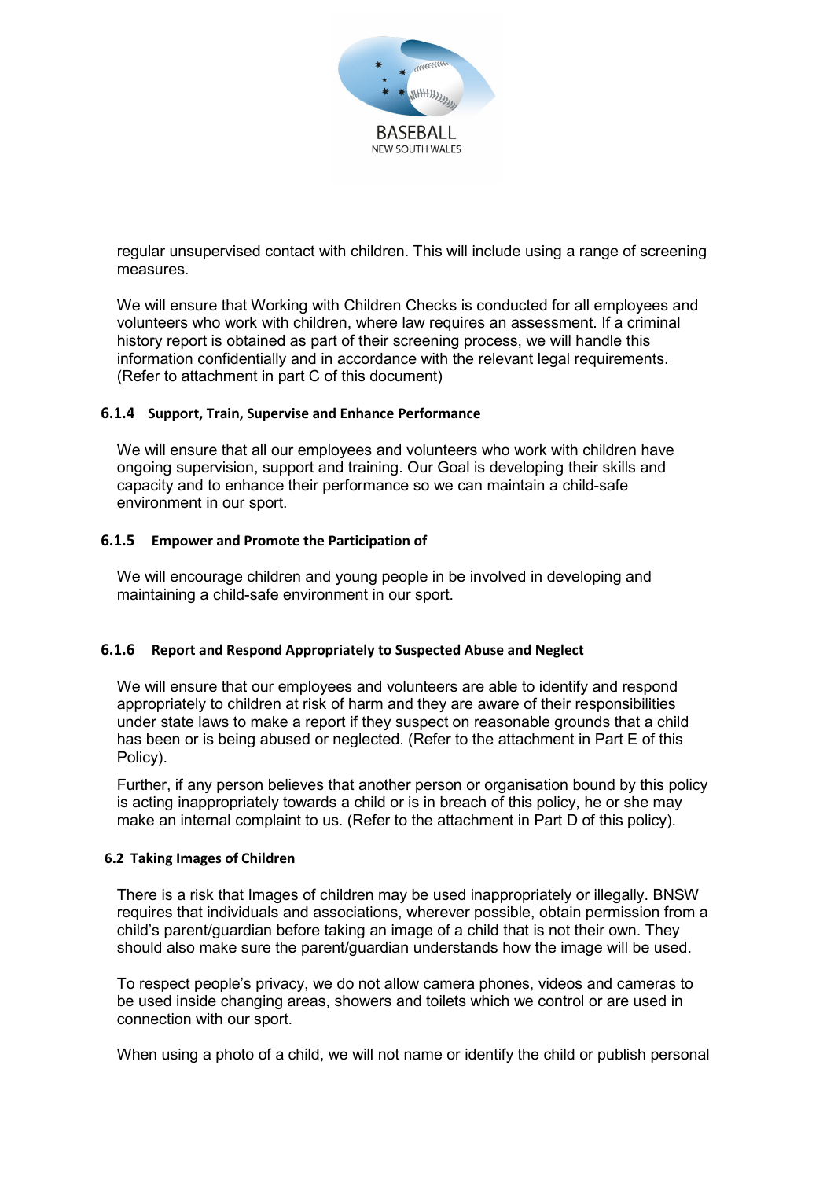regular unsupervised contact with children. This will include using a range of screening measures.

We will ensure that Working with Children Checks is conducted for all employees and volunteers who work with children, where law requires an assessment. If a criminal history report is obtained as part of their screening process, we will handle this information confidentially and in accordance with the relevant legal requirements. (Refer to attachment in part C of this document)

#### 6.1.4 Support, Train, Supervise and Enhance Performance

We will ensure that all our employees and volunteers who work with children have ongoing supervision, support and training. Our Goal is developing their skills and capacity and to enhance their performance so we can maintain a child-safe environment in our sport.

#### 6.1.5 Empower and Promote the Participation of

We will encourage children and young people in be involved in developing and maintaining a child-safe environment in our sport.

#### 6.1.6 Report and Respond Appropriately to Suspected Abuse and Neglect

We will ensure that our employees and volunteers are able to identify and respond appropriately to children at risk of harm and they are aware of their responsibilities under state laws to make a report if they suspect on reasonable grounds that a child has been or is being abused or neglected. (Refer to the attachment in Part E of this Policy).

Further, if any person believes that another person or organisation bound by this policy is acting inappropriately towards a child or is in breach of this policy, he or she may make an internal complaint to us. (Refer to the attachment in Part D of this policy).

### 6.2 Taking Images of Children

There is a risk that Images of children may be used inappropriately or illegally. BNSW requires that individuals and associations, wherever possible, obtain permission from a child's parent/guardian before taking an image of a child that is not their own. They should also make sure the parent/guardian understands how the image will be used.

To respect people's privacy, we do not allow camera phones, videos and cameras to be used inside changing areas, showers and toilets which we control or are used in connection with our sport.

When using a photo of a child, we will not name or identify the child or publish personal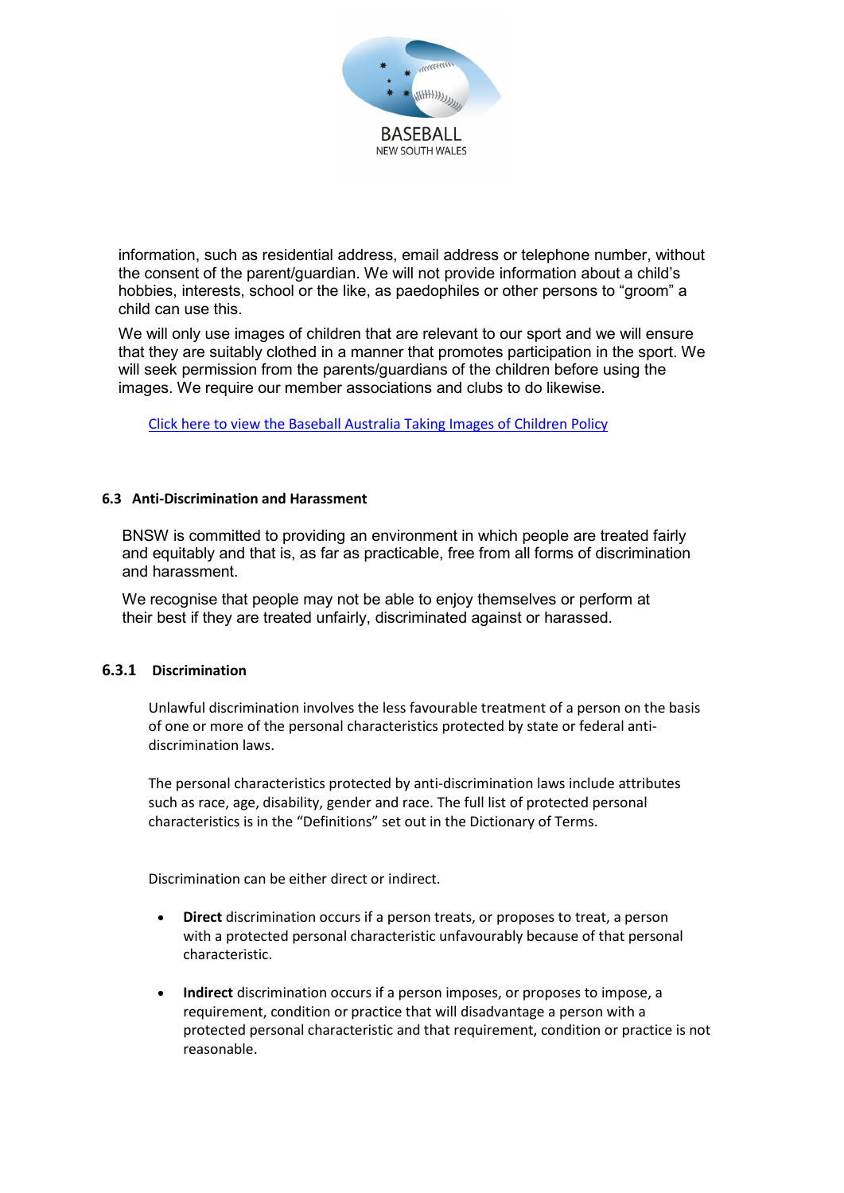information, such as residential address, email address or telephone number, without the consent of the parent/guardian. We will not provide information about a child's hobbies, interests, school or the like, as paedophiles or other persons to "groom" a child can use this.

We will only use images of children that are relevant to our sport and we will ensure that they are suitably clothed in a manner that promotes participation in the sport. We will seek permission from the parents/guardians of the children before using the images. We require our member associations and clubs to do likewise.

Click here to view the Baseball Australia Taking Images of Children Policy

### 6.3 Anti-Discrimination and Harassment

BNSW is committed to providing an environment in which people are treated fairly and equitably and that is, as far as practicable, free from all forms of discrimination and harassment.

We recognise that people may not be able to enjoy themselves or perform at their best if they are treated unfairly, discriminated against or harassed.

#### 6.3.1 Discrimination

Unlawful discrimination involves the less favourable treatment of a person on the basis of one or more of the personal characteristics protected by state or federal anti-discrimination laws.

The personal characteristics protected by anti-discrimination laws include attributes such as race, age, disability, gender and race. The full list of protected personal characteristics is in the "Definitions" set out in the Dictionary of Terms.

Discrimination can be either direct or indirect.

- **Direct** discrimination occurs if a person treats, or proposes to treat, a person with a protected personal characteristic unfavourably because of that personal characteristic.
- **Indirect** discrimination occurs if a person imposes, or proposes to impose, a requirement, condition or practice that will disadvantage a person with a protected personal characteristic and that requirement, condition or practice is not reasonable.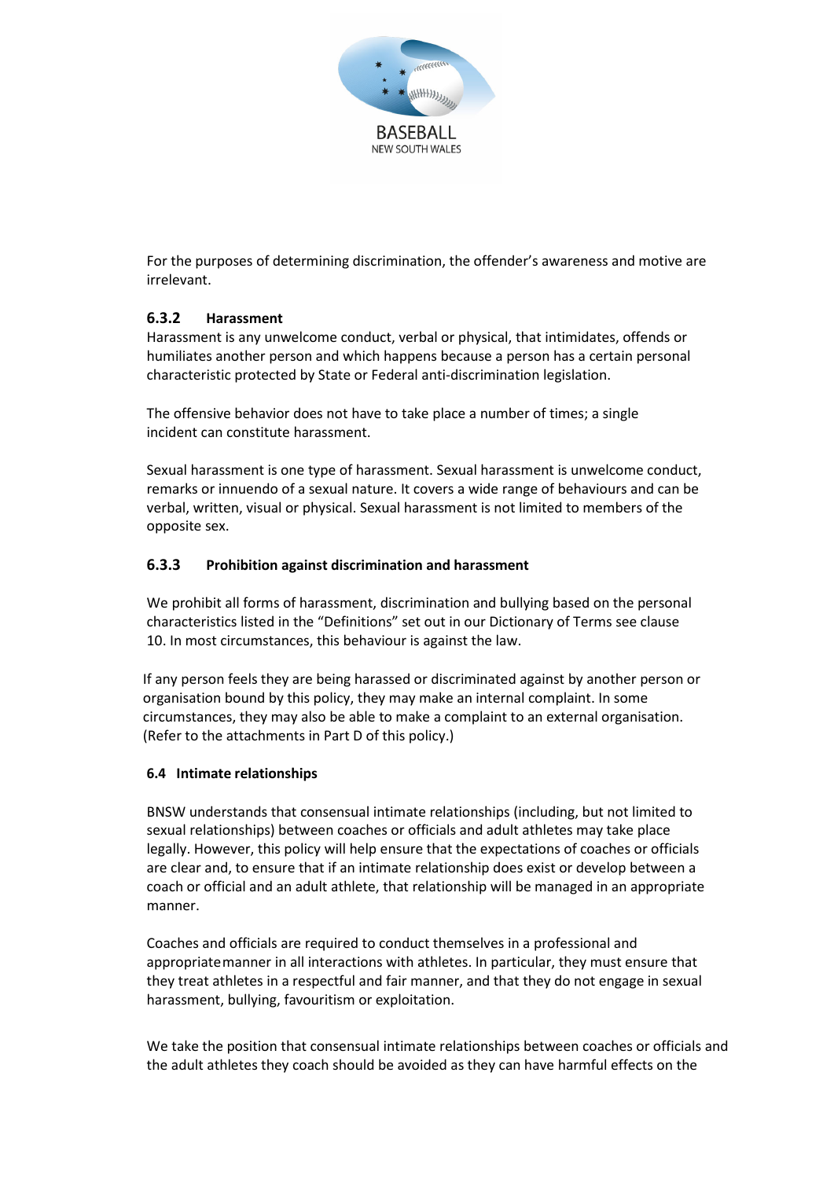For the purposes of determining discrimination, the offender's awareness and motive are irrelevant.

### 6.3.2 Harassment

Harassment is any unwelcome conduct, verbal or physical, that intimidates, offends or humiliates another person and which happens because a person has a certain personal characteristic protected by State or Federal anti-discrimination legislation.

The offensive behavior does not have to take place a number of times; a single incident can constitute harassment.

Sexual harassment is one type of harassment. Sexual harassment is unwelcome conduct, remarks or innuendo of a sexual nature. It covers a wide range of behaviours and can be verbal, written, visual or physical. Sexual harassment is not limited to members of the opposite sex.

### 6.3.3 Prohibition against discrimination and harassment

We prohibit all forms of harassment, discrimination and bullying based on the personal characteristics listed in the "Definitions" set out in our Dictionary of Terms see clause 10. In most circumstances, this behaviour is against the law.

If any person feels they are being harassed or discriminated against by another person or organisation bound by this policy, they may make an internal complaint. In some circumstances, they may also be able to make a complaint to an external organisation. (Refer to the attachments in Part D of this policy.)

### 6.4 Intimate relationships

BNSW understands that consensual intimate relationships (including, but not limited to sexual relationships) between coaches or officials and adult athletes may take place legally. However, this policy will help ensure that the expectations of coaches or officials are clear and, to ensure that if an intimate relationship does exist or develop between a coach or official and an adult athlete, that relationship will be managed in an appropriate manner.

Coaches and officials are required to conduct themselves in a professional and appropriatemanner in all interactions with athletes. In particular, they must ensure that they treat athletes in a respectful and fair manner, and that they do not engage in sexual harassment, bullying, favouritism or exploitation.

We take the position that consensual intimate relationships between coaches or officials and the adult athletes they coach should be avoided as they can have harmful effects on the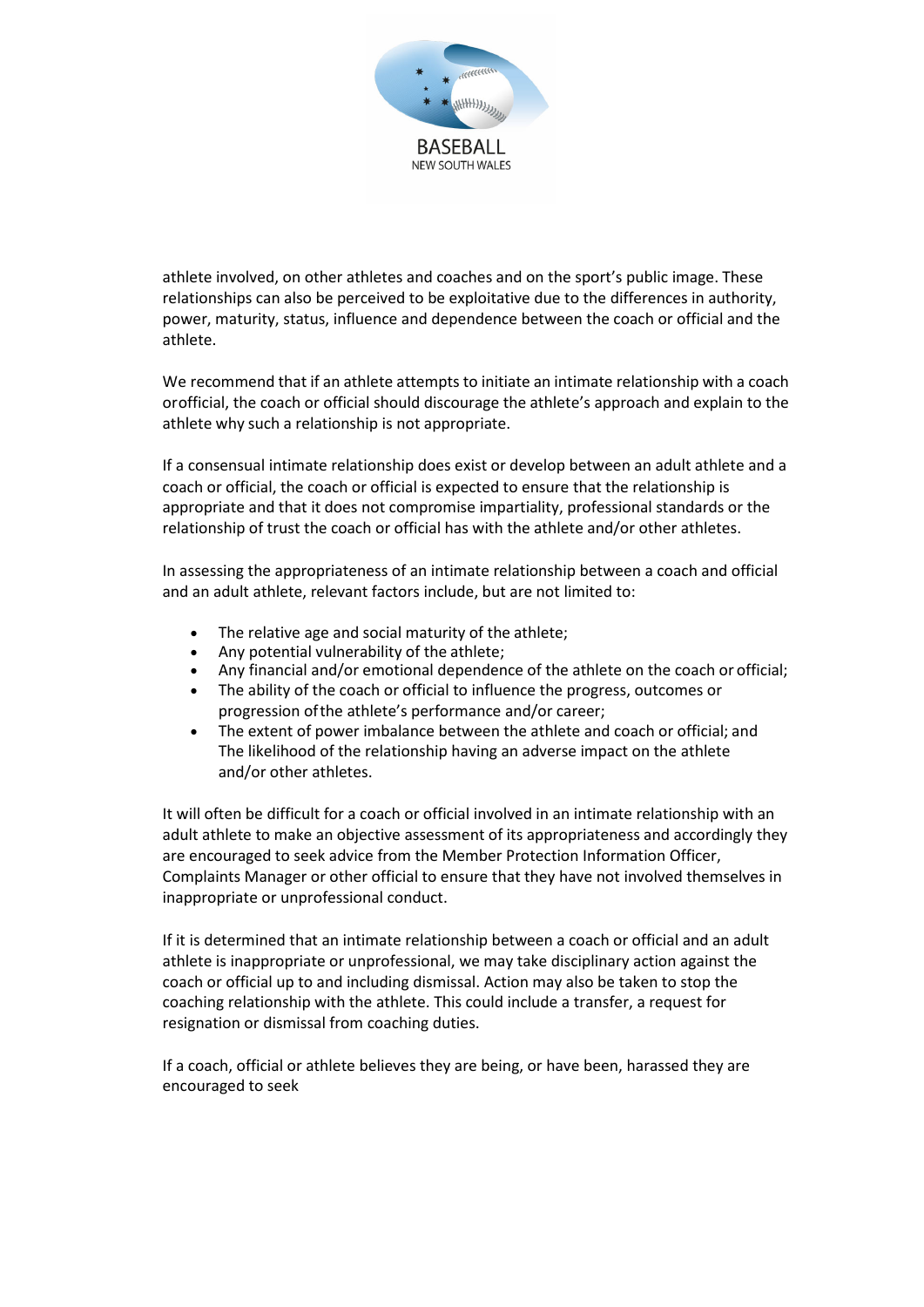athlete involved, on other athletes and coaches and on the sport's public image. These relationships can also be perceived to be exploitative due to the differences in authority, power, maturity, status, influence and dependence between the coach or official and the athlete.

We recommend that if an athlete attempts to initiate an intimate relationship with a coach or official, the coach or official should discourage the athlete's approach and explain to the athlete why such a relationship is not appropriate.

If a consensual intimate relationship does exist or develop between an adult athlete and a coach or official, the coach or official is expected to ensure that the relationship is appropriate and that it does not compromise impartiality, professional standards or the relationship of trust the coach or official has with the athlete and/or other athletes.

In assessing the appropriateness of an intimate relationship between a coach and official and an adult athlete, relevant factors include, but are not limited to:

- The relative age and social maturity of the athlete;
- Any potential vulnerability of the athlete;
- Any financial and/or emotional dependence of the athlete on the coach or official;
- The ability of the coach or official to influence the progress, outcomes or progression of the athlete's performance and/or career;
- The extent of power imbalance between the athlete and coach or official; and The likelihood of the relationship having an adverse impact on the athlete and/or other athletes.

It will often be difficult for a coach or official involved in an intimate relationship with an adult athlete to make an objective assessment of its appropriateness and accordingly they are encouraged to seek advice from the Member Protection Information Officer, Complaints Manager or other official to ensure that they have not involved themselves in inappropriate or unprofessional conduct.

If it is determined that an intimate relationship between a coach or official and an adult athlete is inappropriate or unprofessional, we may take disciplinary action against the coach or official up to and including dismissal. Action may also be taken to stop the coaching relationship with the athlete. This could include a transfer, a request for resignation or dismissal from coaching duties.

If a coach, official or athlete believes they are being, or have been, harassed they are encouraged to seek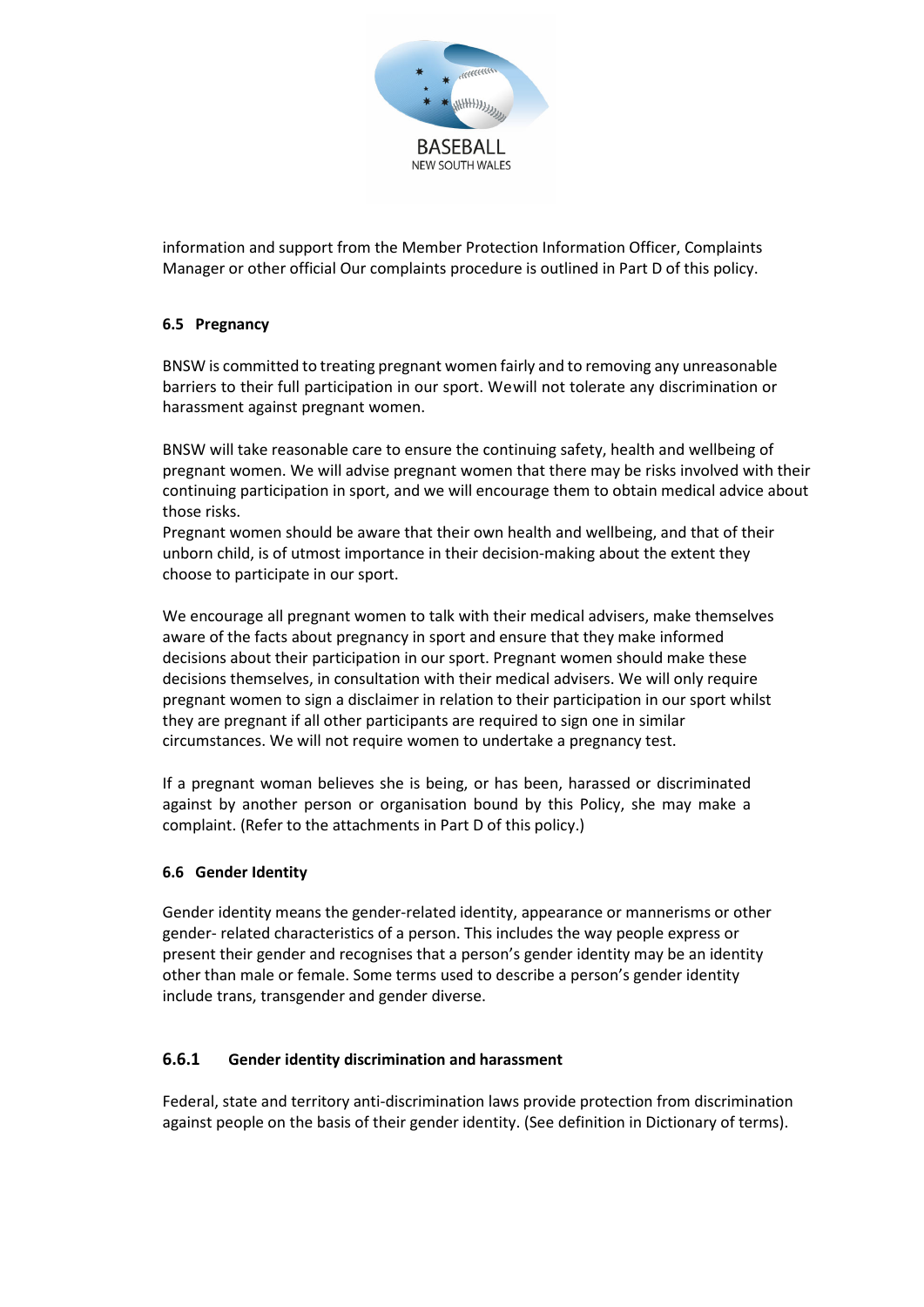information and support from the Member Protection Information Officer, Complaints Manager or other official Our complaints procedure is outlined in Part D of this policy.

### 6.5 Pregnancy

BNSW is committed to treating pregnant women fairly and to removing any unreasonable barriers to their full participation in our sport. Wewill not tolerate any discrimination or harassment against pregnant women.

BNSW will take reasonable care to ensure the continuing safety, health and wellbeing of pregnant women. We will advise pregnant women that there may be risks involved with their continuing participation in sport, and we will encourage them to obtain medical advice about those risks.
Pregnant women should be aware that their own health and wellbeing, and that of their unborn child, is of utmost importance in their decision-making about the extent they choose to participate in our sport.

We encourage all pregnant women to talk with their medical advisers, make themselves aware of the facts about pregnancy in sport and ensure that they make informed decisions about their participation in our sport. Pregnant women should make these decisions themselves, in consultation with their medical advisers. We will only require pregnant women to sign a disclaimer in relation to their participation in our sport whilst they are pregnant if all other participants are required to sign one in similar circumstances. We will not require women to undertake a pregnancy test.

If a pregnant woman believes she is being, or has been, harassed or discriminated against by another person or organisation bound by this Policy, she may make a complaint. (Refer to the attachments in Part D of this policy.)

### 6.6 Gender Identity

Gender identity means the gender-related identity, appearance or mannerisms or other gender- related characteristics of a person. This includes the way people express or present their gender and recognises that a person's gender identity may be an identity other than male or female. Some terms used to describe a person's gender identity include trans, transgender and gender diverse.

#### 6.6.1 Gender identity discrimination and harassment

Federal, state and territory anti-discrimination laws provide protection from discrimination against people on the basis of their gender identity. (See definition in Dictionary of terms).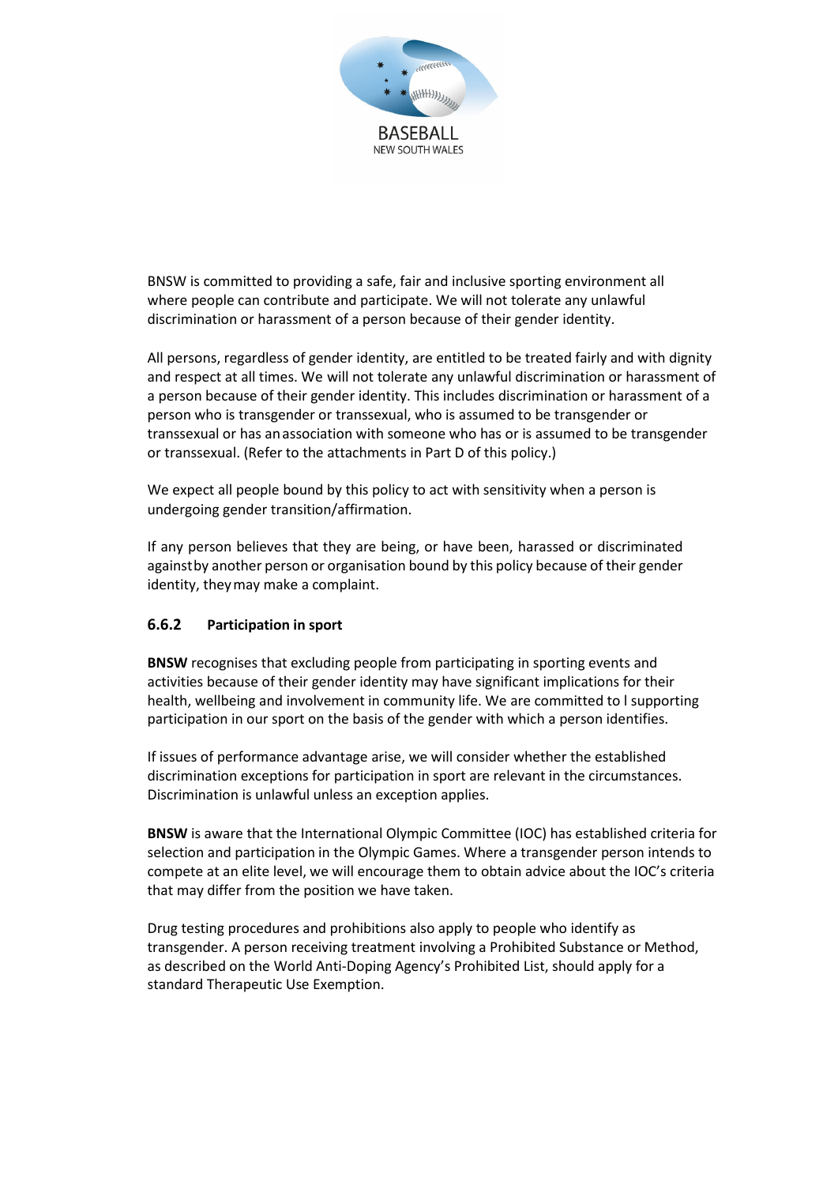BNSW is committed to providing a safe, fair and inclusive sporting environment all where people can contribute and participate. We will not tolerate any unlawful discrimination or harassment of a person because of their gender identity.

All persons, regardless of gender identity, are entitled to be treated fairly and with dignity and respect at all times. We will not tolerate any unlawful discrimination or harassment of a person because of their gender identity. This includes discrimination or harassment of a person who is transgender or transsexual, who is assumed to be transgender or transsexual or has an association with someone who has or is assumed to be transgender or transsexual. (Refer to the attachments in Part D of this policy.)

We expect all people bound by this policy to act with sensitivity when a person is undergoing gender transition/affirmation.

If any person believes that they are being, or have been, harassed or discriminated against by another person or organisation bound by this policy because of their gender identity, they may make a complaint.

### 6.6.2 Participation in sport

**BNSW** recognises that excluding people from participating in sporting events and activities because of their gender identity may have significant implications for their health, wellbeing and involvement in community life. We are committed to l supporting participation in our sport on the basis of the gender with which a person identifies.

If issues of performance advantage arise, we will consider whether the established discrimination exceptions for participation in sport are relevant in the circumstances. Discrimination is unlawful unless an exception applies.

**BNSW** is aware that the International Olympic Committee (IOC) has established criteria for selection and participation in the Olympic Games. Where a transgender person intends to compete at an elite level, we will encourage them to obtain advice about the IOC's criteria that may differ from the position we have taken.

Drug testing procedures and prohibitions also apply to people who identify as transgender. A person receiving treatment involving a Prohibited Substance or Method, as described on the World Anti-Doping Agency's Prohibited List, should apply for a standard Therapeutic Use Exemption.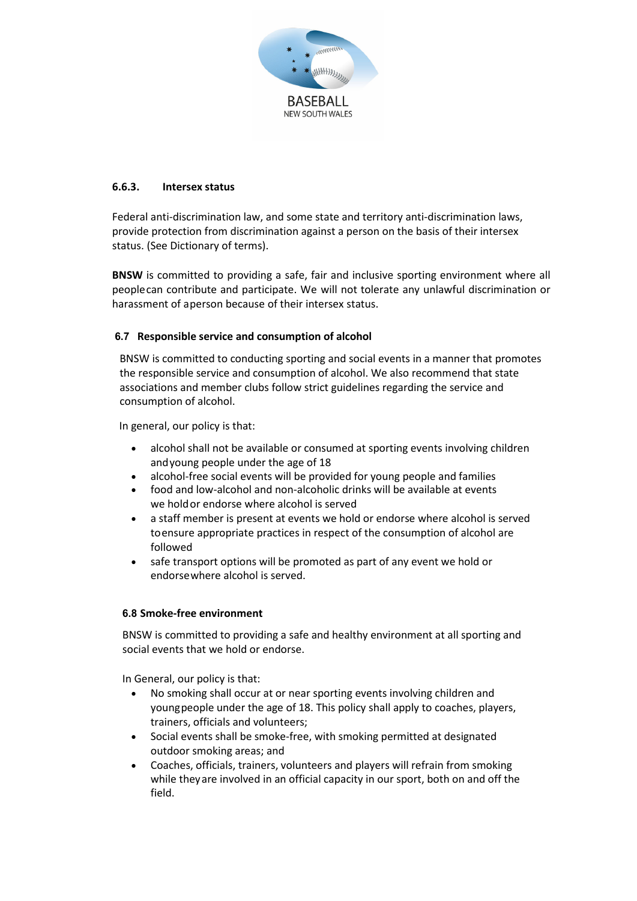#### 6.6.3. Intersex status

Federal anti-discrimination law, and some state and territory anti-discrimination laws, provide protection from discrimination against a person on the basis of their intersex status. (See Dictionary of terms).

**BNSW** is committed to providing a safe, fair and inclusive sporting environment where all people can contribute and participate. We will not tolerate any unlawful discrimination or harassment of a person because of their intersex status.

### 6.7 Responsible service and consumption of alcohol

BNSW is committed to conducting sporting and social events in a manner that promotes the responsible service and consumption of alcohol. We also recommend that state associations and member clubs follow strict guidelines regarding the service and consumption of alcohol.

In general, our policy is that:

- alcohol shall not be available or consumed at sporting events involving children and young people under the age of 18
- alcohol-free social events will be provided for young people and families
- food and low-alcohol and non-alcoholic drinks will be available at events we hold or endorse where alcohol is served
- a staff member is present at events we hold or endorse where alcohol is served to ensure appropriate practices in respect of the consumption of alcohol are followed
- safe transport options will be promoted as part of any event we hold or endorse where alcohol is served.

### 6.8 Smoke-free environment

BNSW is committed to providing a safe and healthy environment at all sporting and social events that we hold or endorse.

In General, our policy is that:

- No smoking shall occur at or near sporting events involving children and young people under the age of 18. This policy shall apply to coaches, players, trainers, officials and volunteers;
- Social events shall be smoke-free, with smoking permitted at designated outdoor smoking areas; and
- Coaches, officials, trainers, volunteers and players will refrain from smoking while they are involved in an official capacity in our sport, both on and off the field.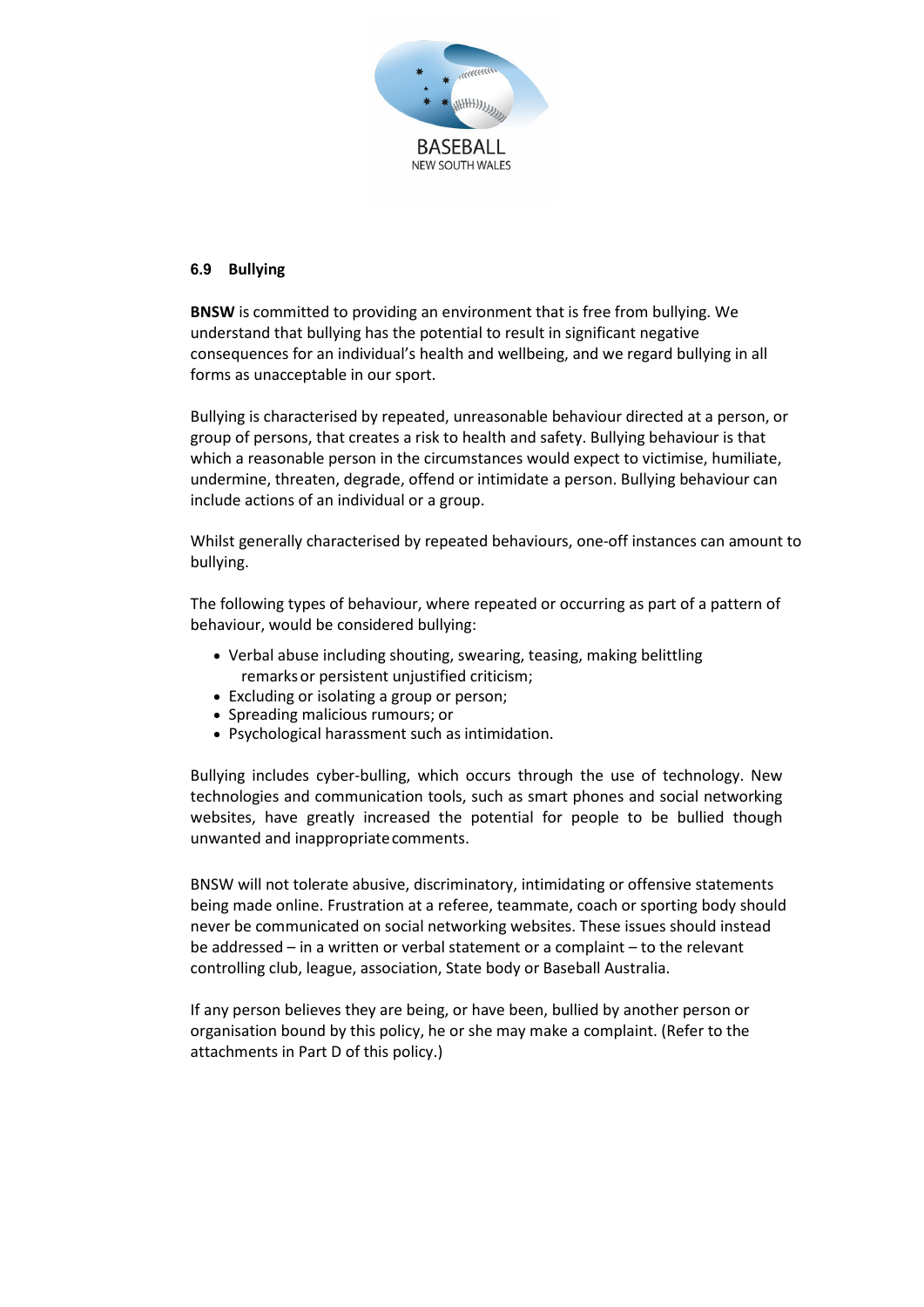### 6.9 Bullying

**BNSW** is committed to providing an environment that is free from bullying. We understand that bullying has the potential to result in significant negative consequences for an individual's health and wellbeing, and we regard bullying in all forms as unacceptable in our sport.

Bullying is characterised by repeated, unreasonable behaviour directed at a person, or group of persons, that creates a risk to health and safety. Bullying behaviour is that which a reasonable person in the circumstances would expect to victimise, humiliate, undermine, threaten, degrade, offend or intimidate a person. Bullying behaviour can include actions of an individual or a group.

Whilst generally characterised by repeated behaviours, one-off instances can amount to bullying.

The following types of behaviour, where repeated or occurring as part of a pattern of behaviour, would be considered bullying:

- Verbal abuse including shouting, swearing, teasing, making belittling remarks or persistent unjustified criticism;
- Excluding or isolating a group or person;
- Spreading malicious rumours; or
- Psychological harassment such as intimidation.

Bullying includes cyber-bulling, which occurs through the use of technology. New technologies and communication tools, such as smart phones and social networking websites, have greatly increased the potential for people to be bullied though unwanted and inappropriate comments.

BNSW will not tolerate abusive, discriminatory, intimidating or offensive statements being made online. Frustration at a referee, teammate, coach or sporting body should never be communicated on social networking websites. These issues should instead be addressed – in a written or verbal statement or a complaint – to the relevant controlling club, league, association, State body or Baseball Australia.

If any person believes they are being, or have been, bullied by another person or organisation bound by this policy, he or she may make a complaint. (Refer to the attachments in Part D of this policy.)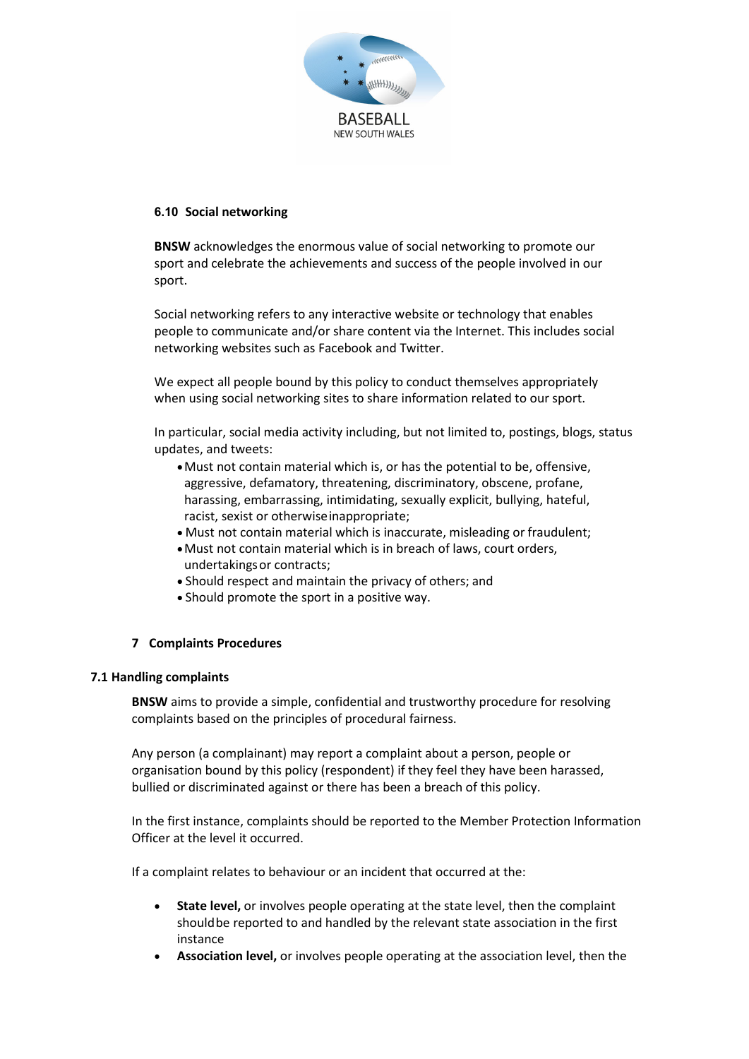### 6.10 Social networking

**BNSW** acknowledges the enormous value of social networking to promote our sport and celebrate the achievements and success of the people involved in our sport.

Social networking refers to any interactive website or technology that enables people to communicate and/or share content via the Internet. This includes social networking websites such as Facebook and Twitter.

We expect all people bound by this policy to conduct themselves appropriately when using social networking sites to share information related to our sport.

In particular, social media activity including, but not limited to, postings, blogs, status updates, and tweets:

- Must not contain material which is, or has the potential to be, offensive, aggressive, defamatory, threatening, discriminatory, obscene, profane, harassing, embarrassing, intimidating, sexually explicit, bullying, hateful, racist, sexist or otherwise inappropriate;
- Must not contain material which is inaccurate, misleading or fraudulent;
- Must not contain material which is in breach of laws, court orders, undertakings or contracts;
- Should respect and maintain the privacy of others; and
- Should promote the sport in a positive way.

## 7 Complaints Procedures

### 7.1 Handling complaints

**BNSW** aims to provide a simple, confidential and trustworthy procedure for resolving complaints based on the principles of procedural fairness.

Any person (a complainant) may report a complaint about a person, people or organisation bound by this policy (respondent) if they feel they have been harassed, bullied or discriminated against or there has been a breach of this policy.

In the first instance, complaints should be reported to the Member Protection Information Officer at the level it occurred.

If a complaint relates to behaviour or an incident that occurred at the:

- **State level,** or involves people operating at the state level, then the complaint should be reported to and handled by the relevant state association in the first instance
- **Association level,** or involves people operating at the association level, then the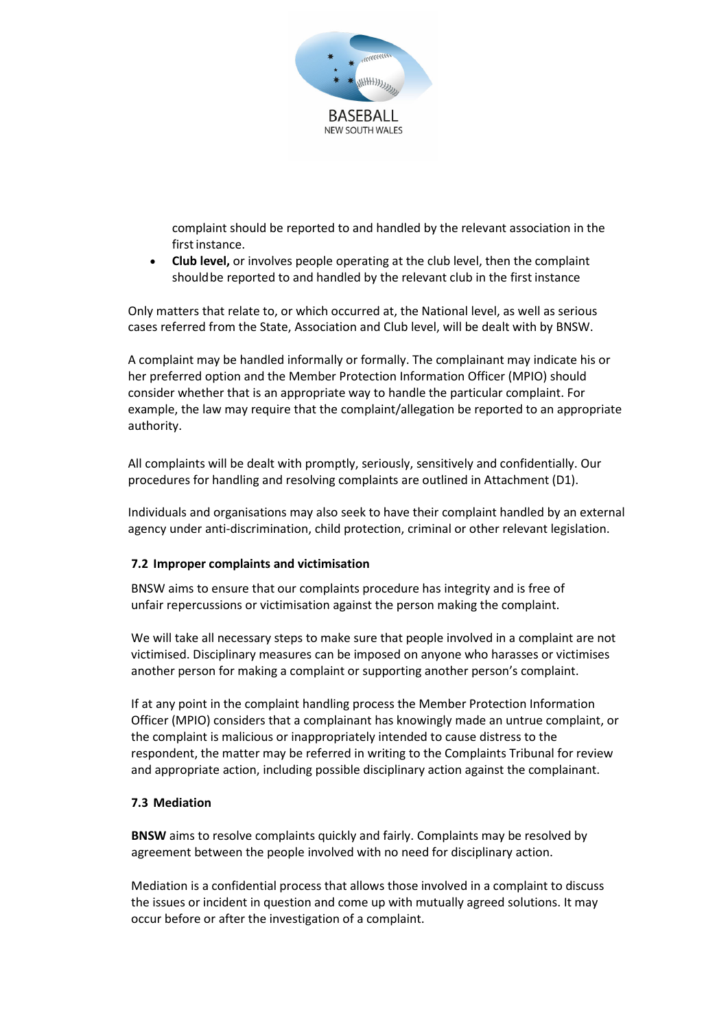complaint should be reported to and handled by the relevant association in the first instance.

- **Club level,** or involves people operating at the club level, then the complaint should be reported to and handled by the relevant club in the first instance

Only matters that relate to, or which occurred at, the National level, as well as serious cases referred from the State, Association and Club level, will be dealt with by BNSW.

A complaint may be handled informally or formally. The complainant may indicate his or her preferred option and the Member Protection Information Officer (MPIO) should consider whether that is an appropriate way to handle the particular complaint. For example, the law may require that the complaint/allegation be reported to an appropriate authority.

All complaints will be dealt with promptly, seriously, sensitively and confidentially. Our procedures for handling and resolving complaints are outlined in Attachment (D1).

Individuals and organisations may also seek to have their complaint handled by an external agency under anti-discrimination, child protection, criminal or other relevant legislation.

### 7.2 Improper complaints and victimisation

BNSW aims to ensure that our complaints procedure has integrity and is free of unfair repercussions or victimisation against the person making the complaint.

We will take all necessary steps to make sure that people involved in a complaint are not victimised. Disciplinary measures can be imposed on anyone who harasses or victimises another person for making a complaint or supporting another person's complaint.

If at any point in the complaint handling process the Member Protection Information Officer (MPIO) considers that a complainant has knowingly made an untrue complaint, or the complaint is malicious or inappropriately intended to cause distress to the respondent, the matter may be referred in writing to the Complaints Tribunal for review and appropriate action, including possible disciplinary action against the complainant.

### 7.3 Mediation

**BNSW** aims to resolve complaints quickly and fairly. Complaints may be resolved by agreement between the people involved with no need for disciplinary action.

Mediation is a confidential process that allows those involved in a complaint to discuss the issues or incident in question and come up with mutually agreed solutions. It may occur before or after the investigation of a complaint.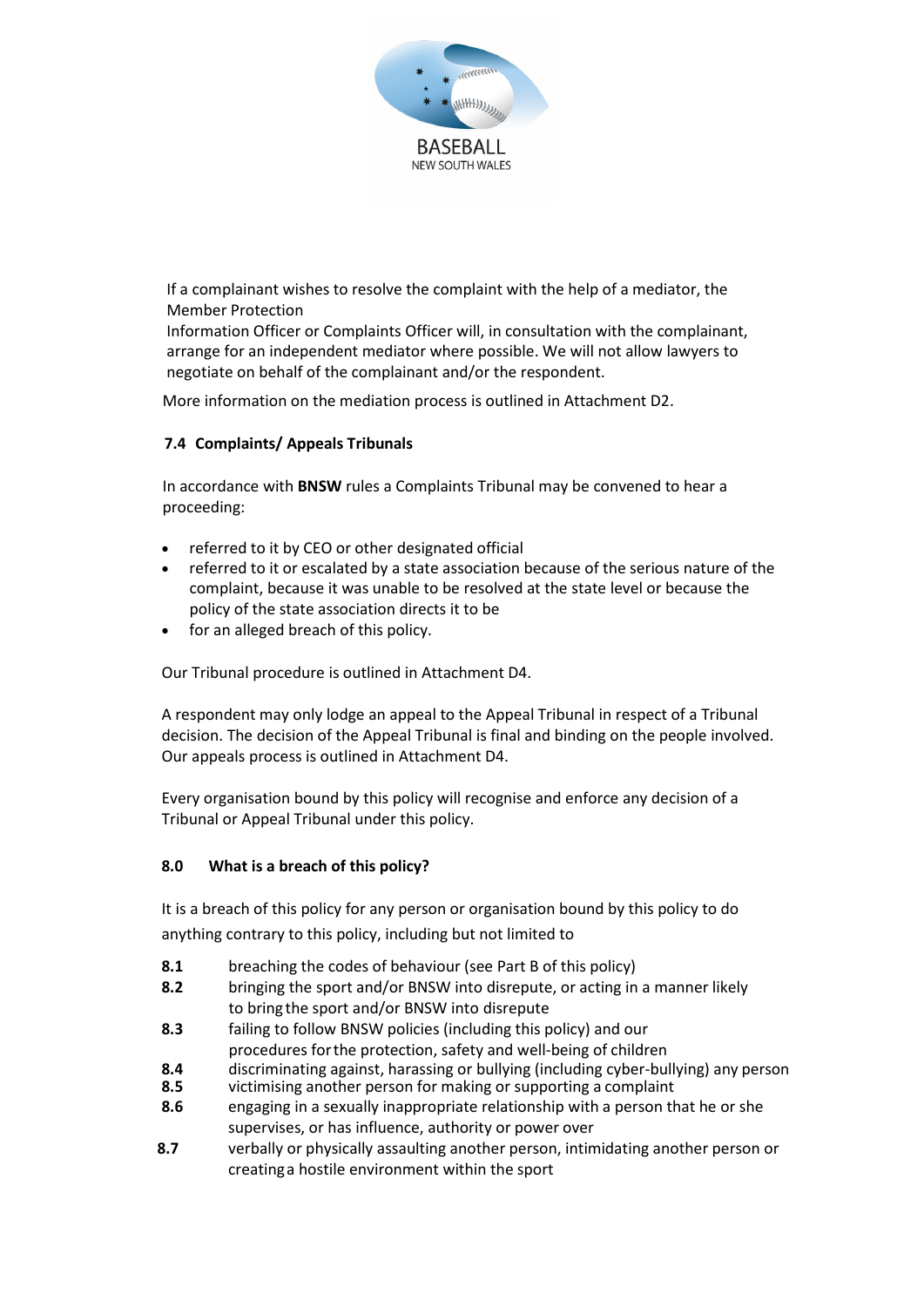If a complainant wishes to resolve the complaint with the help of a mediator, the Member Protection Information Officer or Complaints Officer will, in consultation with the complainant, arrange for an independent mediator where possible. We will not allow lawyers to negotiate on behalf of the complainant and/or the respondent.

More information on the mediation process is outlined in Attachment D2.

### 7.4 Complaints/ Appeals Tribunals

In accordance with **BNSW** rules a Complaints Tribunal may be convened to hear a proceeding:

- referred to it by CEO or other designated official
- referred to it or escalated by a state association because of the serious nature of the complaint, because it was unable to be resolved at the state level or because the policy of the state association directs it to be
- for an alleged breach of this policy.

Our Tribunal procedure is outlined in Attachment D4.

A respondent may only lodge an appeal to the Appeal Tribunal in respect of a Tribunal decision. The decision of the Appeal Tribunal is final and binding on the people involved. Our appeals process is outlined in Attachment D4.

Every organisation bound by this policy will recognise and enforce any decision of a Tribunal or Appeal Tribunal under this policy.

### 8.0 What is a breach of this policy?

It is a breach of this policy for any person or organisation bound by this policy to do anything contrary to this policy, including but not limited to

**8.1** breaching the codes of behaviour (see Part B of this policy)

**8.2** bringing the sport and/or BNSW into disrepute, or acting in a manner likely to bring the sport and/or BNSW into disrepute

**8.3** failing to follow BNSW policies (including this policy) and our procedures for the protection, safety and well-being of children

**8.4** discriminating against, harassing or bullying (including cyber-bullying) any person

**8.5** victimising another person for making or supporting a complaint

**8.6** engaging in a sexually inappropriate relationship with a person that he or she supervises, or has influence, authority or power over

**8.7** verbally or physically assaulting another person, intimidating another person or creating a hostile environment within the sport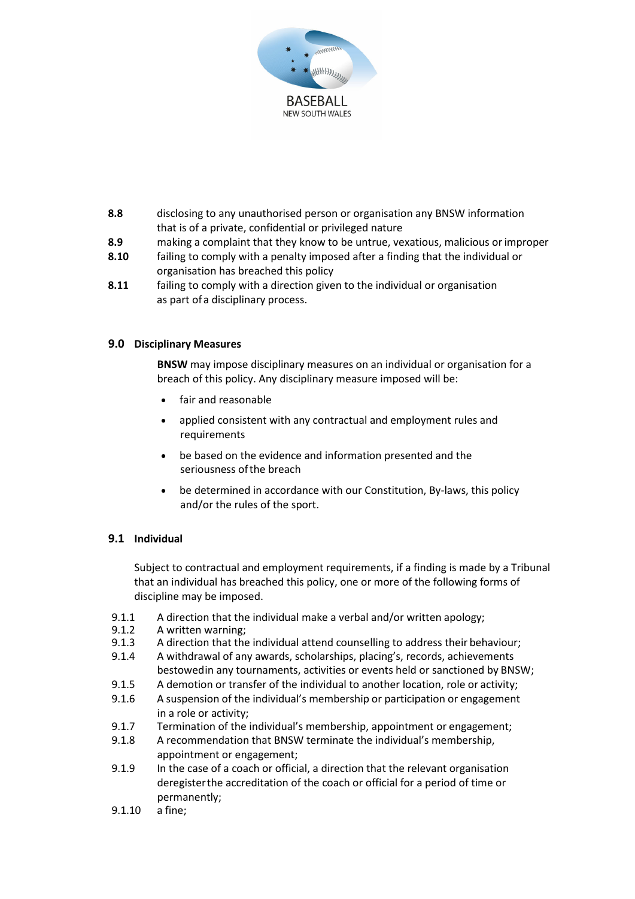**8.8** disclosing to any unauthorised person or organisation any BNSW information that is of a private, confidential or privileged nature

**8.9** making a complaint that they know to be untrue, vexatious, malicious or improper

**8.10** failing to comply with a penalty imposed after a finding that the individual or organisation has breached this policy

**8.11** failing to comply with a direction given to the individual or organisation as part of a disciplinary process.

## 9.0 Disciplinary Measures

**BNSW** may impose disciplinary measures on an individual or organisation for a breach of this policy. Any disciplinary measure imposed will be:

- fair and reasonable
- applied consistent with any contractual and employment rules and requirements
- be based on the evidence and information presented and the seriousness of the breach
- be determined in accordance with our Constitution, By-laws, this policy and/or the rules of the sport.

### 9.1 Individual

Subject to contractual and employment requirements, if a finding is made by a Tribunal that an individual has breached this policy, one or more of the following forms of discipline may be imposed.

9.1.1 A direction that the individual make a verbal and/or written apology;

9.1.2 A written warning;

9.1.3 A direction that the individual attend counselling to address their behaviour;

9.1.4 A withdrawal of any awards, scholarships, placing's, records, achievements bestowed in any tournaments, activities or events held or sanctioned by BNSW;

9.1.5 A demotion or transfer of the individual to another location, role or activity;

9.1.6 A suspension of the individual's membership or participation or engagement in a role or activity;

9.1.7 Termination of the individual's membership, appointment or engagement;

9.1.8 A recommendation that BNSW terminate the individual's membership, appointment or engagement;

9.1.9 In the case of a coach or official, a direction that the relevant organisation deregister the accreditation of the coach or official for a period of time or permanently;

9.1.10 a fine;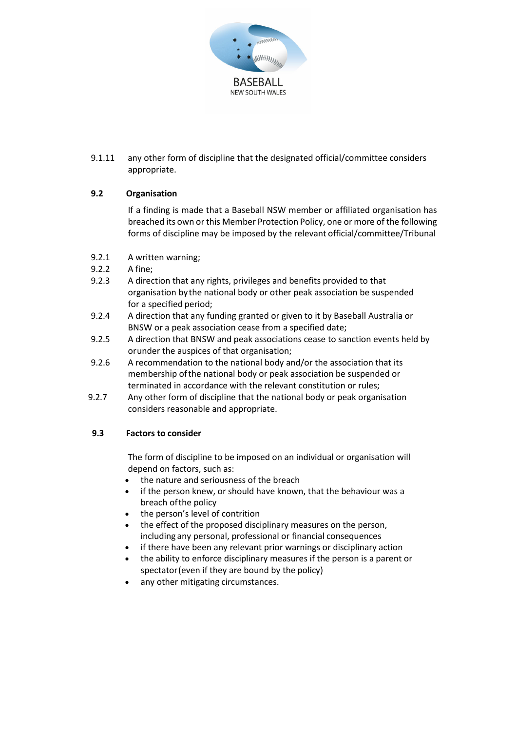9.1.11 any other form of discipline that the designated official/committee considers appropriate.

**9.2 Organisation**

If a finding is made that a Baseball NSW member or affiliated organisation has breached its own or this Member Protection Policy, one or more of the following forms of discipline may be imposed by the relevant official/committee/Tribunal

9.2.1 A written warning;
9.2.2 A fine;
9.2.3 A direction that any rights, privileges and benefits provided to that organisation by the national body or other peak association be suspended for a specified period;
9.2.4 A direction that any funding granted or given to it by Baseball Australia or BNSW or a peak association cease from a specified date;
9.2.5 A direction that BNSW and peak associations cease to sanction events held by or under the auspices of that organisation;
9.2.6 A recommendation to the national body and/or the association that its membership of the national body or peak association be suspended or terminated in accordance with the relevant constitution or rules;
9.2.7 Any other form of discipline that the national body or peak organisation considers reasonable and appropriate.

**9.3 Factors to consider**

The form of discipline to be imposed on an individual or organisation will depend on factors, such as:

- the nature and seriousness of the breach
- if the person knew, or should have known, that the behaviour was a breach of the policy
- the person's level of contrition
- the effect of the proposed disciplinary measures on the person, including any personal, professional or financial consequences
- if there have been any relevant prior warnings or disciplinary action
- the ability to enforce disciplinary measures if the person is a parent or spectator (even if they are bound by the policy)
- any other mitigating circumstances.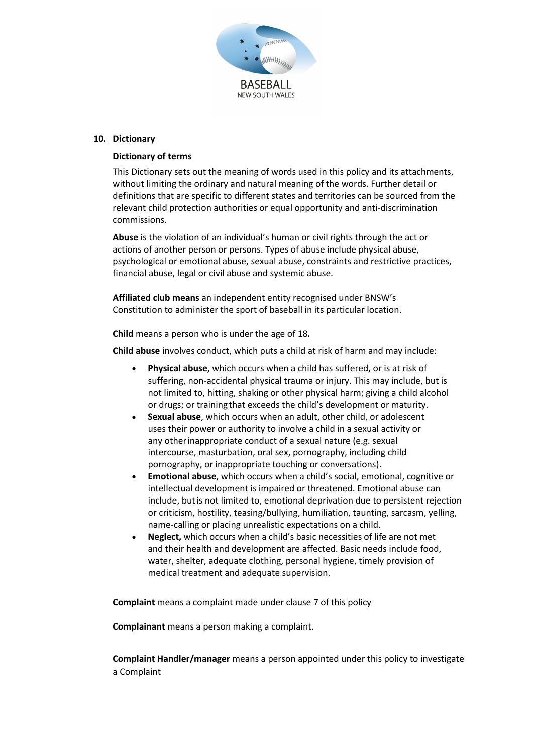## 10. Dictionary

### Dictionary of terms

This Dictionary sets out the meaning of words used in this policy and its attachments, without limiting the ordinary and natural meaning of the words. Further detail or definitions that are specific to different states and territories can be sourced from the relevant child protection authorities or equal opportunity and anti-discrimination commissions.

**Abuse** is the violation of an individual's human or civil rights through the act or actions of another person or persons. Types of abuse include physical abuse, psychological or emotional abuse, sexual abuse, constraints and restrictive practices, financial abuse, legal or civil abuse and systemic abuse.

**Affiliated club means** an independent entity recognised under BNSW's Constitution to administer the sport of baseball in its particular location.

**Child** means a person who is under the age of 18*.*

**Child abuse** involves conduct, which puts a child at risk of harm and may include:

- **Physical abuse,** which occurs when a child has suffered, or is at risk of suffering, non-accidental physical trauma or injury. This may include, but is not limited to, hitting, shaking or other physical harm; giving a child alcohol or drugs; or training that exceeds the child's development or maturity.
- **Sexual abuse**, which occurs when an adult, other child, or adolescent uses their power or authority to involve a child in a sexual activity or any other inappropriate conduct of a sexual nature (e.g. sexual intercourse, masturbation, oral sex, pornography, including child pornography, or inappropriate touching or conversations).
- **Emotional abuse**, which occurs when a child's social, emotional, cognitive or intellectual development is impaired or threatened. Emotional abuse can include, but is not limited to, emotional deprivation due to persistent rejection or criticism, hostility, teasing/bullying, humiliation, taunting, sarcasm, yelling, name-calling or placing unrealistic expectations on a child.
- **Neglect,** which occurs when a child's basic necessities of life are not met and their health and development are affected. Basic needs include food, water, shelter, adequate clothing, personal hygiene, timely provision of medical treatment and adequate supervision.

**Complaint** means a complaint made under clause 7 of this policy

**Complainant** means a person making a complaint.

**Complaint Handler/manager** means a person appointed under this policy to investigate a Complaint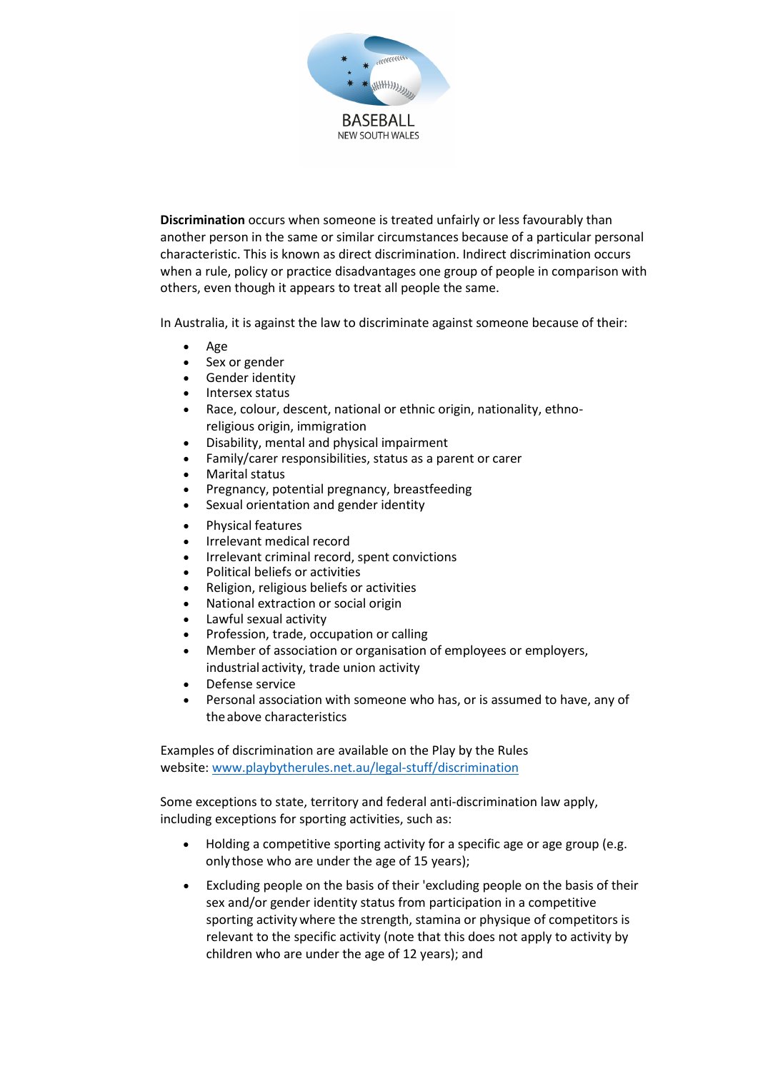**Discrimination** occurs when someone is treated unfairly or less favourably than another person in the same or similar circumstances because of a particular personal characteristic. This is known as direct discrimination. Indirect discrimination occurs when a rule, policy or practice disadvantages one group of people in comparison with others, even though it appears to treat all people the same.

In Australia, it is against the law to discriminate against someone because of their:

- Age
- Sex or gender
- Gender identity
- Intersex status
- Race, colour, descent, national or ethnic origin, nationality, ethno-religious origin, immigration
- Disability, mental and physical impairment
- Family/carer responsibilities, status as a parent or carer
- Marital status
- Pregnancy, potential pregnancy, breastfeeding
- Sexual orientation and gender identity
- Physical features
- Irrelevant medical record
- Irrelevant criminal record, spent convictions
- Political beliefs or activities
- Religion, religious beliefs or activities
- National extraction or social origin
- Lawful sexual activity
- Profession, trade, occupation or calling
- Member of association or organisation of employees or employers, industrial activity, trade union activity
- Defense service
- Personal association with someone who has, or is assumed to have, any of the above characteristics

Examples of discrimination are available on the Play by the Rules website: [www.playbytherules.net.au/legal-stuff/discrimination](www.playbytherules.net.au/legal-stuff/discrimination)

Some exceptions to state, territory and federal anti-discrimination law apply, including exceptions for sporting activities, such as:

- Holding a competitive sporting activity for a specific age or age group (e.g. only those who are under the age of 15 years);
- Excluding people on the basis of their 'excluding people on the basis of their sex and/or gender identity status from participation in a competitive sporting activity where the strength, stamina or physique of competitors is relevant to the specific activity (note that this does not apply to activity by children who are under the age of 12 years); and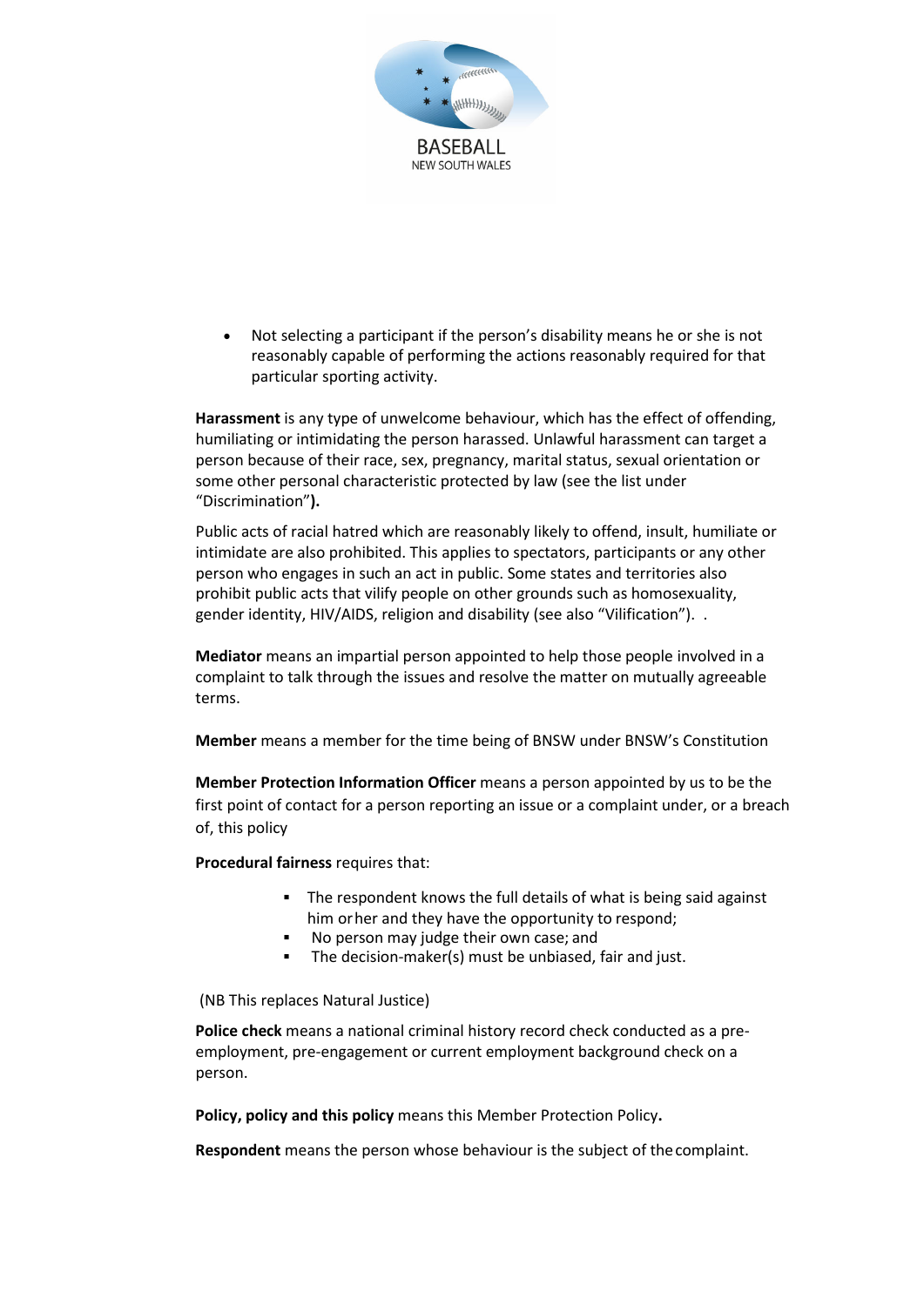- Not selecting a participant if the person's disability means he or she is not reasonably capable of performing the actions reasonably required for that particular sporting activity.

**Harassment** is any type of unwelcome behaviour, which has the effect of offending, humiliating or intimidating the person harassed. Unlawful harassment can target a person because of their race, sex, pregnancy, marital status, sexual orientation or some other personal characteristic protected by law (see the list under "Discrimination"**).**

Public acts of racial hatred which are reasonably likely to offend, insult, humiliate or intimidate are also prohibited. This applies to spectators, participants or any other person who engages in such an act in public. Some states and territories also prohibit public acts that vilify people on other grounds such as homosexuality, gender identity, HIV/AIDS, religion and disability (see also "Vilification"). .

**Mediator** means an impartial person appointed to help those people involved in a complaint to talk through the issues and resolve the matter on mutually agreeable terms.

**Member** means a member for the time being of BNSW under BNSW's Constitution

**Member Protection Information Officer** means a person appointed by us to be the first point of contact for a person reporting an issue or a complaint under, or a breach of, this policy

**Procedural fairness** requires that:

- The respondent knows the full details of what is being said against him or her and they have the opportunity to respond;
- No person may judge their own case; and
- The decision-maker(s) must be unbiased, fair and just.

(NB This replaces Natural Justice)

**Police check** means a national criminal history record check conducted as a pre-employment, pre-engagement or current employment background check on a person.

**Policy, policy and this policy** means this Member Protection Policy**.**

**Respondent** means the person whose behaviour is the subject of the complaint.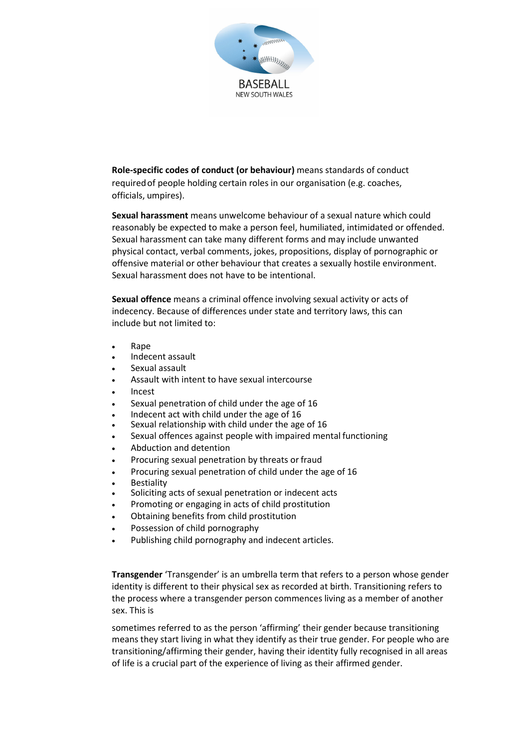**Role-specific codes of conduct (or behaviour)** means standards of conduct required of people holding certain roles in our organisation (e.g. coaches, officials, umpires).

**Sexual harassment** means unwelcome behaviour of a sexual nature which could reasonably be expected to make a person feel, humiliated, intimidated or offended. Sexual harassment can take many different forms and may include unwanted physical contact, verbal comments, jokes, propositions, display of pornographic or offensive material or other behaviour that creates a sexually hostile environment. Sexual harassment does not have to be intentional.

**Sexual offence** means a criminal offence involving sexual activity or acts of indecency. Because of differences under state and territory laws, this can include but not limited to:

- Rape
- Indecent assault
- Sexual assault
- Assault with intent to have sexual intercourse
- Incest
- Sexual penetration of child under the age of 16
- Indecent act with child under the age of 16
- Sexual relationship with child under the age of 16
- Sexual offences against people with impaired mental functioning
- Abduction and detention
- Procuring sexual penetration by threats or fraud
- Procuring sexual penetration of child under the age of 16
- Bestiality
- Soliciting acts of sexual penetration or indecent acts
- Promoting or engaging in acts of child prostitution
- Obtaining benefits from child prostitution
- Possession of child pornography
- Publishing child pornography and indecent articles.

**Transgender** 'Transgender' is an umbrella term that refers to a person whose gender identity is different to their physical sex as recorded at birth. Transitioning refers to the process where a transgender person commences living as a member of another sex. This is

sometimes referred to as the person 'affirming' their gender because transitioning means they start living in what they identify as their true gender. For people who are transitioning/affirming their gender, having their identity fully recognised in all areas of life is a crucial part of the experience of living as their affirmed gender.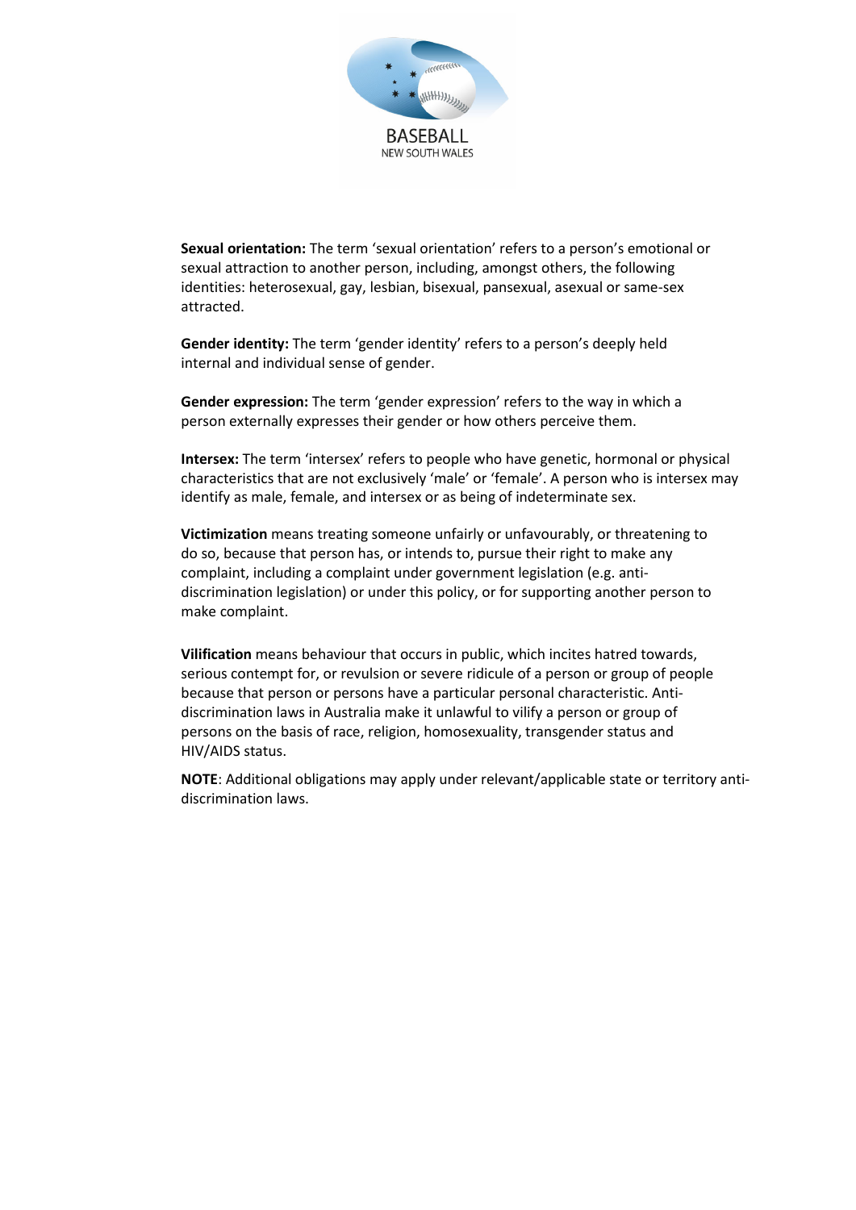**Sexual orientation:** The term 'sexual orientation' refers to a person's emotional or sexual attraction to another person, including, amongst others, the following identities: heterosexual, gay, lesbian, bisexual, pansexual, asexual or same-sex attracted.

**Gender identity:** The term 'gender identity' refers to a person's deeply held internal and individual sense of gender.

**Gender expression:** The term 'gender expression' refers to the way in which a person externally expresses their gender or how others perceive them.

**Intersex:** The term 'intersex' refers to people who have genetic, hormonal or physical characteristics that are not exclusively 'male' or 'female'. A person who is intersex may identify as male, female, and intersex or as being of indeterminate sex.

**Victimization** means treating someone unfairly or unfavourably, or threatening to do so, because that person has, or intends to, pursue their right to make any complaint, including a complaint under government legislation (e.g. anti-discrimination legislation) or under this policy, or for supporting another person to make complaint.

**Vilification** means behaviour that occurs in public, which incites hatred towards, serious contempt for, or revulsion or severe ridicule of a person or group of people because that person or persons have a particular personal characteristic. Anti-discrimination laws in Australia make it unlawful to vilify a person or group of persons on the basis of race, religion, homosexuality, transgender status and HIV/AIDS status.

**NOTE**: Additional obligations may apply under relevant/applicable state or territory anti-discrimination laws.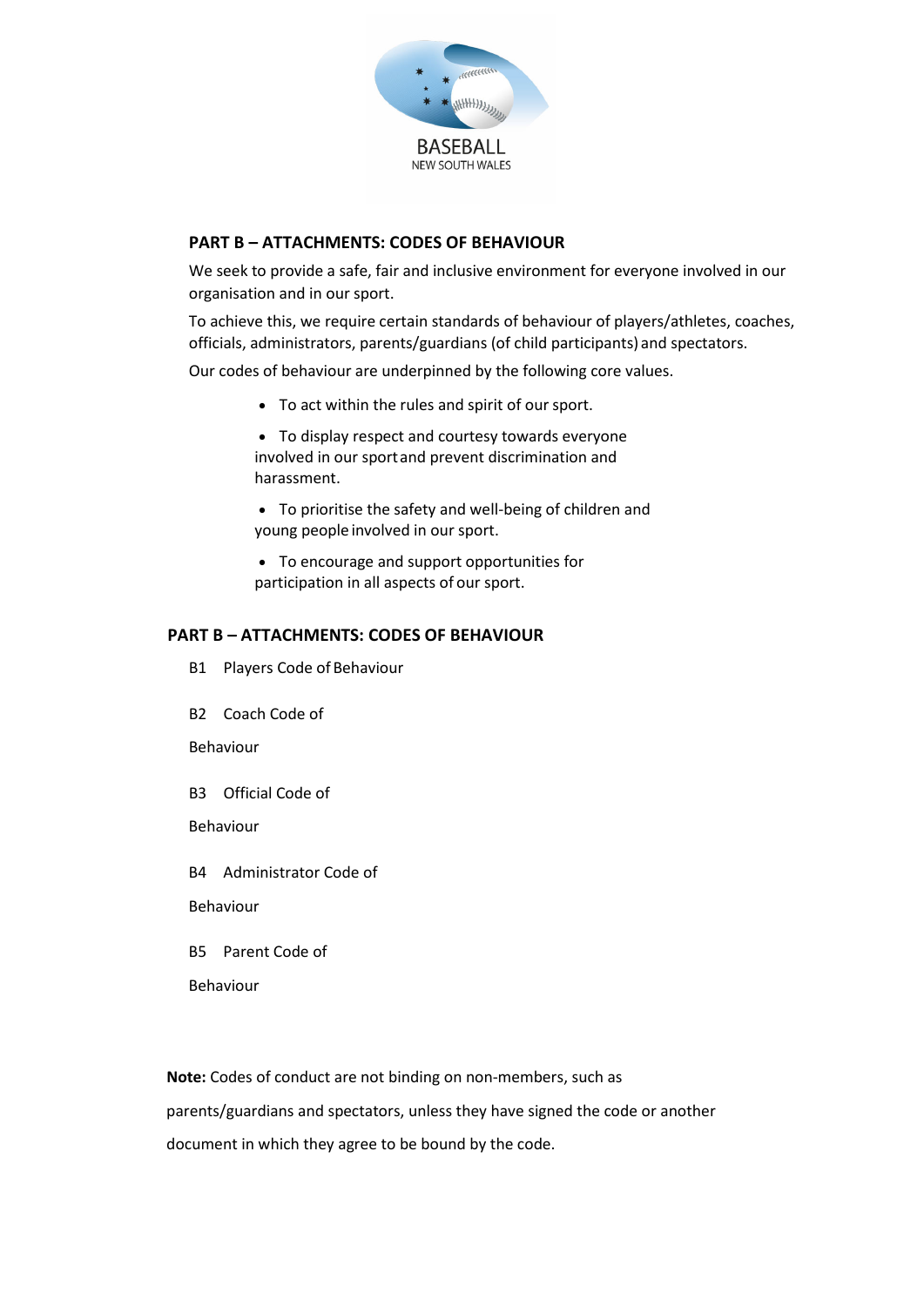## PART B – ATTACHMENTS: CODES OF BEHAVIOUR

We seek to provide a safe, fair and inclusive environment for everyone involved in our organisation and in our sport.

To achieve this, we require certain standards of behaviour of players/athletes, coaches, officials, administrators, parents/guardians (of child participants) and spectators.

Our codes of behaviour are underpinned by the following core values.

- To act within the rules and spirit of our sport.
- To display respect and courtesy towards everyone involved in our sport and prevent discrimination and harassment.
- To prioritise the safety and well-being of children and young people involved in our sport.
- To encourage and support opportunities for participation in all aspects of our sport.

## PART B – ATTACHMENTS: CODES OF BEHAVIOUR

B1 Players Code of Behaviour

B2 Coach Code of Behaviour

B3 Official Code of Behaviour

B4 Administrator Code of Behaviour

B5 Parent Code of Behaviour

**Note:** Codes of conduct are not binding on non-members, such as parents/guardians and spectators, unless they have signed the code or another document in which they agree to be bound by the code.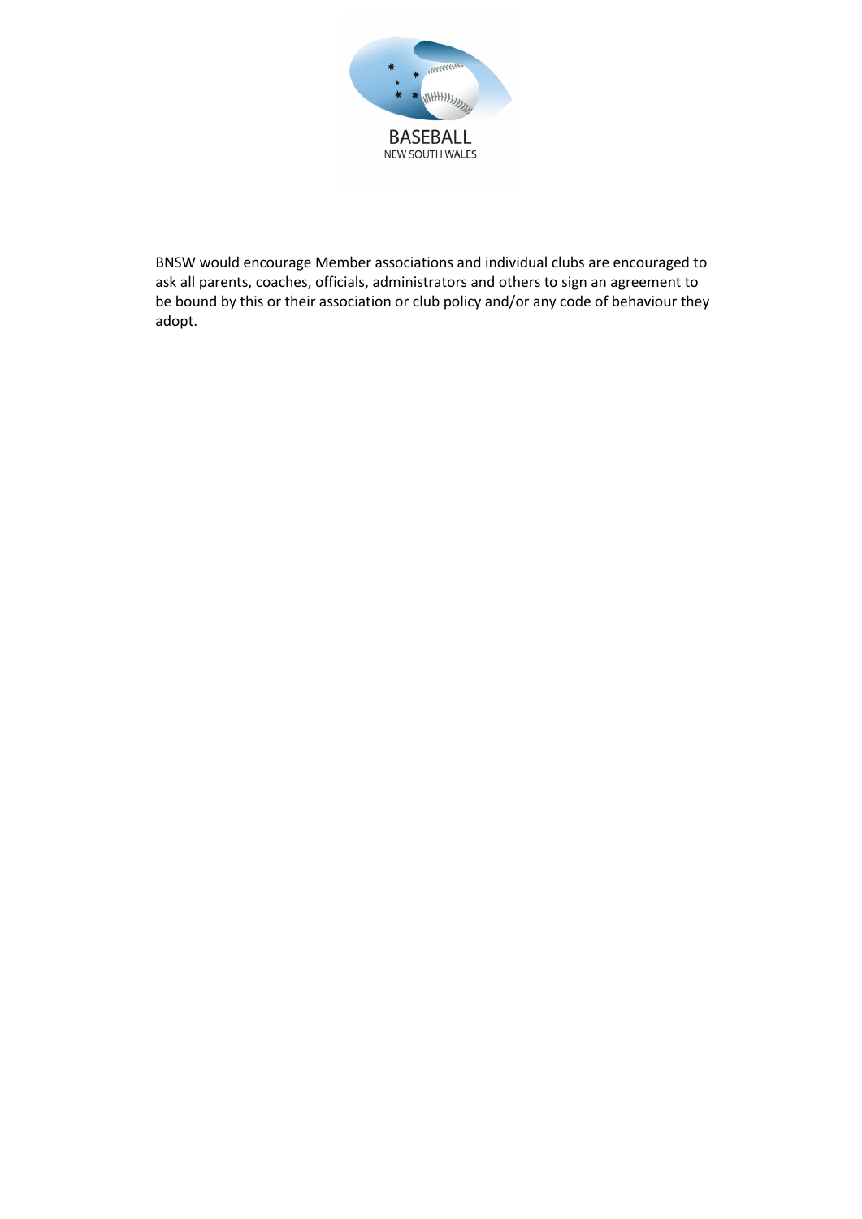BNSW would encourage Member associations and individual clubs are encouraged to ask all parents, coaches, officials, administrators and others to sign an agreement to be bound by this or their association or club policy and/or any code of behaviour they adopt.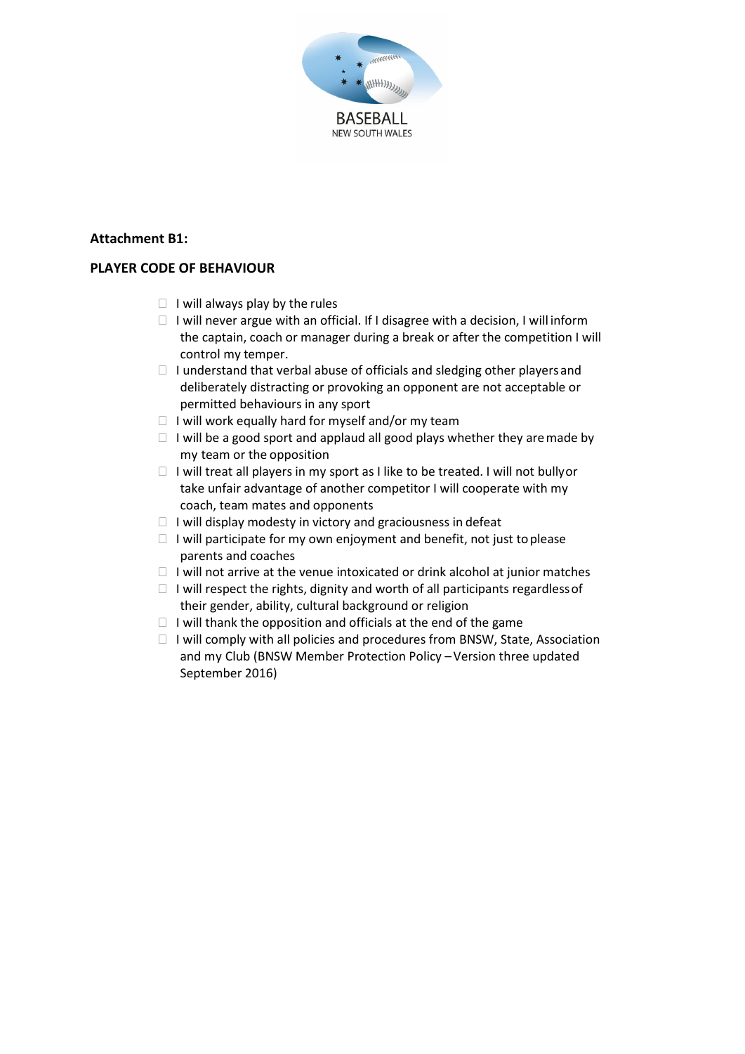BASEBALL
NEW SOUTH WALES

**Attachment B1:**

**PLAYER CODE OF BEHAVIOUR**

- I will always play by the rules
- I will never argue with an official. If I disagree with a decision, I will inform the captain, coach or manager during a break or after the competition I will control my temper.
- I understand that verbal abuse of officials and sledging other players and deliberately distracting or provoking an opponent are not acceptable or permitted behaviours in any sport
- I will work equally hard for myself and/or my team
- I will be a good sport and applaud all good plays whether they are made by my team or the opposition
- I will treat all players in my sport as I like to be treated. I will not bully or take unfair advantage of another competitor I will cooperate with my coach, team mates and opponents
- I will display modesty in victory and graciousness in defeat
- I will participate for my own enjoyment and benefit, not just to please parents and coaches
- I will not arrive at the venue intoxicated or drink alcohol at junior matches
- I will respect the rights, dignity and worth of all participants regardless of their gender, ability, cultural background or religion
- I will thank the opposition and officials at the end of the game
- I will comply with all policies and procedures from BNSW, State, Association and my Club (BNSW Member Protection Policy – Version three updated September 2016)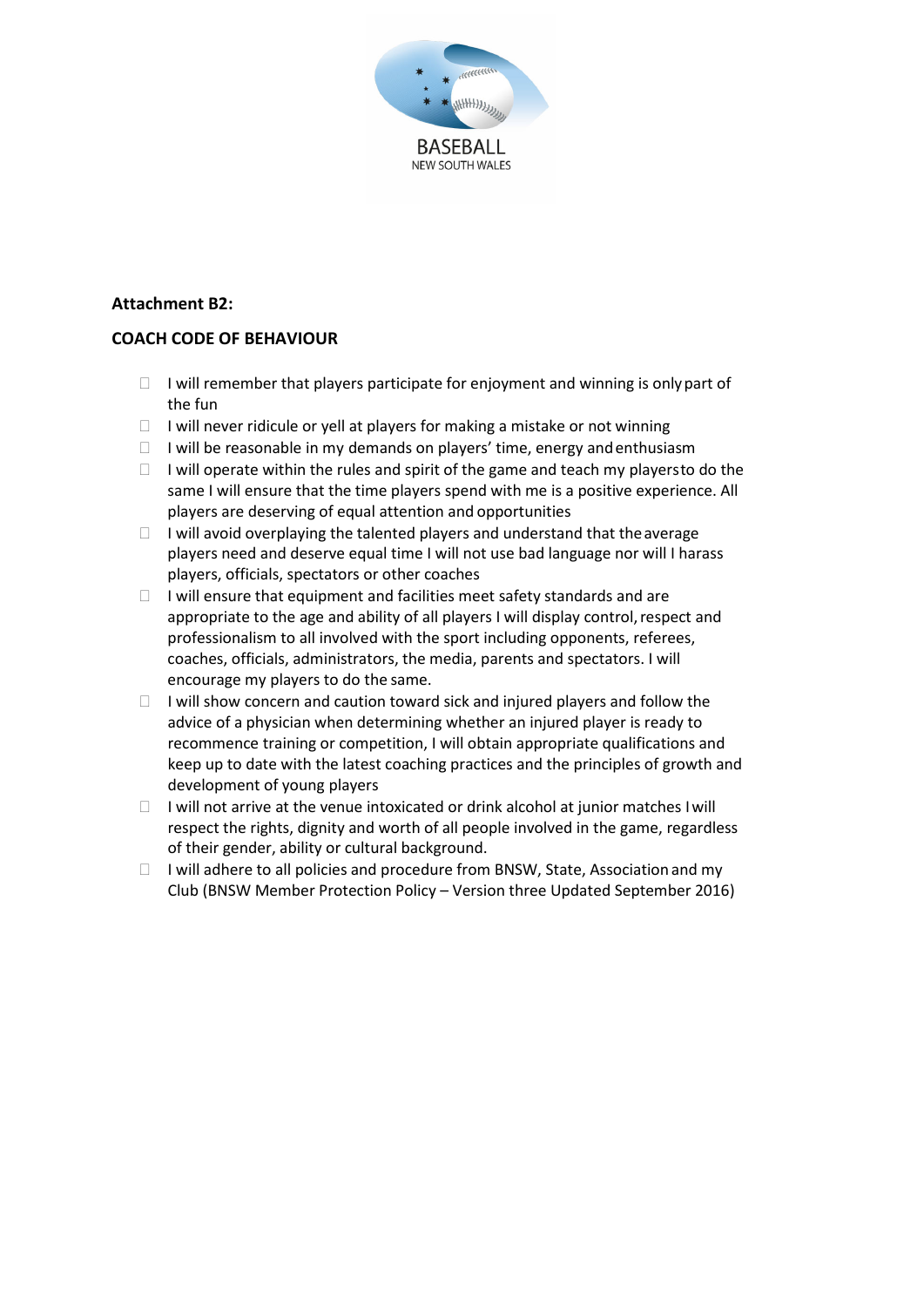BASEBALL
NEW SOUTH WALES

**Attachment B2:**

**COACH CODE OF BEHAVIOUR**

- I will remember that players participate for enjoyment and winning is only part of the fun
- I will never ridicule or yell at players for making a mistake or not winning
- I will be reasonable in my demands on players' time, energy and enthusiasm
- I will operate within the rules and spirit of the game and teach my players to do the same I will ensure that the time players spend with me is a positive experience. All players are deserving of equal attention and opportunities
- I will avoid overplaying the talented players and understand that the average players need and deserve equal time I will not use bad language nor will I harass players, officials, spectators or other coaches
- I will ensure that equipment and facilities meet safety standards and are appropriate to the age and ability of all players I will display control, respect and professionalism to all involved with the sport including opponents, referees, coaches, officials, administrators, the media, parents and spectators. I will encourage my players to do the same.
- I will show concern and caution toward sick and injured players and follow the advice of a physician when determining whether an injured player is ready to recommence training or competition, I will obtain appropriate qualifications and keep up to date with the latest coaching practices and the principles of growth and development of young players
- I will not arrive at the venue intoxicated or drink alcohol at junior matches I will respect the rights, dignity and worth of all people involved in the game, regardless of their gender, ability or cultural background.
- I will adhere to all policies and procedure from BNSW, State, Association and my Club (BNSW Member Protection Policy – Version three Updated September 2016)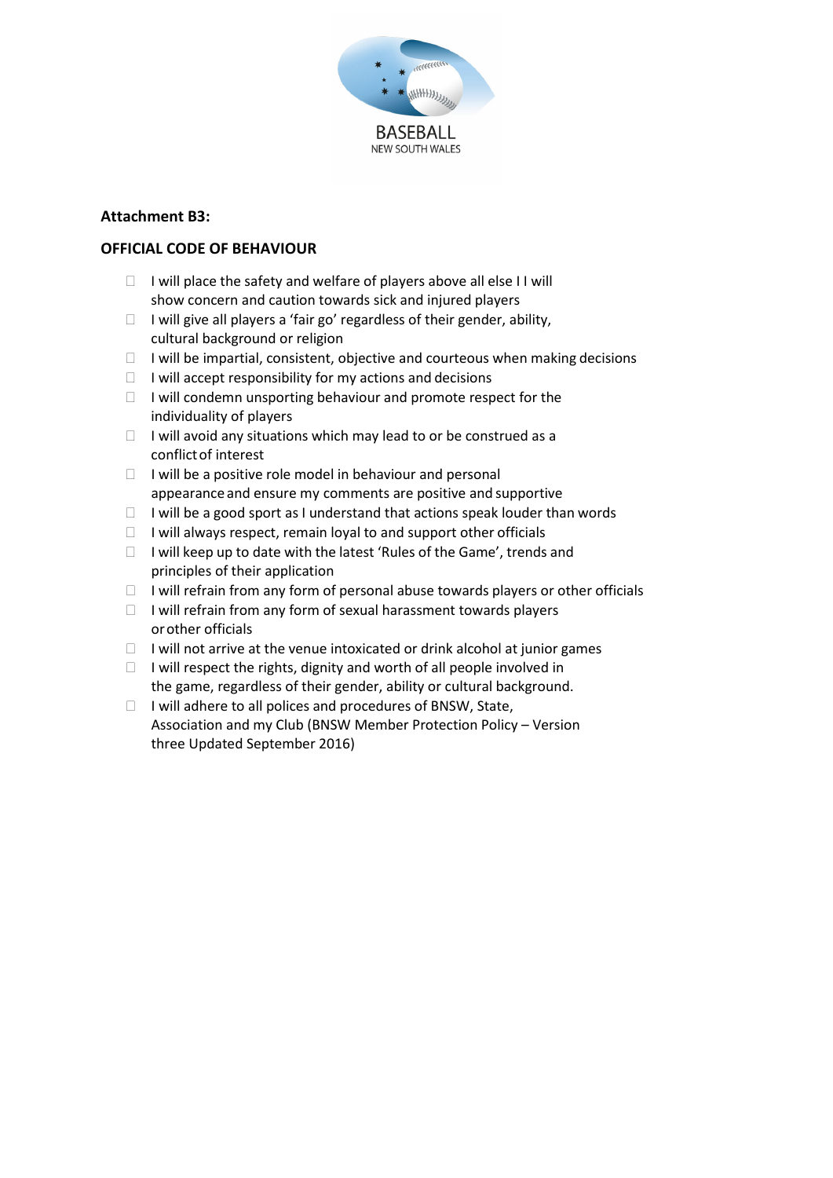BASEBALL
NEW SOUTH WALES

**Attachment B3:**

**OFFICIAL CODE OF BEHAVIOUR**

- I will place the safety and welfare of players above all else I I will show concern and caution towards sick and injured players
- I will give all players a 'fair go' regardless of their gender, ability, cultural background or religion
- I will be impartial, consistent, objective and courteous when making decisions
- I will accept responsibility for my actions and decisions
- I will condemn unsporting behaviour and promote respect for the individuality of players
- I will avoid any situations which may lead to or be construed as a conflict of interest
- I will be a positive role model in behaviour and personal appearance and ensure my comments are positive and supportive
- I will be a good sport as I understand that actions speak louder than words
- I will always respect, remain loyal to and support other officials
- I will keep up to date with the latest 'Rules of the Game', trends and principles of their application
- I will refrain from any form of personal abuse towards players or other officials
- I will refrain from any form of sexual harassment towards players or other officials
- I will not arrive at the venue intoxicated or drink alcohol at junior games
- I will respect the rights, dignity and worth of all people involved in the game, regardless of their gender, ability or cultural background.
- I will adhere to all polices and procedures of BNSW, State, Association and my Club (BNSW Member Protection Policy – Version three Updated September 2016)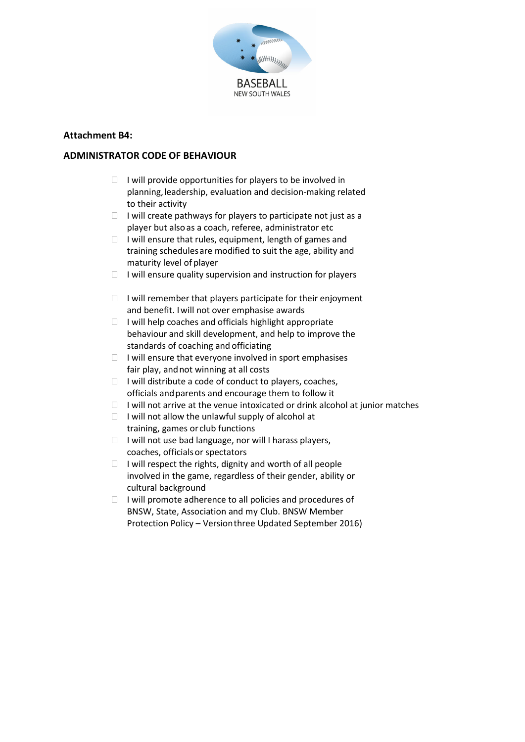**Attachment B4:**

**ADMINISTRATOR CODE OF BEHAVIOUR**

- I will provide opportunities for players to be involved in planning, leadership, evaluation and decision-making related to their activity
- I will create pathways for players to participate not just as a player but also as a coach, referee, administrator etc
- I will ensure that rules, equipment, length of games and training schedules are modified to suit the age, ability and maturity level of player
- I will ensure quality supervision and instruction for players
- I will remember that players participate for their enjoyment and benefit. I will not over emphasise awards
- I will help coaches and officials highlight appropriate behaviour and skill development, and help to improve the standards of coaching and officiating
- I will ensure that everyone involved in sport emphasises fair play, and not winning at all costs
- I will distribute a code of conduct to players, coaches, officials and parents and encourage them to follow it
- I will not arrive at the venue intoxicated or drink alcohol at junior matches
- I will not allow the unlawful supply of alcohol at training, games or club functions
- I will not use bad language, nor will I harass players, coaches, officials or spectators
- I will respect the rights, dignity and worth of all people involved in the game, regardless of their gender, ability or cultural background
- I will promote adherence to all policies and procedures of BNSW, State, Association and my Club. BNSW Member Protection Policy – Version three Updated September 2016)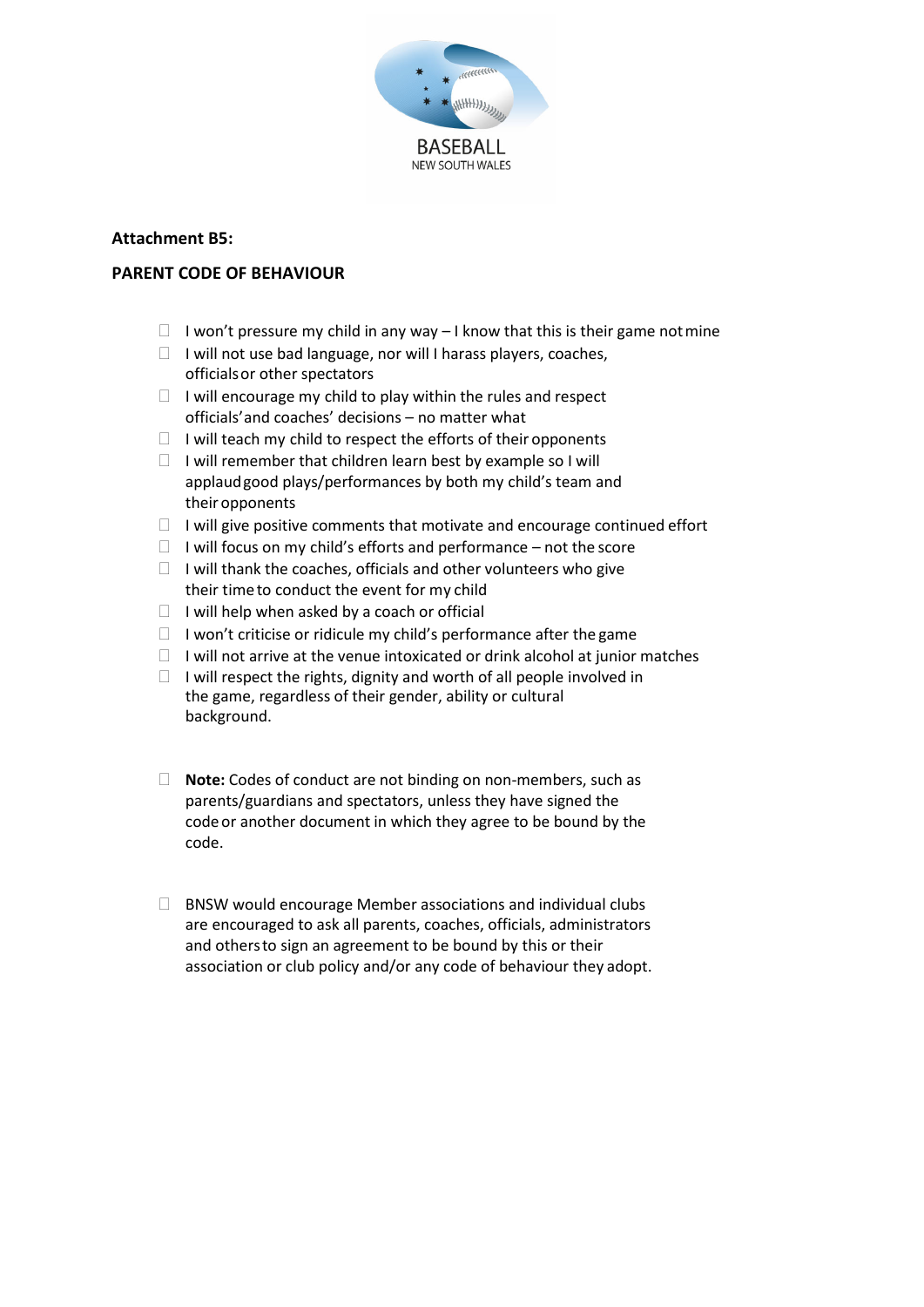**Attachment B5:**

**PARENT CODE OF BEHAVIOUR**

- I won't pressure my child in any way – I know that this is their game not mine
- I will not use bad language, nor will I harass players, coaches, officials or other spectators
- I will encourage my child to play within the rules and respect officials' and coaches' decisions – no matter what
- I will teach my child to respect the efforts of their opponents
- I will remember that children learn best by example so I will applaud good plays/performances by both my child's team and their opponents
- I will give positive comments that motivate and encourage continued effort
- I will focus on my child's efforts and performance – not the score
- I will thank the coaches, officials and other volunteers who give their time to conduct the event for my child
- I will help when asked by a coach or official
- I won't criticise or ridicule my child's performance after the game
- I will not arrive at the venue intoxicated or drink alcohol at junior matches
- I will respect the rights, dignity and worth of all people involved in the game, regardless of their gender, ability or cultural background.

- **Note:** Codes of conduct are not binding on non-members, such as parents/guardians and spectators, unless they have signed the code or another document in which they agree to be bound by the code.

- BNSW would encourage Member associations and individual clubs are encouraged to ask all parents, coaches, officials, administrators and others to sign an agreement to be bound by this or their association or club policy and/or any code of behaviour they adopt.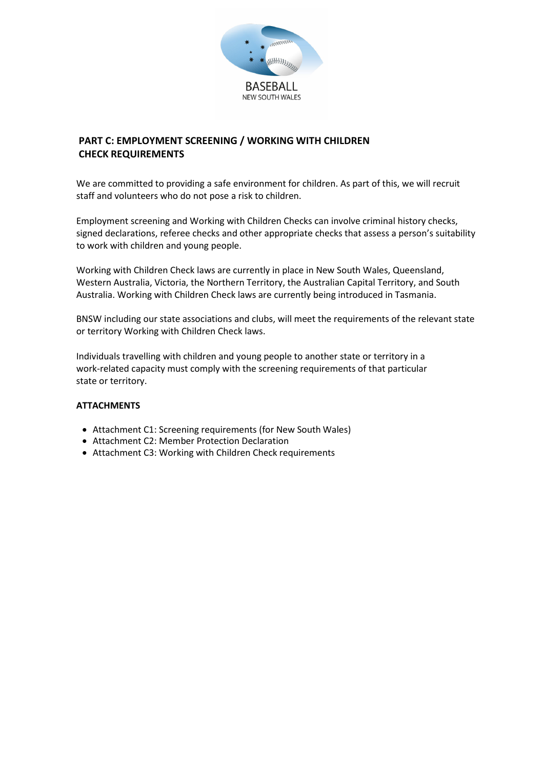## PART C: EMPLOYMENT SCREENING / WORKING WITH CHILDREN CHECK REQUIREMENTS

We are committed to providing a safe environment for children. As part of this, we will recruit staff and volunteers who do not pose a risk to children.

Employment screening and Working with Children Checks can involve criminal history checks, signed declarations, referee checks and other appropriate checks that assess a person's suitability to work with children and young people.

Working with Children Check laws are currently in place in New South Wales, Queensland, Western Australia, Victoria, the Northern Territory, the Australian Capital Territory, and South Australia. Working with Children Check laws are currently being introduced in Tasmania.

BNSW including our state associations and clubs, will meet the requirements of the relevant state or territory Working with Children Check laws.

Individuals travelling with children and young people to another state or territory in a work-related capacity must comply with the screening requirements of that particular state or territory.

**ATTACHMENTS**

- Attachment C1: Screening requirements (for New South Wales)
- Attachment C2: Member Protection Declaration
- Attachment C3: Working with Children Check requirements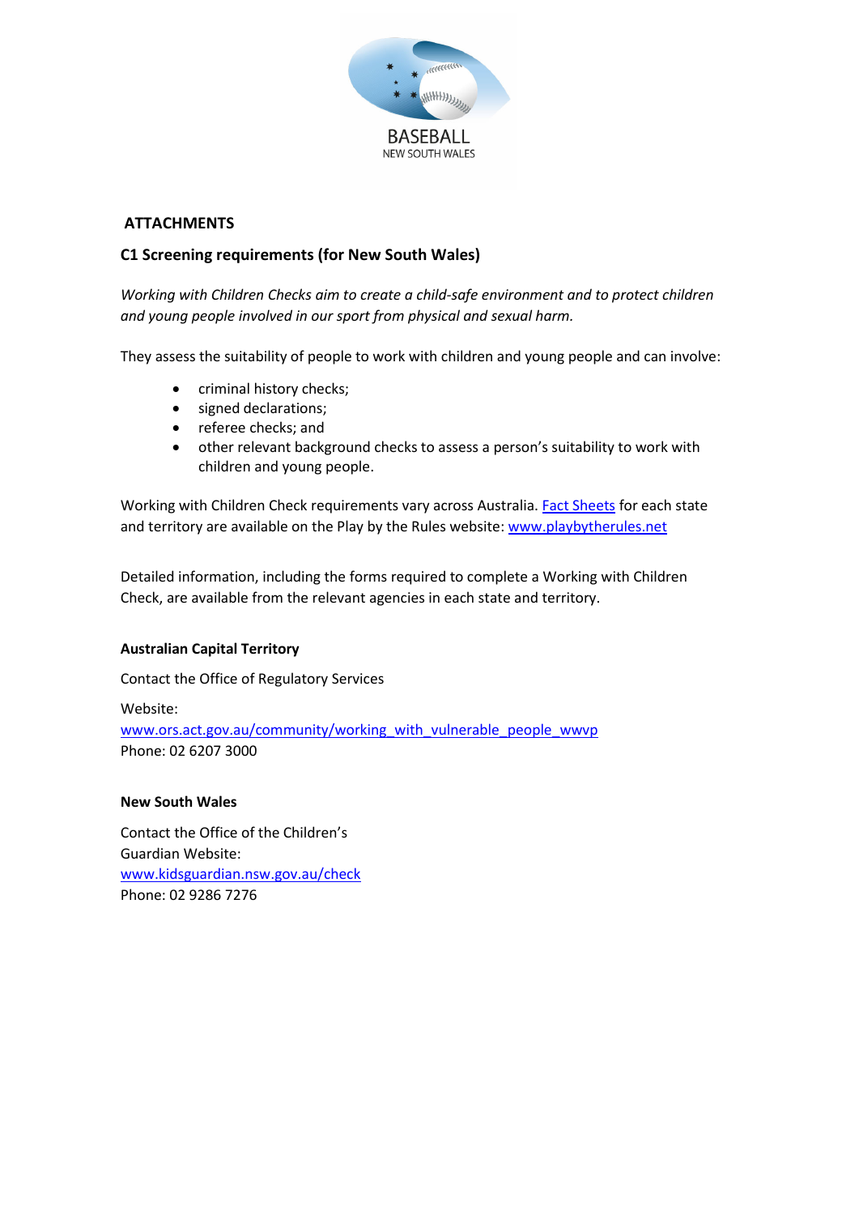BASEBALL
NEW SOUTH WALES

## ATTACHMENTS

### C1 Screening requirements (for New South Wales)

*Working with Children Checks aim to create a child-safe environment and to protect children and young people involved in our sport from physical and sexual harm.*

They assess the suitability of people to work with children and young people and can involve:

- criminal history checks;
- signed declarations;
- referee checks; and
- other relevant background checks to assess a person's suitability to work with children and young people.

Working with Children Check requirements vary across Australia. Fact Sheets for each state and territory are available on the Play by the Rules website: www.playbytherules.net

Detailed information, including the forms required to complete a Working with Children Check, are available from the relevant agencies in each state and territory.

**Australian Capital Territory**

Contact the Office of Regulatory Services

Website:
www.ors.act.gov.au/community/working_with_vulnerable_people_wwvp
Phone: 02 6207 3000

**New South Wales**

Contact the Office of the Children's
Guardian Website:
www.kidsguardian.nsw.gov.au/check
Phone: 02 9286 7276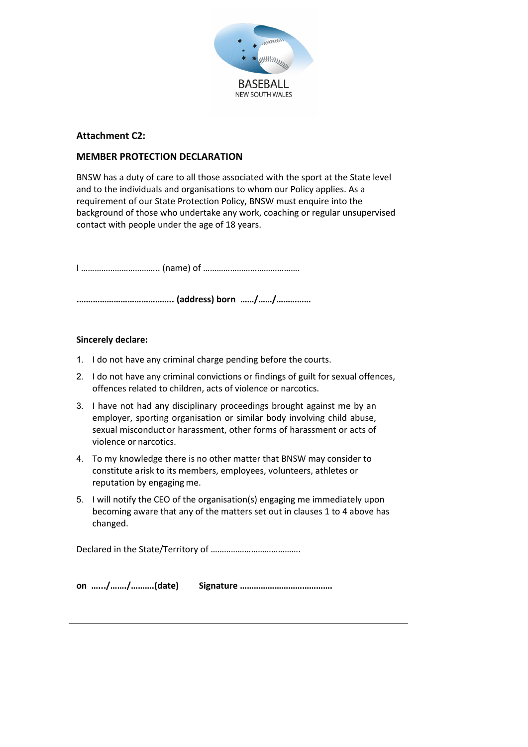BASEBALL
NEW SOUTH WALES

**Attachment C2:**

**MEMBER PROTECTION DECLARATION**

BNSW has a duty of care to all those associated with the sport at the State level and to the individuals and organisations to whom our Policy applies. As a requirement of our State Protection Policy, BNSW must enquire into the background of those who undertake any work, coaching or regular unsupervised contact with people under the age of 18 years.

I …………………………….. (name) of …………………………………….

**………………………………….. (address) born ……/……/……………**

**Sincerely declare:**

1. I do not have any criminal charge pending before the courts.
2. I do not have any criminal convictions or findings of guilt for sexual offences, offences related to children, acts of violence or narcotics.
3. I have not had any disciplinary proceedings brought against me by an employer, sporting organisation or similar body involving child abuse, sexual misconduct or harassment, other forms of harassment or acts of violence or narcotics.
4. To my knowledge there is no other matter that BNSW may consider to constitute a risk to its members, employees, volunteers, athletes or reputation by engaging me.
5. I will notify the CEO of the organisation(s) engaging me immediately upon becoming aware that any of the matters set out in clauses 1 to 4 above has changed.

Declared in the State/Territory of …………………………………

**on …../……./……….(date)     Signature …………………………………**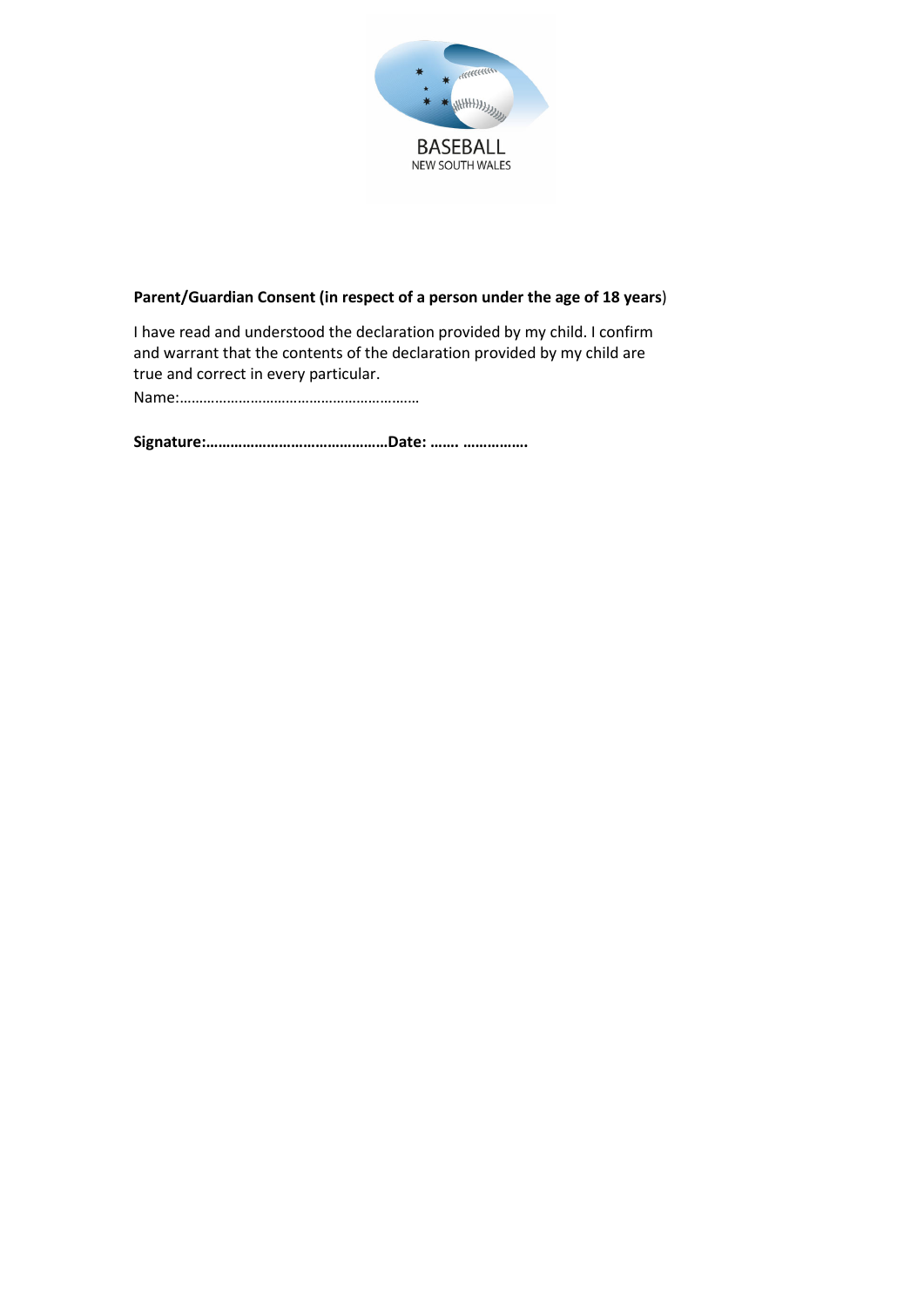BASEBALL
NEW SOUTH WALES

**Parent/Guardian Consent (in respect of a person under the age of 18 years**)

I have read and understood the declaration provided by my child. I confirm and warrant that the contents of the declaration provided by my child are true and correct in every particular.

Name:……………………………………………………

**Signature:………………………………………Date: ……. …………….**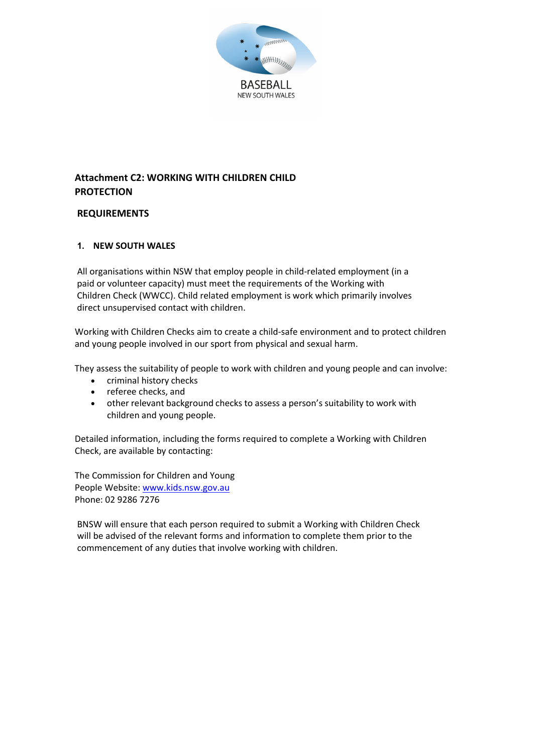## Attachment C2: WORKING WITH CHILDREN CHILD PROTECTION

## REQUIREMENTS

### 1. NEW SOUTH WALES

All organisations within NSW that employ people in child-related employment (in a paid or volunteer capacity) must meet the requirements of the Working with Children Check (WWCC). Child related employment is work which primarily involves direct unsupervised contact with children.

Working with Children Checks aim to create a child-safe environment and to protect children and young people involved in our sport from physical and sexual harm.

They assess the suitability of people to work with children and young people and can involve:

- criminal history checks
- referee checks, and
- other relevant background checks to assess a person's suitability to work with children and young people.

Detailed information, including the forms required to complete a Working with Children Check, are available by contacting:

The Commission for Children and Young
People Website: www.kids.nsw.gov.au
Phone: 02 9286 7276

BNSW will ensure that each person required to submit a Working with Children Check will be advised of the relevant forms and information to complete them prior to the commencement of any duties that involve working with children.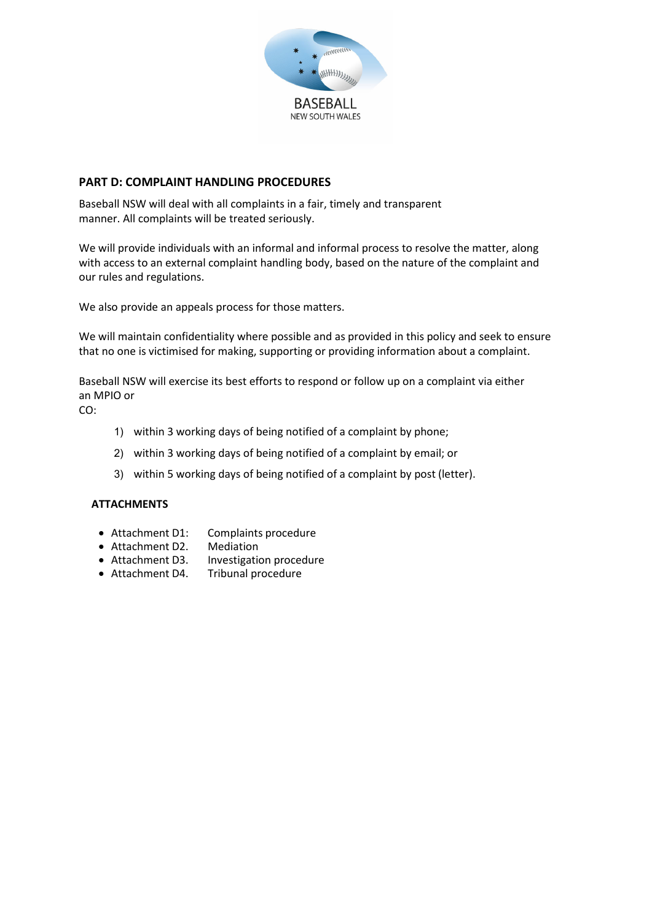## PART D: COMPLAINT HANDLING PROCEDURES

Baseball NSW will deal with all complaints in a fair, timely and transparent manner. All complaints will be treated seriously.

We will provide individuals with an informal and informal process to resolve the matter, along with access to an external complaint handling body, based on the nature of the complaint and our rules and regulations.

We also provide an appeals process for those matters.

We will maintain confidentiality where possible and as provided in this policy and seek to ensure that no one is victimised for making, supporting or providing information about a complaint.

Baseball NSW will exercise its best efforts to respond or follow up on a complaint via either an MPIO or CO:

1) within 3 working days of being notified of a complaint by phone;
2) within 3 working days of being notified of a complaint by email; or
3) within 5 working days of being notified of a complaint by post (letter).

### ATTACHMENTS

- Attachment D1: Complaints procedure
- Attachment D2. Mediation
- Attachment D3. Investigation procedure
- Attachment D4. Tribunal procedure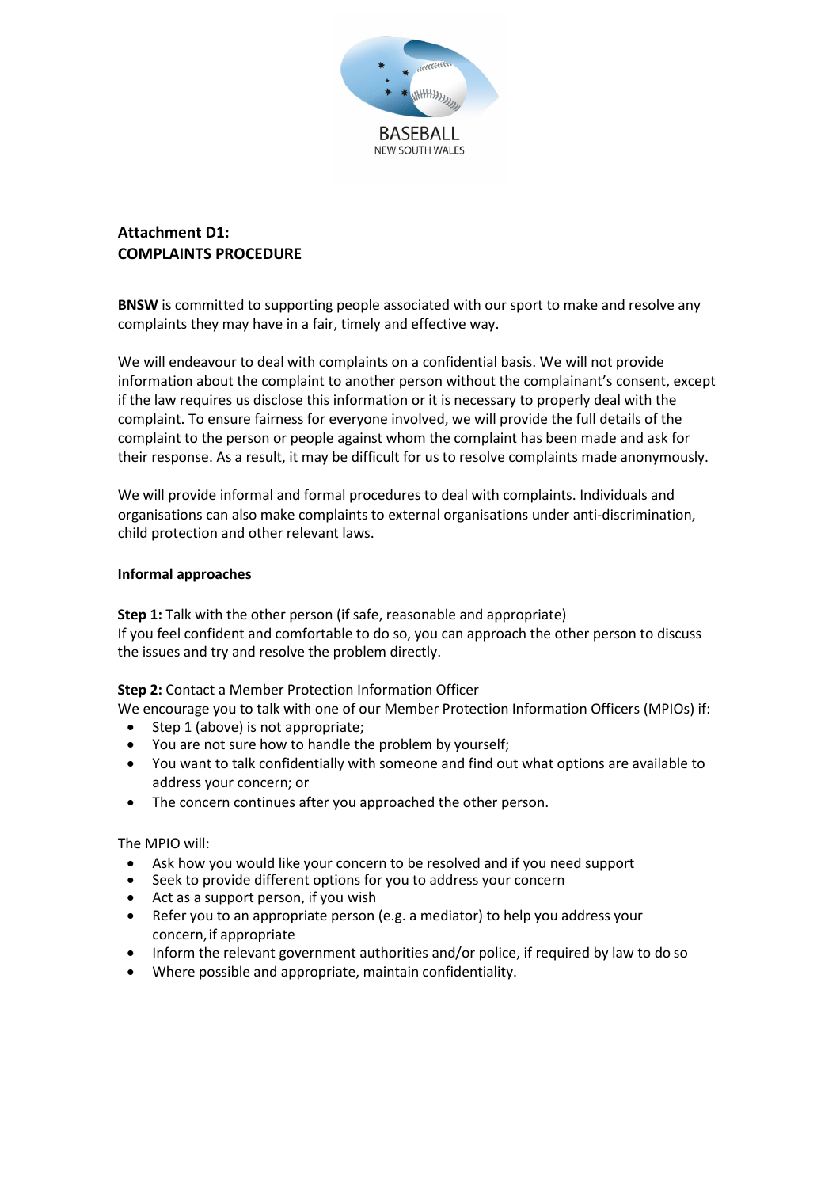BASEBALL
NEW SOUTH WALES

**Attachment D1:**
**COMPLAINTS PROCEDURE**

**BNSW** is committed to supporting people associated with our sport to make and resolve any complaints they may have in a fair, timely and effective way.

We will endeavour to deal with complaints on a confidential basis. We will not provide information about the complaint to another person without the complainant's consent, except if the law requires us disclose this information or it is necessary to properly deal with the complaint. To ensure fairness for everyone involved, we will provide the full details of the complaint to the person or people against whom the complaint has been made and ask for their response. As a result, it may be difficult for us to resolve complaints made anonymously.

We will provide informal and formal procedures to deal with complaints. Individuals and organisations can also make complaints to external organisations under anti-discrimination, child protection and other relevant laws.

**Informal approaches**

**Step 1:** Talk with the other person (if safe, reasonable and appropriate)
If you feel confident and comfortable to do so, you can approach the other person to discuss the issues and try and resolve the problem directly.

**Step 2:** Contact a Member Protection Information Officer
We encourage you to talk with one of our Member Protection Information Officers (MPIOs) if:

- Step 1 (above) is not appropriate;
- You are not sure how to handle the problem by yourself;
- You want to talk confidentially with someone and find out what options are available to address your concern; or
- The concern continues after you approached the other person.

The MPIO will:

- Ask how you would like your concern to be resolved and if you need support
- Seek to provide different options for you to address your concern
- Act as a support person, if you wish
- Refer you to an appropriate person (e.g. a mediator) to help you address your concern, if appropriate
- Inform the relevant government authorities and/or police, if required by law to do so
- Where possible and appropriate, maintain confidentiality.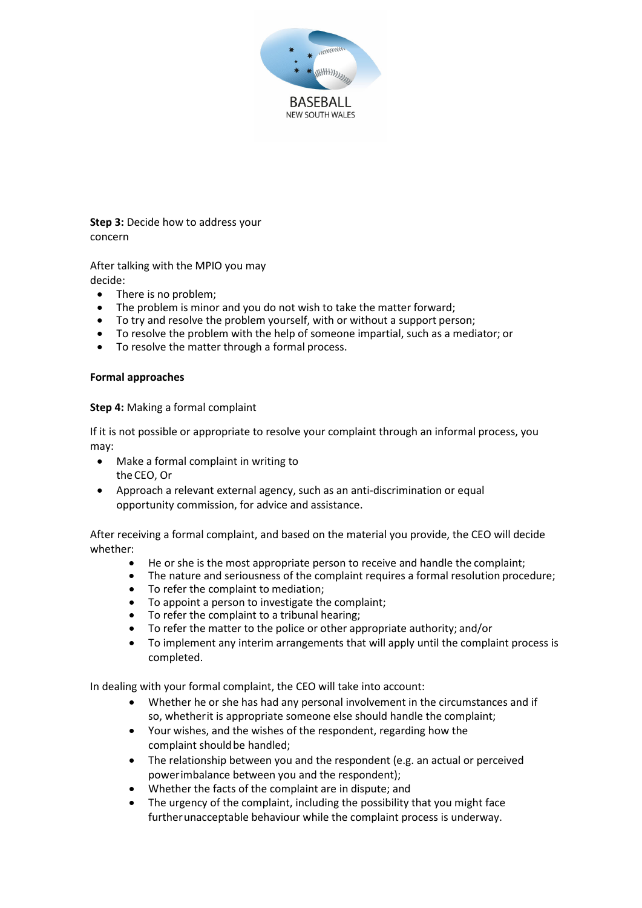**Step 3:** Decide how to address your concern

After talking with the MPIO you may decide:

- There is no problem;
- The problem is minor and you do not wish to take the matter forward;
- To try and resolve the problem yourself, with or without a support person;
- To resolve the problem with the help of someone impartial, such as a mediator; or
- To resolve the matter through a formal process.

**Formal approaches**

**Step 4:** Making a formal complaint

If it is not possible or appropriate to resolve your complaint through an informal process, you may:

- Make a formal complaint in writing to the CEO, Or
- Approach a relevant external agency, such as an anti-discrimination or equal opportunity commission, for advice and assistance.

After receiving a formal complaint, and based on the material you provide, the CEO will decide whether:

- He or she is the most appropriate person to receive and handle the complaint;
- The nature and seriousness of the complaint requires a formal resolution procedure;
- To refer the complaint to mediation;
- To appoint a person to investigate the complaint;
- To refer the complaint to a tribunal hearing;
- To refer the matter to the police or other appropriate authority; and/or
- To implement any interim arrangements that will apply until the complaint process is completed.

In dealing with your formal complaint, the CEO will take into account:

- Whether he or she has had any personal involvement in the circumstances and if so, whether it is appropriate someone else should handle the complaint;
- Your wishes, and the wishes of the respondent, regarding how the complaint should be handled;
- The relationship between you and the respondent (e.g. an actual or perceived power imbalance between you and the respondent);
- Whether the facts of the complaint are in dispute; and
- The urgency of the complaint, including the possibility that you might face further unacceptable behaviour while the complaint process is underway.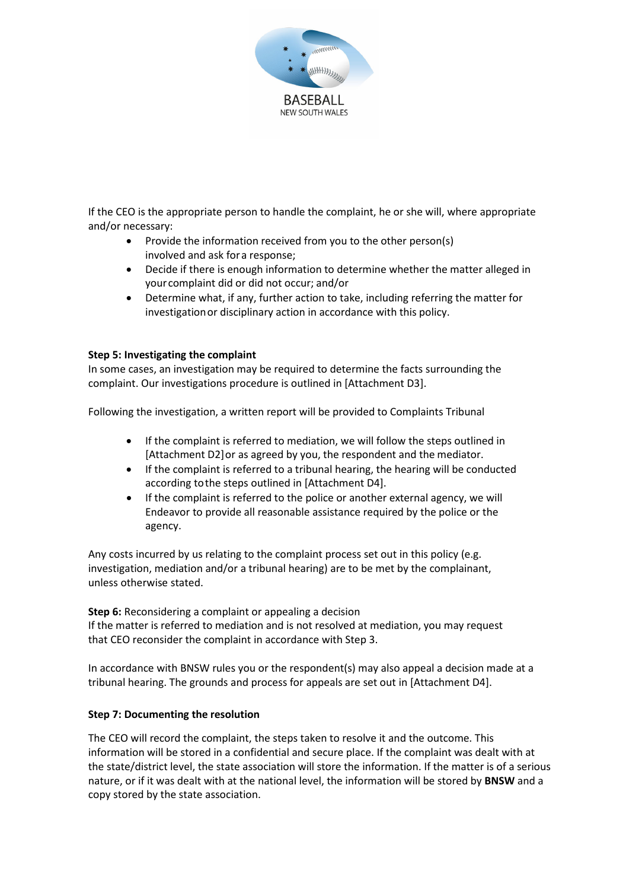If the CEO is the appropriate person to handle the complaint, he or she will, where appropriate and/or necessary:

- Provide the information received from you to the other person(s) involved and ask for a response;
- Decide if there is enough information to determine whether the matter alleged in your complaint did or did not occur; and/or
- Determine what, if any, further action to take, including referring the matter for investigation or disciplinary action in accordance with this policy.

**Step 5: Investigating the complaint**
In some cases, an investigation may be required to determine the facts surrounding the complaint. Our investigations procedure is outlined in [Attachment D3].

Following the investigation, a written report will be provided to Complaints Tribunal

- If the complaint is referred to mediation, we will follow the steps outlined in [Attachment D2] or as agreed by you, the respondent and the mediator.
- If the complaint is referred to a tribunal hearing, the hearing will be conducted according to the steps outlined in [Attachment D4].
- If the complaint is referred to the police or another external agency, we will Endeavor to provide all reasonable assistance required by the police or the agency.

Any costs incurred by us relating to the complaint process set out in this policy (e.g. investigation, mediation and/or a tribunal hearing) are to be met by the complainant, unless otherwise stated.

**Step 6:** Reconsidering a complaint or appealing a decision
If the matter is referred to mediation and is not resolved at mediation, you may request that CEO reconsider the complaint in accordance with Step 3.

In accordance with BNSW rules you or the respondent(s) may also appeal a decision made at a tribunal hearing. The grounds and process for appeals are set out in [Attachment D4].

**Step 7: Documenting the resolution**

The CEO will record the complaint, the steps taken to resolve it and the outcome. This information will be stored in a confidential and secure place. If the complaint was dealt with at the state/district level, the state association will store the information. If the matter is of a serious nature, or if it was dealt with at the national level, the information will be stored by **BNSW** and a copy stored by the state association.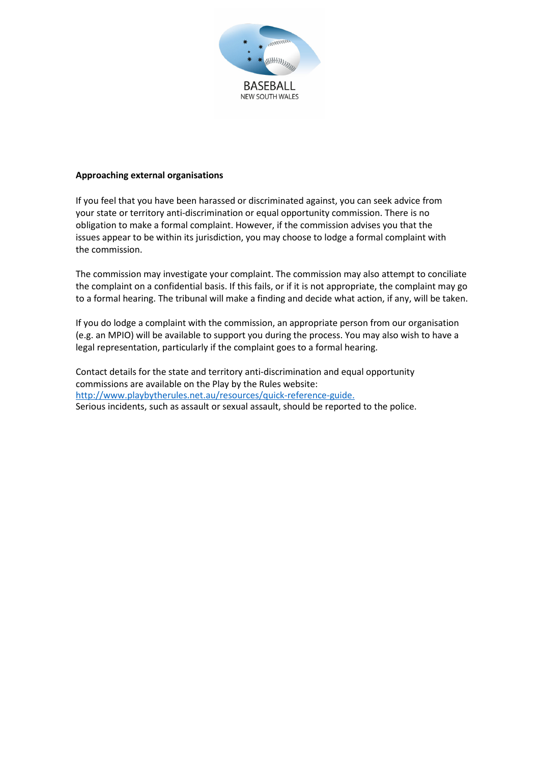**Approaching external organisations**

If you feel that you have been harassed or discriminated against, you can seek advice from your state or territory anti-discrimination or equal opportunity commission. There is no obligation to make a formal complaint. However, if the commission advises you that the issues appear to be within its jurisdiction, you may choose to lodge a formal complaint with the commission.

The commission may investigate your complaint. The commission may also attempt to conciliate the complaint on a confidential basis. If this fails, or if it is not appropriate, the complaint may go to a formal hearing. The tribunal will make a finding and decide what action, if any, will be taken.

If you do lodge a complaint with the commission, an appropriate person from our organisation (e.g. an MPIO) will be available to support you during the process. You may also wish to have a legal representation, particularly if the complaint goes to a formal hearing.

Contact details for the state and territory anti-discrimination and equal opportunity commissions are available on the Play by the Rules website:
http://www.playbytherules.net.au/resources/quick-reference-guide.
Serious incidents, such as assault or sexual assault, should be reported to the police.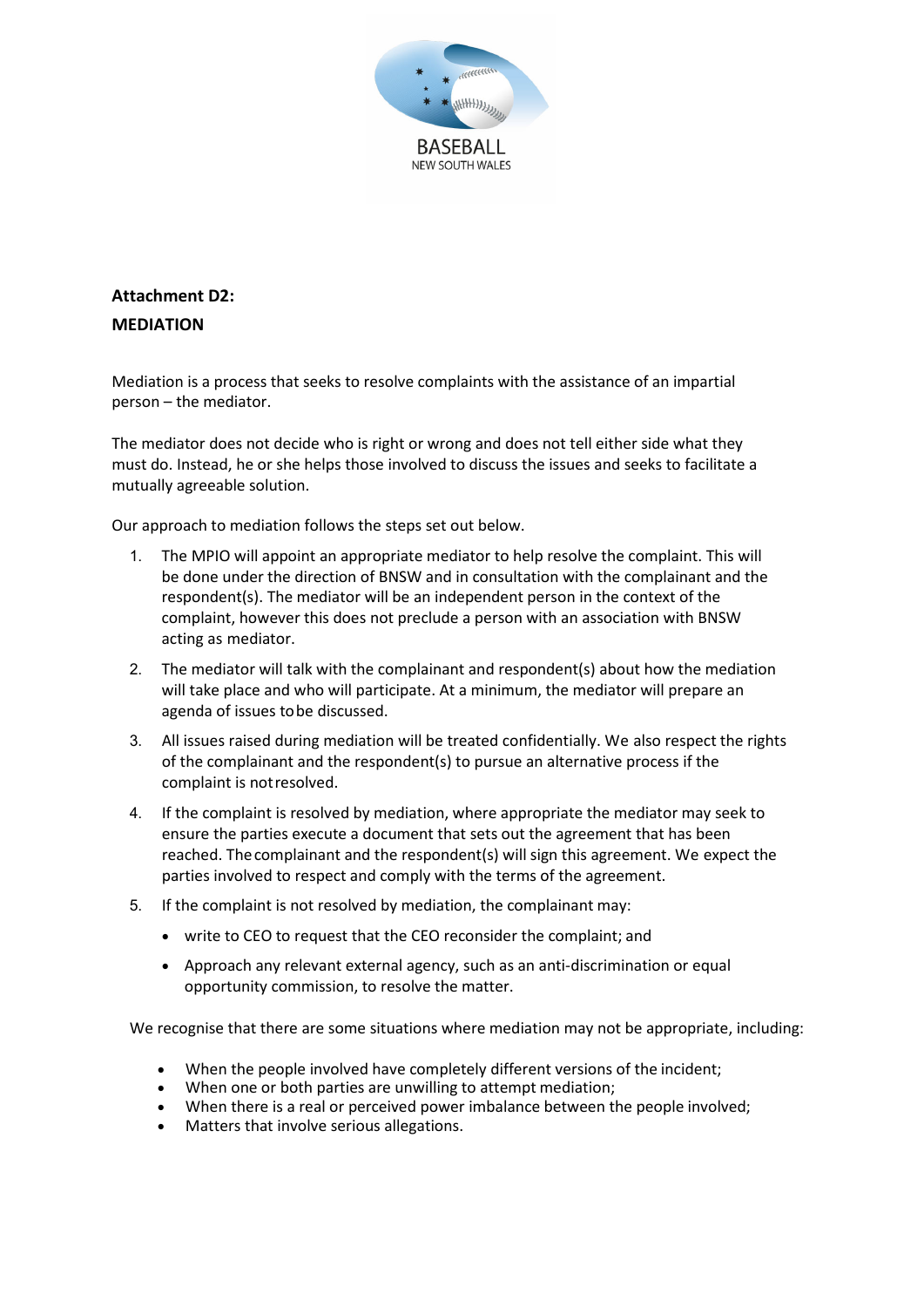**Attachment D2:**

**MEDIATION**

Mediation is a process that seeks to resolve complaints with the assistance of an impartial person – the mediator.

The mediator does not decide who is right or wrong and does not tell either side what they must do. Instead, he or she helps those involved to discuss the issues and seeks to facilitate a mutually agreeable solution.

Our approach to mediation follows the steps set out below.

1. The MPIO will appoint an appropriate mediator to help resolve the complaint. This will be done under the direction of BNSW and in consultation with the complainant and the respondent(s). The mediator will be an independent person in the context of the complaint, however this does not preclude a person with an association with BNSW acting as mediator.
2. The mediator will talk with the complainant and respondent(s) about how the mediation will take place and who will participate. At a minimum, the mediator will prepare an agenda of issues to be discussed.
3. All issues raised during mediation will be treated confidentially. We also respect the rights of the complainant and the respondent(s) to pursue an alternative process if the complaint is not resolved.
4. If the complaint is resolved by mediation, where appropriate the mediator may seek to ensure the parties execute a document that sets out the agreement that has been reached. The complainant and the respondent(s) will sign this agreement. We expect the parties involved to respect and comply with the terms of the agreement.
5. If the complaint is not resolved by mediation, the complainant may:
   - write to CEO to request that the CEO reconsider the complaint; and
   - Approach any relevant external agency, such as an anti-discrimination or equal opportunity commission, to resolve the matter.

We recognise that there are some situations where mediation may not be appropriate, including:

- When the people involved have completely different versions of the incident;
- When one or both parties are unwilling to attempt mediation;
- When there is a real or perceived power imbalance between the people involved;
- Matters that involve serious allegations.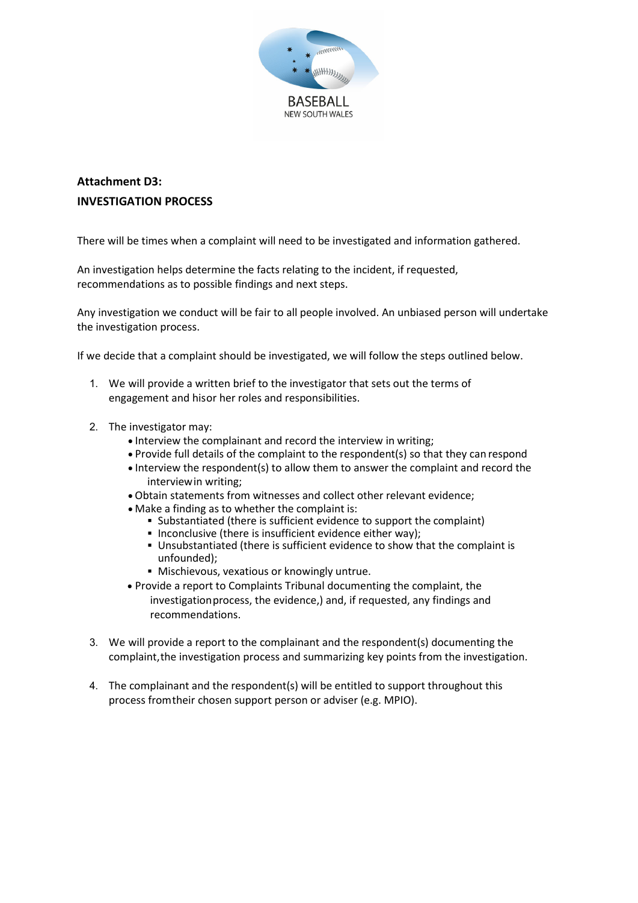BASEBALL
NEW SOUTH WALES

**Attachment D3:**
**INVESTIGATION PROCESS**

There will be times when a complaint will need to be investigated and information gathered.

An investigation helps determine the facts relating to the incident, if requested, recommendations as to possible findings and next steps.

Any investigation we conduct will be fair to all people involved. An unbiased person will undertake the investigation process.

If we decide that a complaint should be investigated, we will follow the steps outlined below.

1. We will provide a written brief to the investigator that sets out the terms of engagement and hisor her roles and responsibilities.

2. The investigator may:
   - Interview the complainant and record the interview in writing;
   - Provide full details of the complaint to the respondent(s) so that they can respond
   - Interview the respondent(s) to allow them to answer the complaint and record the interviewin writing;
   - Obtain statements from witnesses and collect other relevant evidence;
   - Make a finding as to whether the complaint is:
     - Substantiated (there is sufficient evidence to support the complaint)
     - Inconclusive (there is insufficient evidence either way);
     - Unsubstantiated (there is sufficient evidence to show that the complaint is unfounded);
     - Mischievous, vexatious or knowingly untrue.
   - Provide a report to Complaints Tribunal documenting the complaint, the investigationprocess, the evidence,) and, if requested, any findings and recommendations.

3. We will provide a report to the complainant and the respondent(s) documenting the complaint,the investigation process and summarizing key points from the investigation.

4. The complainant and the respondent(s) will be entitled to support throughout this process fromtheir chosen support person or adviser (e.g. MPIO).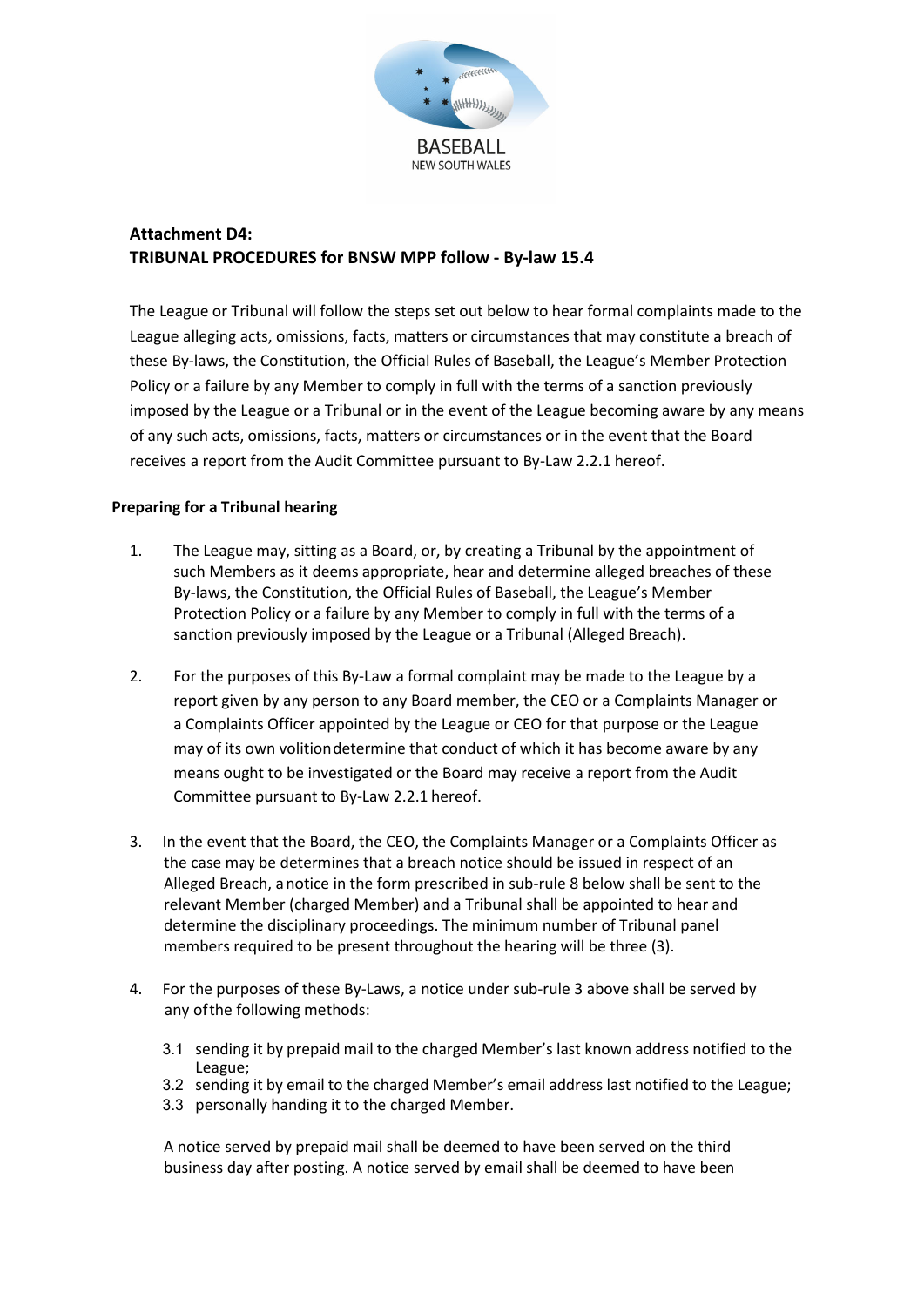**Attachment D4:**
**TRIBUNAL PROCEDURES for BNSW MPP follow - By-law 15.4**

The League or Tribunal will follow the steps set out below to hear formal complaints made to the League alleging acts, omissions, facts, matters or circumstances that may constitute a breach of these By-laws, the Constitution, the Official Rules of Baseball, the League's Member Protection Policy or a failure by any Member to comply in full with the terms of a sanction previously imposed by the League or a Tribunal or in the event of the League becoming aware by any means of any such acts, omissions, facts, matters or circumstances or in the event that the Board receives a report from the Audit Committee pursuant to By-Law 2.2.1 hereof.

**Preparing for a Tribunal hearing**

1. The League may, sitting as a Board, or, by creating a Tribunal by the appointment of such Members as it deems appropriate, hear and determine alleged breaches of these By-laws, the Constitution, the Official Rules of Baseball, the League's Member Protection Policy or a failure by any Member to comply in full with the terms of a sanction previously imposed by the League or a Tribunal (Alleged Breach).

2. For the purposes of this By-Law a formal complaint may be made to the League by a report given by any person to any Board member, the CEO or a Complaints Manager or a Complaints Officer appointed by the League or CEO for that purpose or the League may of its own volition determine that conduct of which it has become aware by any means ought to be investigated or the Board may receive a report from the Audit Committee pursuant to By-Law 2.2.1 hereof.

3. In the event that the Board, the CEO, the Complaints Manager or a Complaints Officer as the case may be determines that a breach notice should be issued in respect of an Alleged Breach, a notice in the form prescribed in sub-rule 8 below shall be sent to the relevant Member (charged Member) and a Tribunal shall be appointed to hear and determine the disciplinary proceedings. The minimum number of Tribunal panel members required to be present throughout the hearing will be three (3).

4. For the purposes of these By-Laws, a notice under sub-rule 3 above shall be served by any of the following methods:

   3.1 sending it by prepaid mail to the charged Member's last known address notified to the League;
   3.2 sending it by email to the charged Member's email address last notified to the League;
   3.3 personally handing it to the charged Member.

   A notice served by prepaid mail shall be deemed to have been served on the third business day after posting. A notice served by email shall be deemed to have been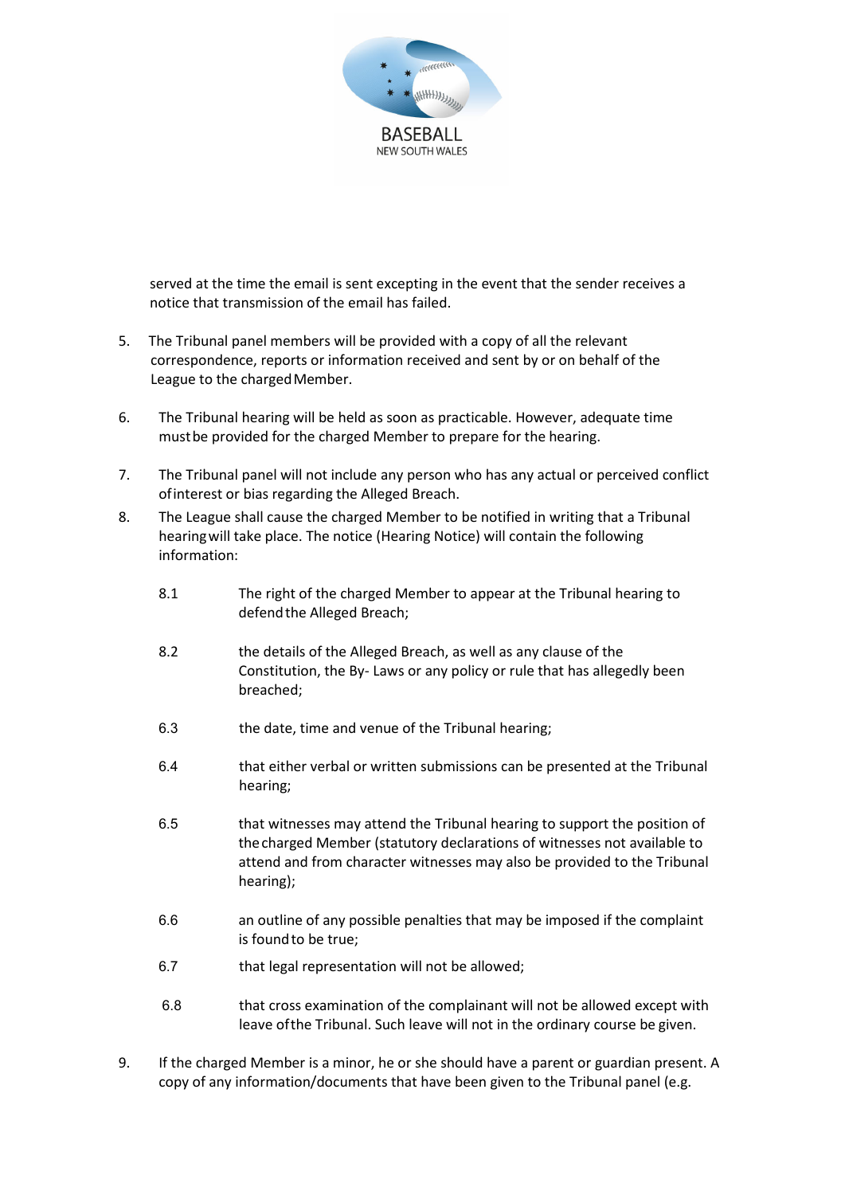served at the time the email is sent excepting in the event that the sender receives a notice that transmission of the email has failed.

5. The Tribunal panel members will be provided with a copy of all the relevant correspondence, reports or information received and sent by or on behalf of the League to the charged Member.

6. The Tribunal hearing will be held as soon as practicable. However, adequate time must be provided for the charged Member to prepare for the hearing.

7. The Tribunal panel will not include any person who has any actual or perceived conflict of interest or bias regarding the Alleged Breach.

8. The League shall cause the charged Member to be notified in writing that a Tribunal hearing will take place. The notice (Hearing Notice) will contain the following information:

   8.1 The right of the charged Member to appear at the Tribunal hearing to defend the Alleged Breach;

   8.2 the details of the Alleged Breach, as well as any clause of the Constitution, the By- Laws or any policy or rule that has allegedly been breached;

   6.3 the date, time and venue of the Tribunal hearing;

   6.4 that either verbal or written submissions can be presented at the Tribunal hearing;

   6.5 that witnesses may attend the Tribunal hearing to support the position of the charged Member (statutory declarations of witnesses not available to attend and from character witnesses may also be provided to the Tribunal hearing);

   6.6 an outline of any possible penalties that may be imposed if the complaint is found to be true;

   6.7 that legal representation will not be allowed;

   6.8 that cross examination of the complainant will not be allowed except with leave of the Tribunal. Such leave will not in the ordinary course be given.

9. If the charged Member is a minor, he or she should have a parent or guardian present. A copy of any information/documents that have been given to the Tribunal panel (e.g.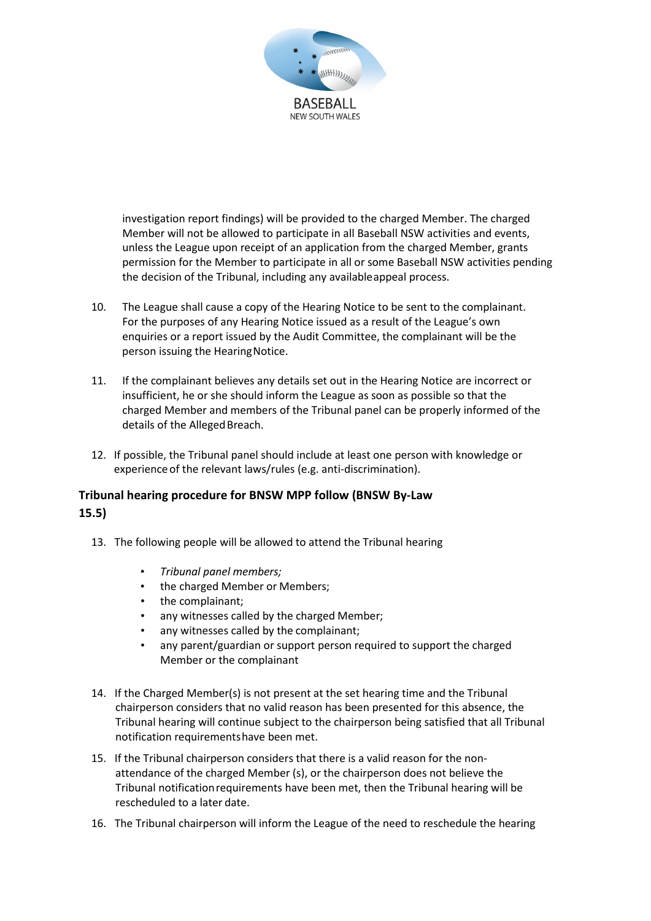investigation report findings) will be provided to the charged Member. The charged Member will not be allowed to participate in all Baseball NSW activities and events, unless the League upon receipt of an application from the charged Member, grants permission for the Member to participate in all or some Baseball NSW activities pending the decision of the Tribunal, including any available appeal process.

10. The League shall cause a copy of the Hearing Notice to be sent to the complainant. For the purposes of any Hearing Notice issued as a result of the League's own enquiries or a report issued by the Audit Committee, the complainant will be the person issuing the Hearing Notice.

11. If the complainant believes any details set out in the Hearing Notice are incorrect or insufficient, he or she should inform the League as soon as possible so that the charged Member and members of the Tribunal panel can be properly informed of the details of the Alleged Breach.

12. If possible, the Tribunal panel should include at least one person with knowledge or experience of the relevant laws/rules (e.g. anti-discrimination).

**Tribunal hearing procedure for BNSW MPP follow (BNSW By-Law 15.5)**

13. The following people will be allowed to attend the Tribunal hearing
    - *Tribunal panel members;*
    - the charged Member or Members;
    - the complainant;
    - any witnesses called by the charged Member;
    - any witnesses called by the complainant;
    - any parent/guardian or support person required to support the charged Member or the complainant

14. If the Charged Member(s) is not present at the set hearing time and the Tribunal chairperson considers that no valid reason has been presented for this absence, the Tribunal hearing will continue subject to the chairperson being satisfied that all Tribunal notification requirements have been met.

15. If the Tribunal chairperson considers that there is a valid reason for the non-attendance of the charged Member (s), or the chairperson does not believe the Tribunal notification requirements have been met, then the Tribunal hearing will be rescheduled to a later date.

16. The Tribunal chairperson will inform the League of the need to reschedule the hearing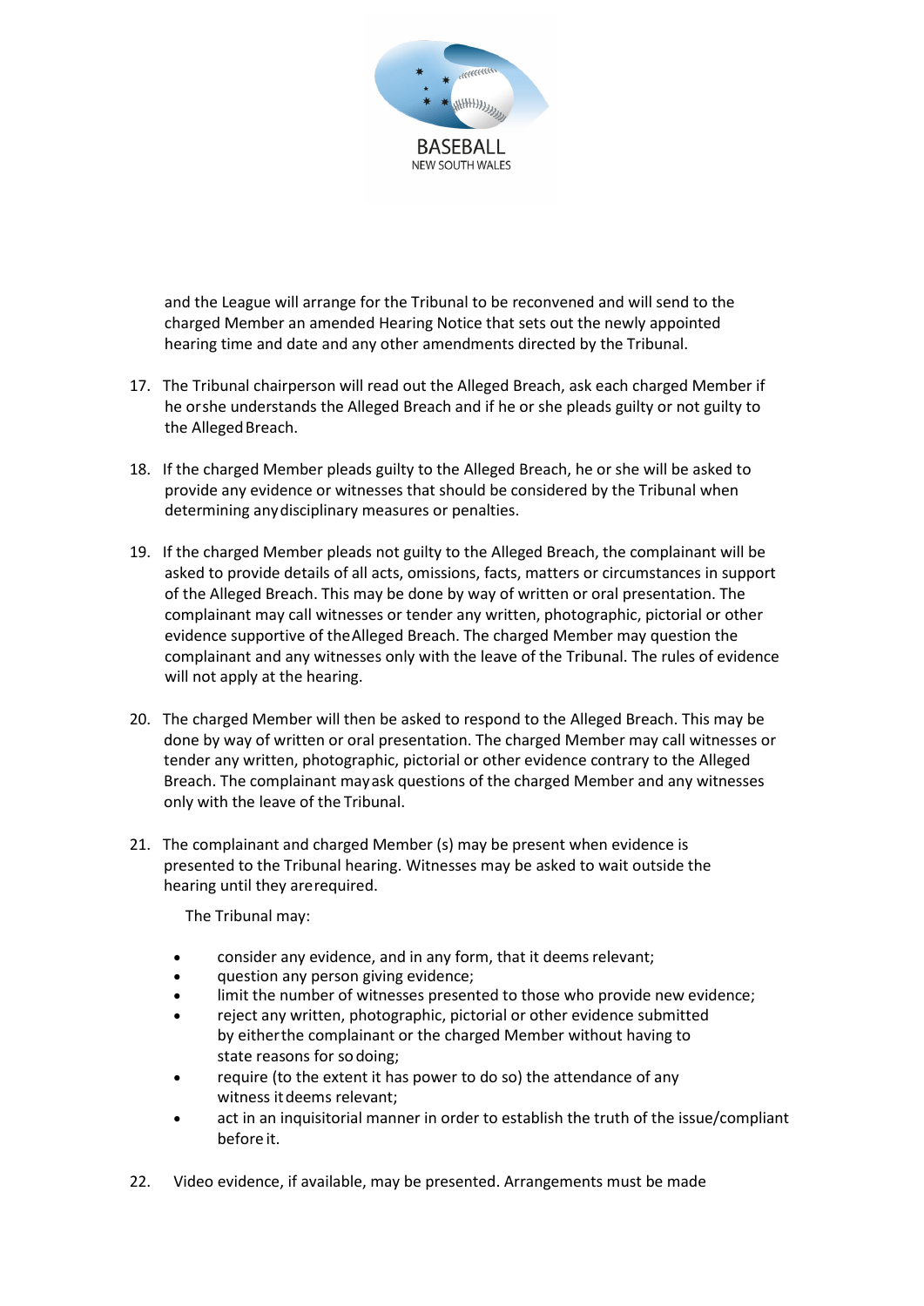and the League will arrange for the Tribunal to be reconvened and will send to the charged Member an amended Hearing Notice that sets out the newly appointed hearing time and date and any other amendments directed by the Tribunal.

17. The Tribunal chairperson will read out the Alleged Breach, ask each charged Member if he orshe understands the Alleged Breach and if he or she pleads guilty or not guilty to the Alleged Breach.

18. If the charged Member pleads guilty to the Alleged Breach, he or she will be asked to provide any evidence or witnesses that should be considered by the Tribunal when determining anydisciplinary measures or penalties.

19. If the charged Member pleads not guilty to the Alleged Breach, the complainant will be asked to provide details of all acts, omissions, facts, matters or circumstances in support of the Alleged Breach. This may be done by way of written or oral presentation. The complainant may call witnesses or tender any written, photographic, pictorial or other evidence supportive of theAlleged Breach. The charged Member may question the complainant and any witnesses only with the leave of the Tribunal. The rules of evidence will not apply at the hearing.

20. The charged Member will then be asked to respond to the Alleged Breach. This may be done by way of written or oral presentation. The charged Member may call witnesses or tender any written, photographic, pictorial or other evidence contrary to the Alleged Breach. The complainant mayask questions of the charged Member and any witnesses only with the leave of the Tribunal.

21. The complainant and charged Member (s) may be present when evidence is presented to the Tribunal hearing. Witnesses may be asked to wait outside the hearing until they arerequired.

    The Tribunal may:

    - consider any evidence, and in any form, that it deems relevant;
    - question any person giving evidence;
    - limit the number of witnesses presented to those who provide new evidence;
    - reject any written, photographic, pictorial or other evidence submitted by eitherthe complainant or the charged Member without having to state reasons for so doing;
    - require (to the extent it has power to do so) the attendance of any witness itdeems relevant;
    - act in an inquisitorial manner in order to establish the truth of the issue/compliant before it.

22. Video evidence, if available, may be presented. Arrangements must be made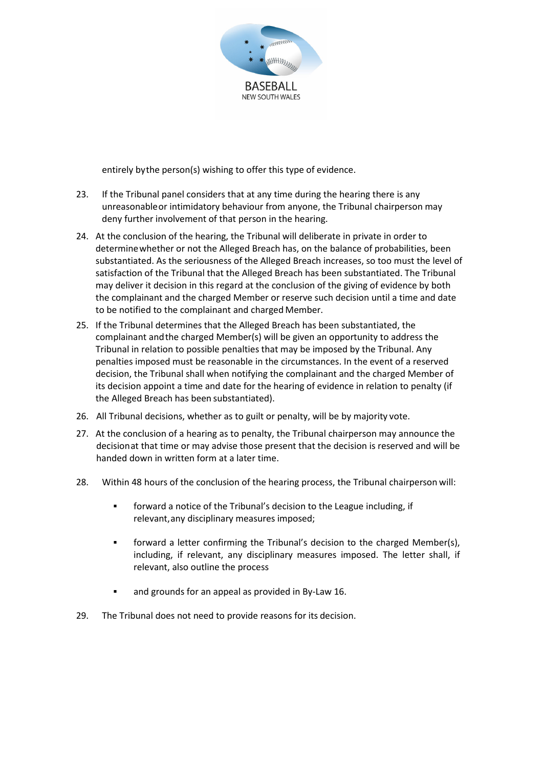entirely by the person(s) wishing to offer this type of evidence.

23. If the Tribunal panel considers that at any time during the hearing there is any unreasonable or intimidatory behaviour from anyone, the Tribunal chairperson may deny further involvement of that person in the hearing.

24. At the conclusion of the hearing, the Tribunal will deliberate in private in order to determine whether or not the Alleged Breach has, on the balance of probabilities, been substantiated. As the seriousness of the Alleged Breach increases, so too must the level of satisfaction of the Tribunal that the Alleged Breach has been substantiated. The Tribunal may deliver it decision in this regard at the conclusion of the giving of evidence by both the complainant and the charged Member or reserve such decision until a time and date to be notified to the complainant and charged Member.

25. If the Tribunal determines that the Alleged Breach has been substantiated, the complainant and the charged Member(s) will be given an opportunity to address the Tribunal in relation to possible penalties that may be imposed by the Tribunal. Any penalties imposed must be reasonable in the circumstances. In the event of a reserved decision, the Tribunal shall when notifying the complainant and the charged Member of its decision appoint a time and date for the hearing of evidence in relation to penalty (if the Alleged Breach has been substantiated).

26. All Tribunal decisions, whether as to guilt or penalty, will be by majority vote.

27. At the conclusion of a hearing as to penalty, the Tribunal chairperson may announce the decision at that time or may advise those present that the decision is reserved and will be handed down in written form at a later time.

28. Within 48 hours of the conclusion of the hearing process, the Tribunal chairperson will:

    - forward a notice of the Tribunal's decision to the League including, if relevant, any disciplinary measures imposed;
    - forward a letter confirming the Tribunal's decision to the charged Member(s), including, if relevant, any disciplinary measures imposed. The letter shall, if relevant, also outline the process
    - and grounds for an appeal as provided in By-Law 16.

29. The Tribunal does not need to provide reasons for its decision.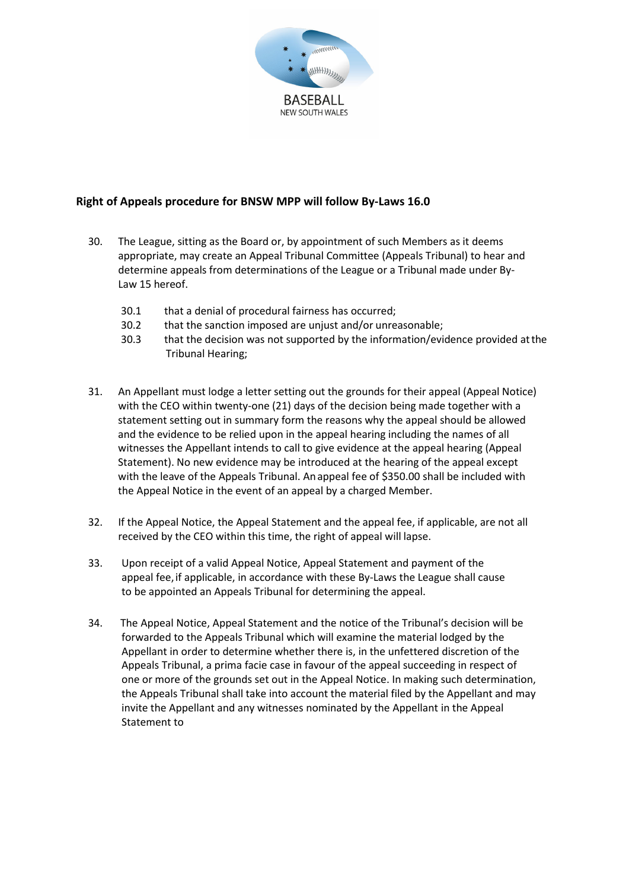**Right of Appeals procedure for BNSW MPP will follow By-Laws 16.0**

30. The League, sitting as the Board or, by appointment of such Members as it deems appropriate, may create an Appeal Tribunal Committee (Appeals Tribunal) to hear and determine appeals from determinations of the League or a Tribunal made under By-Law 15 hereof.

    30.1 that a denial of procedural fairness has occurred;
    30.2 that the sanction imposed are unjust and/or unreasonable;
    30.3 that the decision was not supported by the information/evidence provided at the Tribunal Hearing;

31. An Appellant must lodge a letter setting out the grounds for their appeal (Appeal Notice) with the CEO within twenty-one (21) days of the decision being made together with a statement setting out in summary form the reasons why the appeal should be allowed and the evidence to be relied upon in the appeal hearing including the names of all witnesses the Appellant intends to call to give evidence at the appeal hearing (Appeal Statement). No new evidence may be introduced at the hearing of the appeal except with the leave of the Appeals Tribunal. An appeal fee of $350.00 shall be included with the Appeal Notice in the event of an appeal by a charged Member.

32. If the Appeal Notice, the Appeal Statement and the appeal fee, if applicable, are not all received by the CEO within this time, the right of appeal will lapse.

33. Upon receipt of a valid Appeal Notice, Appeal Statement and payment of the appeal fee, if applicable, in accordance with these By-Laws the League shall cause to be appointed an Appeals Tribunal for determining the appeal.

34. The Appeal Notice, Appeal Statement and the notice of the Tribunal's decision will be forwarded to the Appeals Tribunal which will examine the material lodged by the Appellant in order to determine whether there is, in the unfettered discretion of the Appeals Tribunal, a prima facie case in favour of the appeal succeeding in respect of one or more of the grounds set out in the Appeal Notice. In making such determination, the Appeals Tribunal shall take into account the material filed by the Appellant and may invite the Appellant and any witnesses nominated by the Appellant in the Appeal Statement to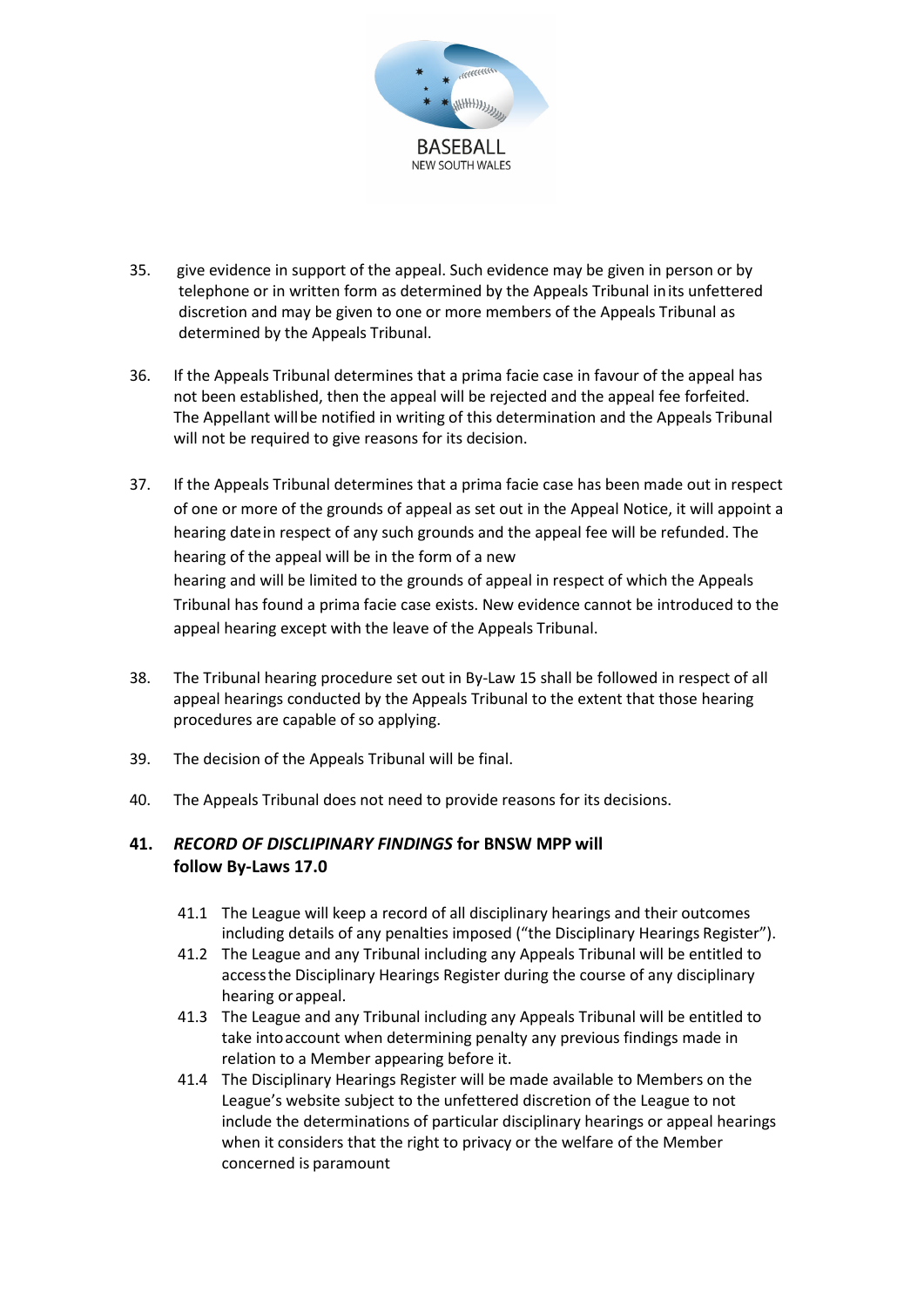35. give evidence in support of the appeal. Such evidence may be given in person or by telephone or in written form as determined by the Appeals Tribunal in its unfettered discretion and may be given to one or more members of the Appeals Tribunal as determined by the Appeals Tribunal.

36. If the Appeals Tribunal determines that a prima facie case in favour of the appeal has not been established, then the appeal will be rejected and the appeal fee forfeited. The Appellant will be notified in writing of this determination and the Appeals Tribunal will not be required to give reasons for its decision.

37. If the Appeals Tribunal determines that a prima facie case has been made out in respect of one or more of the grounds of appeal as set out in the Appeal Notice, it will appoint a hearing date in respect of any such grounds and the appeal fee will be refunded. The hearing of the appeal will be in the form of a new hearing and will be limited to the grounds of appeal in respect of which the Appeals Tribunal has found a prima facie case exists. New evidence cannot be introduced to the appeal hearing except with the leave of the Appeals Tribunal.

38. The Tribunal hearing procedure set out in By-Law 15 shall be followed in respect of all appeal hearings conducted by the Appeals Tribunal to the extent that those hearing procedures are capable of so applying.

39. The decision of the Appeals Tribunal will be final.

40. The Appeals Tribunal does not need to provide reasons for its decisions.

### 41. *RECORD OF DISCLIPINARY FINDINGS* for BNSW MPP will follow By-Laws 17.0

41.1 The League will keep a record of all disciplinary hearings and their outcomes including details of any penalties imposed ("the Disciplinary Hearings Register").

41.2 The League and any Tribunal including any Appeals Tribunal will be entitled to access the Disciplinary Hearings Register during the course of any disciplinary hearing or appeal.

41.3 The League and any Tribunal including any Appeals Tribunal will be entitled to take into account when determining penalty any previous findings made in relation to a Member appearing before it.

41.4 The Disciplinary Hearings Register will be made available to Members on the League's website subject to the unfettered discretion of the League to not include the determinations of particular disciplinary hearings or appeal hearings when it considers that the right to privacy or the welfare of the Member concerned is paramount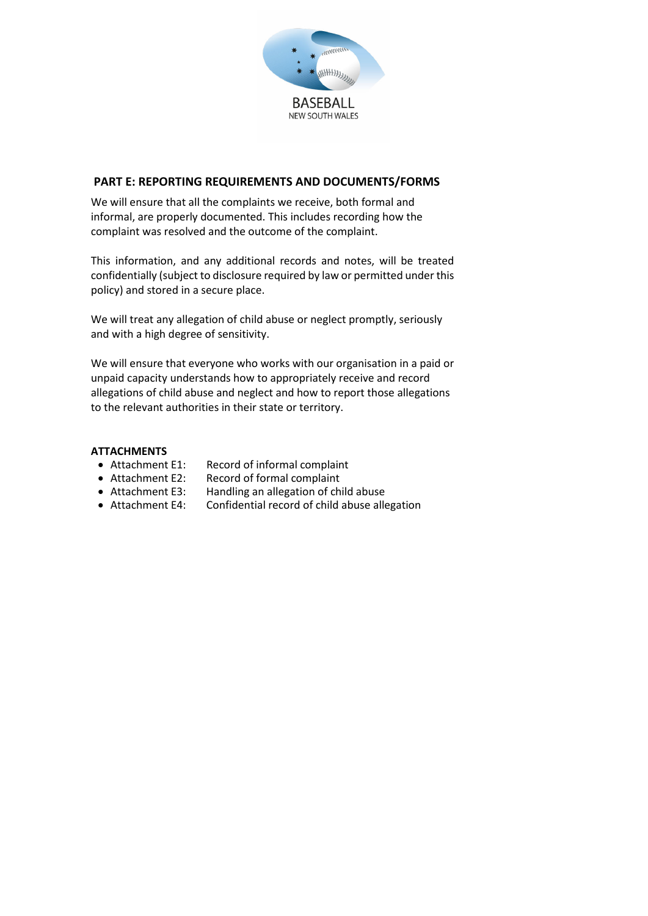## PART E: REPORTING REQUIREMENTS AND DOCUMENTS/FORMS

We will ensure that all the complaints we receive, both formal and informal, are properly documented. This includes recording how the complaint was resolved and the outcome of the complaint.

This information, and any additional records and notes, will be treated confidentially (subject to disclosure required by law or permitted under this policy) and stored in a secure place.

We will treat any allegation of child abuse or neglect promptly, seriously and with a high degree of sensitivity.

We will ensure that everyone who works with our organisation in a paid or unpaid capacity understands how to appropriately receive and record allegations of child abuse and neglect and how to report those allegations to the relevant authorities in their state or territory.

**ATTACHMENTS**

- Attachment E1: Record of informal complaint
- Attachment E2: Record of formal complaint
- Attachment E3: Handling an allegation of child abuse
- Attachment E4: Confidential record of child abuse allegation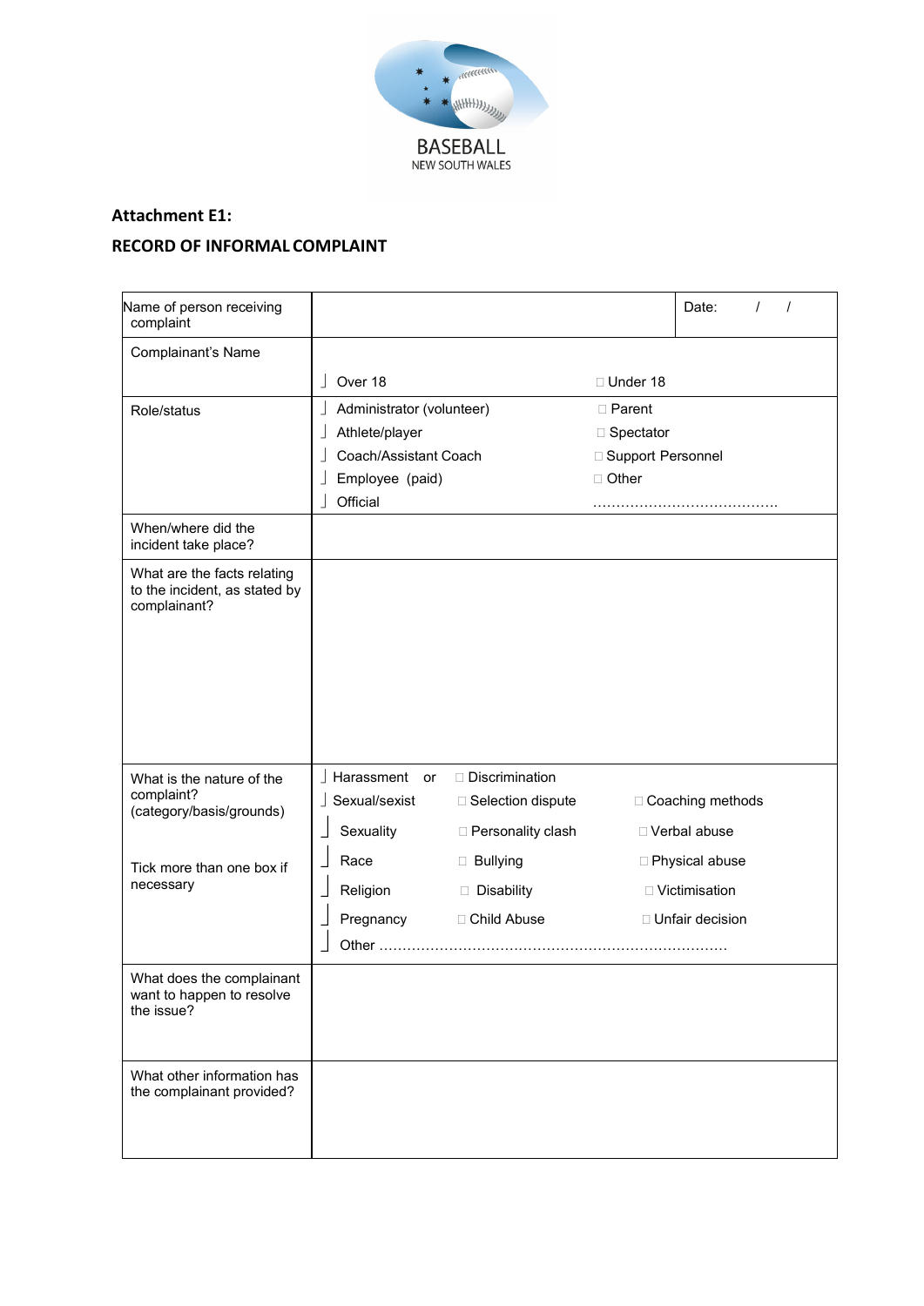BASEBALL
NEW SOUTH WALES

## Attachment E1:

## RECORD OF INFORMAL COMPLAINT

| | | | |
|---|---|---|---|
| Name of person receiving complaint | | | Date: / / |
| Complainant's Name | ☐ Over 18 | ☐ Under 18 | |
| Role/status | ☐ Administrator (volunteer)<br>☐ Athlete/player<br>☐ Coach/Assistant Coach<br>☐ Employee (paid)<br>☐ Official | ☐ Parent<br>☐ Spectator<br>☐ Support Personnel<br>☐ Other<br>…………………………………. | |
| When/where did the incident take place? | | | |
| What are the facts relating to the incident, as stated by complainant? | | | |
| What is the nature of the complaint? (category/basis/grounds)<br><br>Tick more than one box if necessary | ☐ Harassment or<br>☐ Sexual/sexist<br>☐ Sexuality<br>☐ Race<br>☐ Religion<br>☐ Pregnancy<br>☐ Other ………………………………………………………………… | ☐ Discrimination<br>☐ Selection dispute<br>☐ Personality clash<br>☐ Bullying<br>☐ Disability<br>☐ Child Abuse | ☐ Coaching methods<br>☐ Verbal abuse<br>☐ Physical abuse<br>☐ Victimisation<br>☐ Unfair decision |
| What does the complainant want to happen to resolve the issue? | | | |
| What other information has the complainant provided? | | | |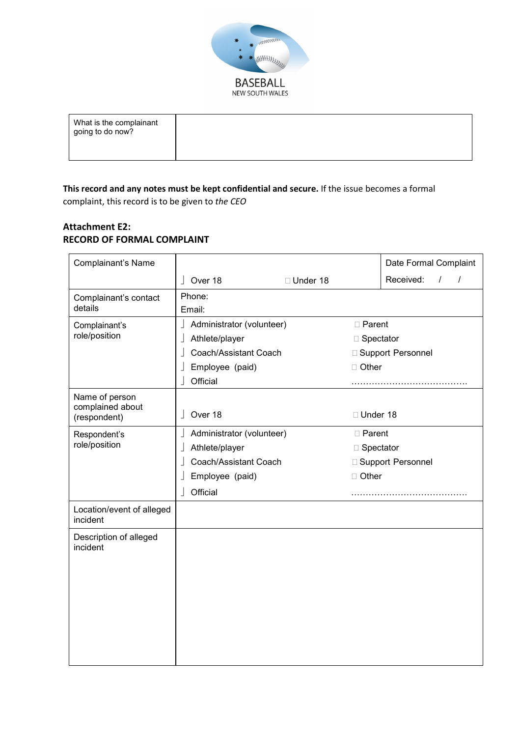| | |
|---|---|
| What is the complainant going to do now? | |

**This record and any notes must be kept confidential and secure.** If the issue becomes a formal complaint, this record is to be given to *the CEO*

**Attachment E2:**
**RECORD OF FORMAL COMPLAINT**

| | | |
|---|---|---|
| Complainant's Name | ⌡ Over 18 ☐ Under 18 | Date Formal Complaint Received: / / |
| Complainant's contact details | Phone:<br>Email: | |
| Complainant's role/position | ⌡ Administrator (volunteer) ☐ Parent<br>⌡ Athlete/player ☐ Spectator<br>⌡ Coach/Assistant Coach ☐ Support Personnel<br>⌡ Employee (paid) ☐ Other<br>⌡ Official ………………………………… | |
| Name of person complained about (respondent) | ⌡ Over 18 ☐ Under 18 | |
| Respondent's role/position | ⌡ Administrator (volunteer) ☐ Parent<br>⌡ Athlete/player ☐ Spectator<br>⌡ Coach/Assistant Coach ☐ Support Personnel<br>⌡ Employee (paid) ☐ Other<br>⌡ Official ………………………………… | |
| Location/event of alleged incident | | |
| Description of alleged incident | | |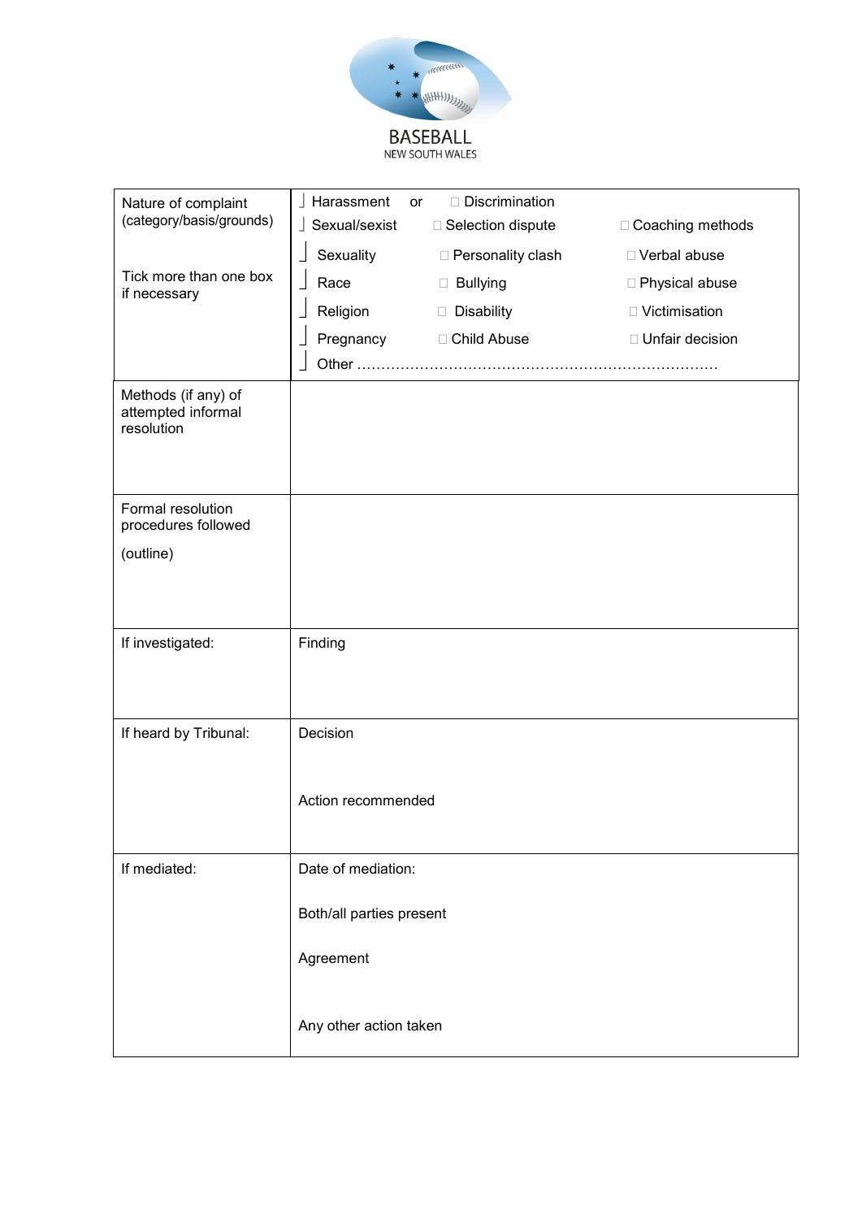BASEBALL
NEW SOUTH WALES

| | |
|---|---|
| Nature of complaint (category/basis/grounds)<br><br>Tick more than one box if necessary | ☐ Harassment or ☐ Discrimination<br>☐ Sexual/sexist ☐ Selection dispute ☐ Coaching methods<br>☐ Sexuality ☐ Personality clash ☐ Verbal abuse<br>☐ Race ☐ Bullying ☐ Physical abuse<br>☐ Religion ☐ Disability ☐ Victimisation<br>☐ Pregnancy ☐ Child Abuse ☐ Unfair decision<br>☐ Other ………………………………………………………………… |
| Methods (if any) of attempted informal resolution | |
| Formal resolution procedures followed<br><br>(outline) | |
| If investigated: | Finding |
| If heard by Tribunal: | Decision<br><br>Action recommended |
| If mediated: | Date of mediation:<br><br>Both/all parties present<br><br>Agreement<br><br>Any other action taken |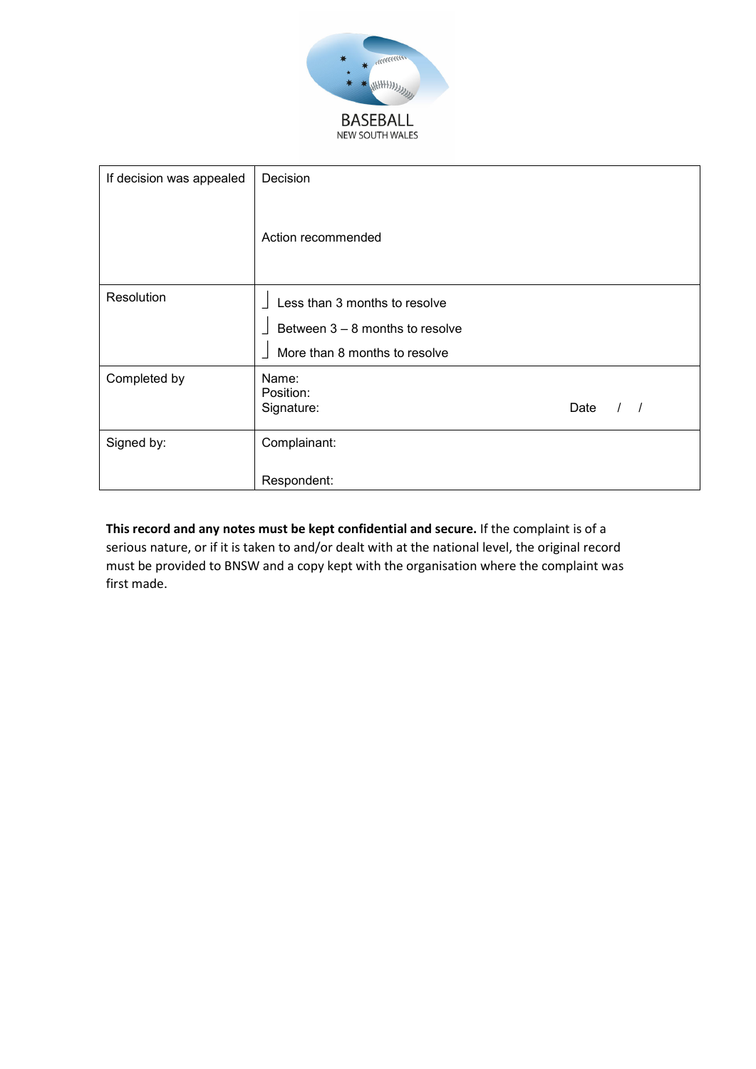| | |
|---|---|
| If decision was appealed | Decision<br><br>Action recommended |
| Resolution | ☐ Less than 3 months to resolve<br>☐ Between 3 – 8 months to resolve<br>☐ More than 8 months to resolve |
| Completed by | Name:<br>Position:<br>Signature: Date / / |
| Signed by: | Complainant:<br><br>Respondent: |

**This record and any notes must be kept confidential and secure.** If the complaint is of a serious nature, or if it is taken to and/or dealt with at the national level, the original record must be provided to BNSW and a copy kept with the organisation where the complaint was first made.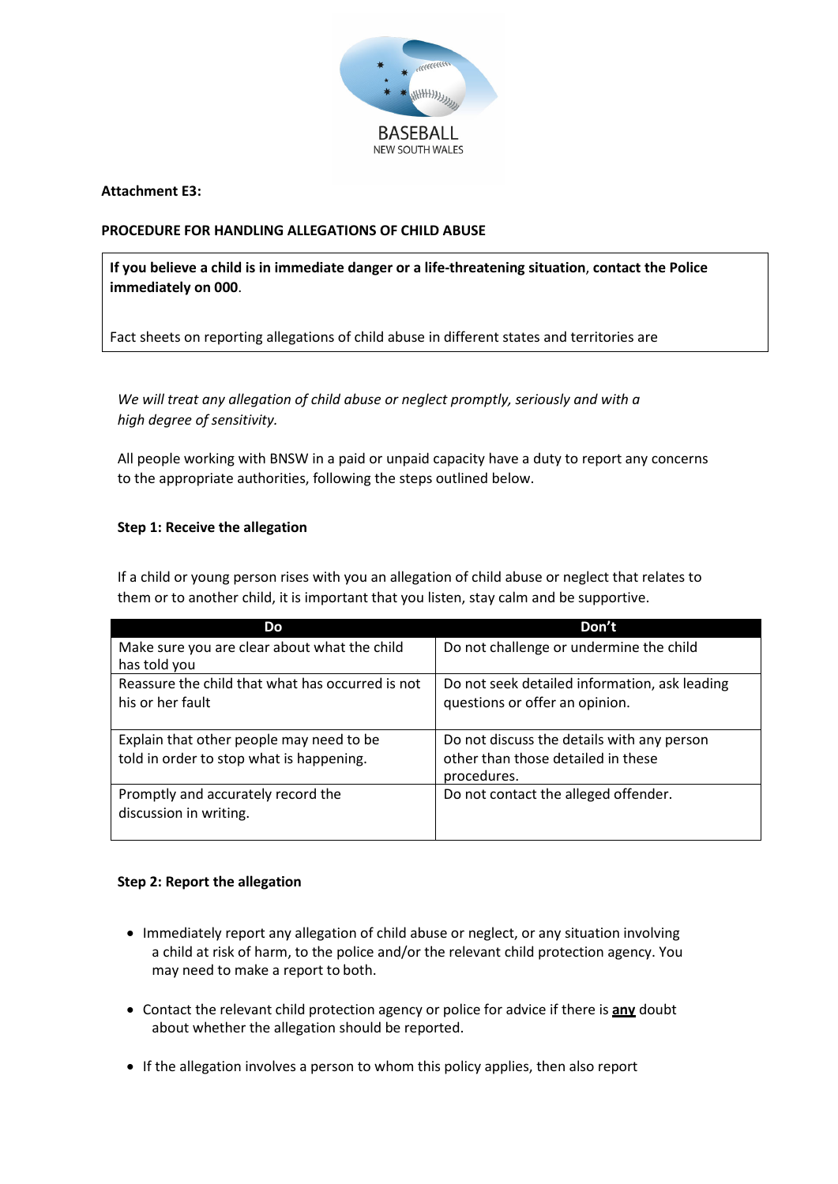BASEBALL
NEW SOUTH WALES

**Attachment E3:**

**PROCEDURE FOR HANDLING ALLEGATIONS OF CHILD ABUSE**

**If you believe a child is in immediate danger or a life-threatening situation**, **contact the Police immediately on 000**.

Fact sheets on reporting allegations of child abuse in different states and territories are

*We will treat any allegation of child abuse or neglect promptly, seriously and with a high degree of sensitivity.*

All people working with BNSW in a paid or unpaid capacity have a duty to report any concerns to the appropriate authorities, following the steps outlined below.

**Step 1: Receive the allegation**

If a child or young person rises with you an allegation of child abuse or neglect that relates to them or to another child, it is important that you listen, stay calm and be supportive.

| Do | Don't |
|---|---|
| Make sure you are clear about what the child has told you | Do not challenge or undermine the child |
| Reassure the child that what has occurred is not his or her fault | Do not seek detailed information, ask leading questions or offer an opinion. |
| Explain that other people may need to be told in order to stop what is happening. | Do not discuss the details with any person other than those detailed in these procedures. |
| Promptly and accurately record the discussion in writing. | Do not contact the alleged offender. |

**Step 2: Report the allegation**

- Immediately report any allegation of child abuse or neglect, or any situation involving a child at risk of harm, to the police and/or the relevant child protection agency. You may need to make a report to both.
- Contact the relevant child protection agency or police for advice if there is **<u>any</u>** doubt about whether the allegation should be reported.
- If the allegation involves a person to whom this policy applies, then also report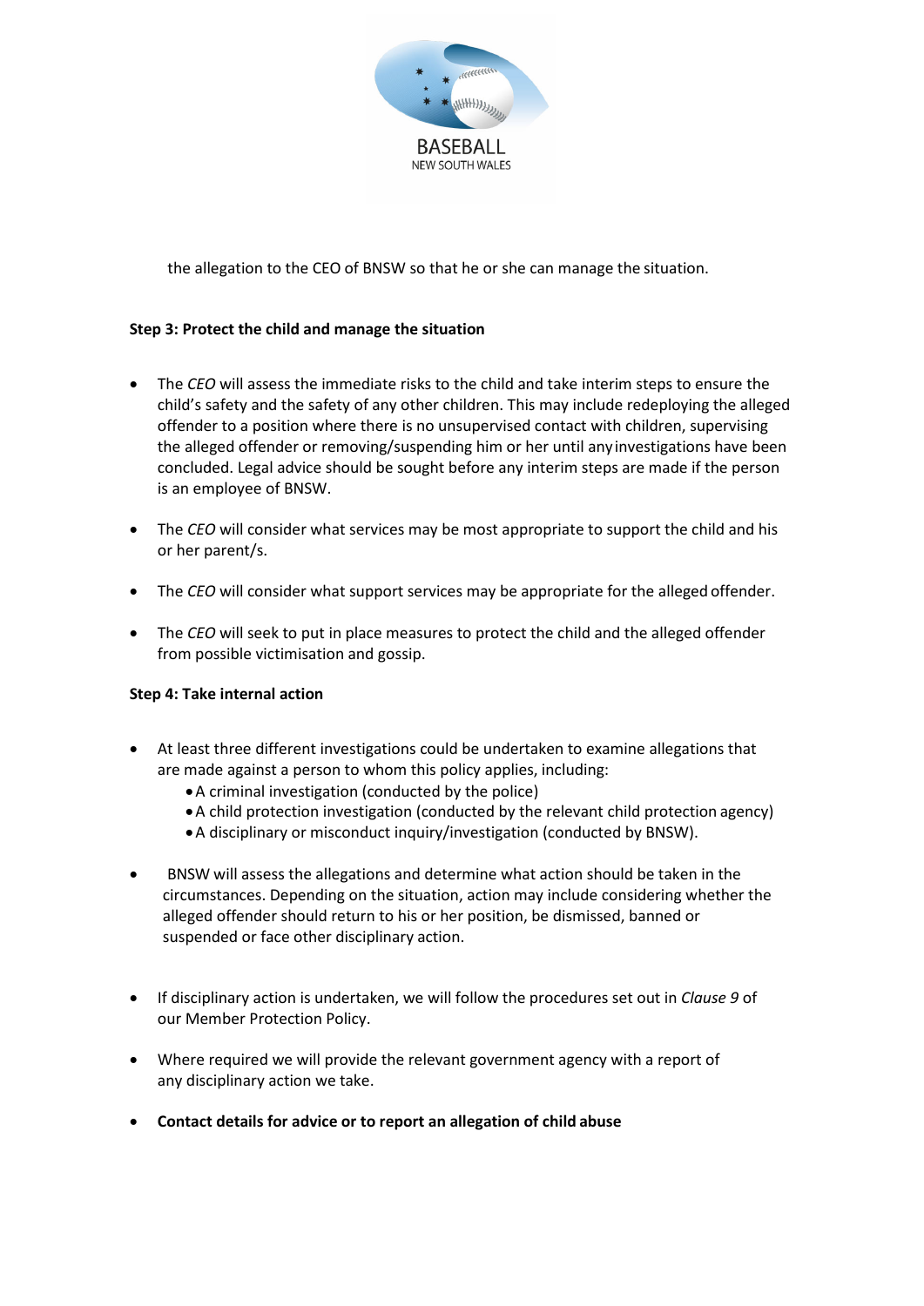the allegation to the CEO of BNSW so that he or she can manage the situation.

**Step 3: Protect the child and manage the situation**

- The *CEO* will assess the immediate risks to the child and take interim steps to ensure the child's safety and the safety of any other children. This may include redeploying the alleged offender to a position where there is no unsupervised contact with children, supervising the alleged offender or removing/suspending him or her until any investigations have been concluded. Legal advice should be sought before any interim steps are made if the person is an employee of BNSW.
- The *CEO* will consider what services may be most appropriate to support the child and his or her parent/s.
- The *CEO* will consider what support services may be appropriate for the alleged offender.
- The *CEO* will seek to put in place measures to protect the child and the alleged offender from possible victimisation and gossip.

**Step 4: Take internal action**

- At least three different investigations could be undertaken to examine allegations that are made against a person to whom this policy applies, including:
    - A criminal investigation (conducted by the police)
    - A child protection investigation (conducted by the relevant child protection agency)
    - A disciplinary or misconduct inquiry/investigation (conducted by BNSW).
- BNSW will assess the allegations and determine what action should be taken in the circumstances. Depending on the situation, action may include considering whether the alleged offender should return to his or her position, be dismissed, banned or suspended or face other disciplinary action.
- If disciplinary action is undertaken, we will follow the procedures set out in *Clause 9* of our Member Protection Policy.
- Where required we will provide the relevant government agency with a report of any disciplinary action we take.
- **Contact details for advice or to report an allegation of child abuse**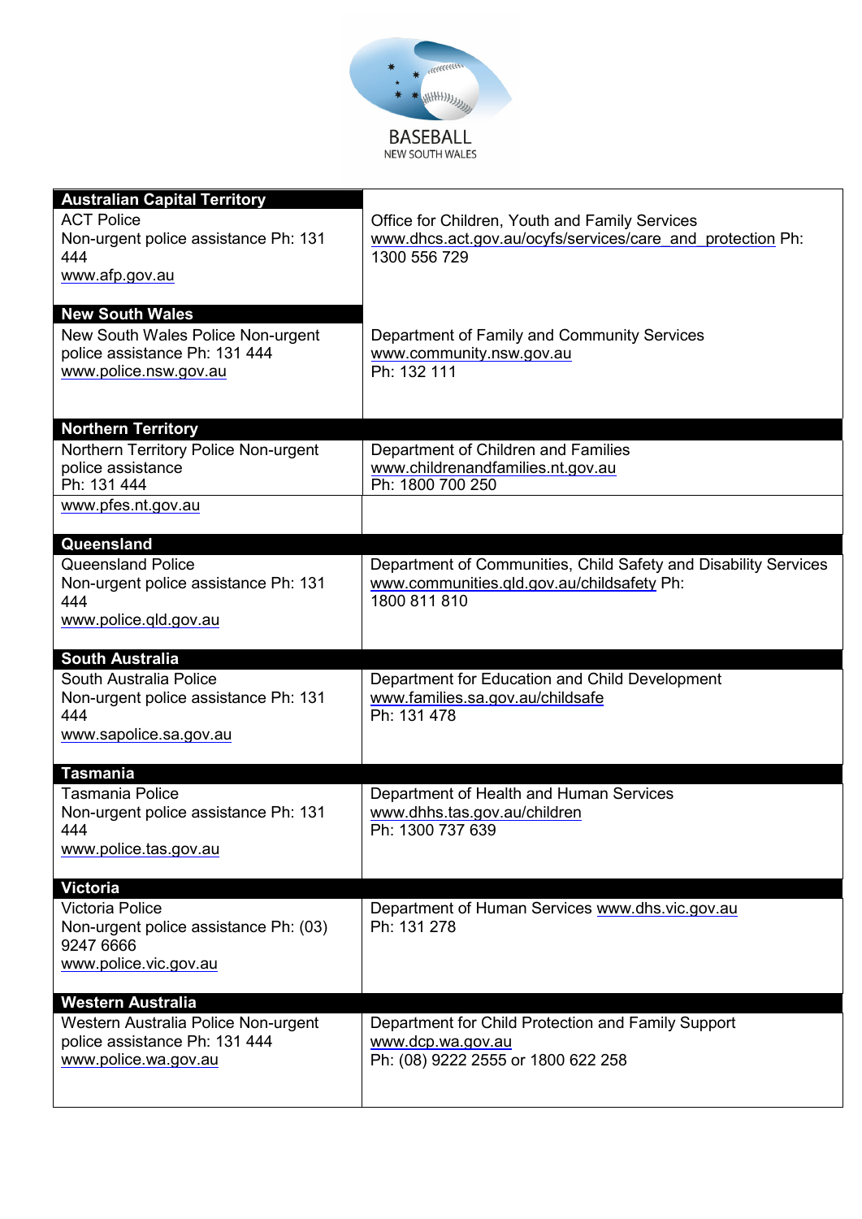BASEBALL
NEW SOUTH WALES

| | |
|---|---|
| **Australian Capital Territory** | |
| ACT Police<br>Non-urgent police assistance Ph: 131 444<br>www.afp.gov.au | Office for Children, Youth and Family Services<br>www.dhcs.act.gov.au/ocyfs/services/care_and_protection Ph: 1300 556 729 |
| **New South Wales** | |
| New South Wales Police Non-urgent police assistance Ph: 131 444<br>www.police.nsw.gov.au | Department of Family and Community Services<br>www.community.nsw.gov.au<br>Ph: 132 111 |
| **Northern Territory** | |
| Northern Territory Police Non-urgent police assistance<br>Ph: 131 444 | Department of Children and Families<br>www.childrenandfamilies.nt.gov.au<br>Ph: 1800 700 250 |
| www.pfes.nt.gov.au | |
| **Queensland** | |
| Queensland Police<br>Non-urgent police assistance Ph: 131 444<br>www.police.qld.gov.au | Department of Communities, Child Safety and Disability Services<br>www.communities.qld.gov.au/childsafety Ph: 1800 811 810 |
| **South Australia** | |
| South Australia Police<br>Non-urgent police assistance Ph: 131 444<br>www.sapolice.sa.gov.au | Department for Education and Child Development<br>www.families.sa.gov.au/childsafe<br>Ph: 131 478 |
| **Tasmania** | |
| Tasmania Police<br>Non-urgent police assistance Ph: 131 444<br>www.police.tas.gov.au | Department of Health and Human Services<br>www.dhhs.tas.gov.au/children<br>Ph: 1300 737 639 |
| **Victoria** | |
| Victoria Police<br>Non-urgent police assistance Ph: (03) 9247 6666<br>www.police.vic.gov.au | Department of Human Services www.dhs.vic.gov.au<br>Ph: 131 278 |
| **Western Australia** | |
| Western Australia Police Non-urgent police assistance Ph: 131 444<br>www.police.wa.gov.au | Department for Child Protection and Family Support<br>www.dcp.wa.gov.au<br>Ph: (08) 9222 2555 or 1800 622 258 |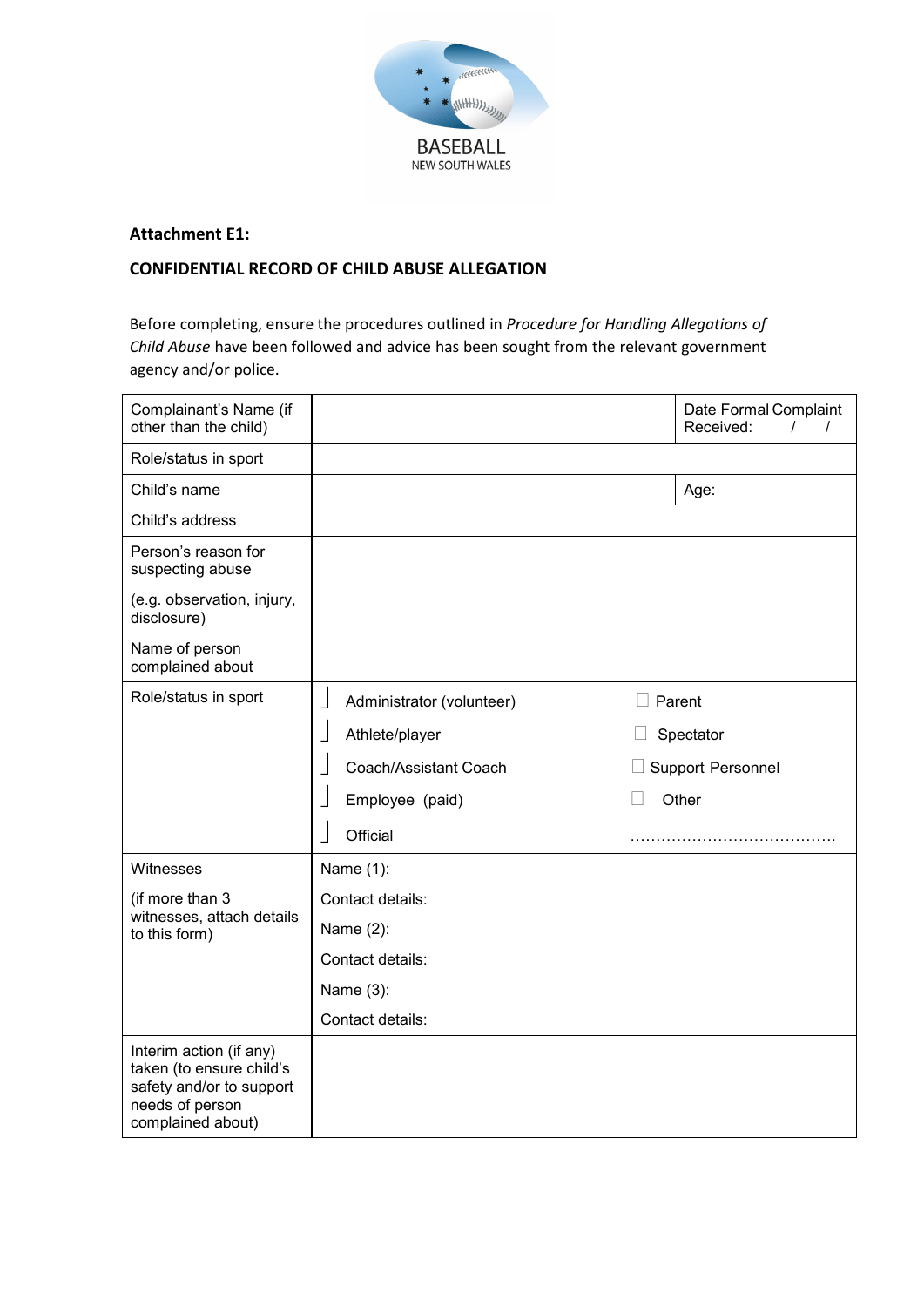BASEBALL
NEW SOUTH WALES

**Attachment E1:**

**CONFIDENTIAL RECORD OF CHILD ABUSE ALLEGATION**

Before completing, ensure the procedures outlined in *Procedure for Handling Allegations of Child Abuse* have been followed and advice has been sought from the relevant government agency and/or police.

| | | |
|---|---|---|
| Complainant's Name (if other than the child) | | Date Formal Complaint Received: / / |
| Role/status in sport | | |
| Child's name | | Age: |
| Child's address | | |
| Person's reason for suspecting abuse<br><br>(e.g. observation, injury, disclosure) | | |
| Name of person complained about | | |
| Role/status in sport | ☐ Administrator (volunteer)<br>☐ Athlete/player<br>☐ Coach/Assistant Coach<br>☐ Employee (paid)<br>☐ Official | ☐ Parent<br>☐ Spectator<br>☐ Support Personnel<br>☐ Other<br>…………………………………… |
| Witnesses<br><br>(if more than 3 witnesses, attach details to this form) | Name (1):<br>Contact details:<br>Name (2):<br>Contact details:<br>Name (3):<br>Contact details: | |
| Interim action (if any) taken (to ensure child's safety and/or to support needs of person complained about) | | |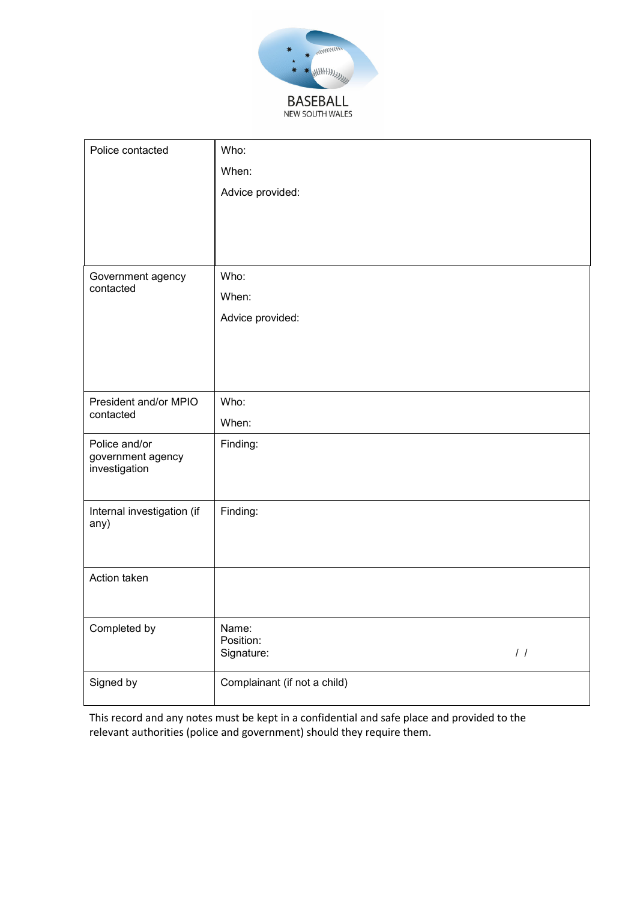BASEBALL
NEW SOUTH WALES

| | |
|---|---|
| Police contacted | Who:<br>When:<br>Advice provided: |
| Government agency contacted | Who:<br>When:<br>Advice provided: |
| President and/or MPIO contacted | Who:<br>When: |
| Police and/or government agency investigation | Finding: |
| Internal investigation (if any) | Finding: |
| Action taken | |
| Completed by | Name:<br>Position:<br>Signature: / / |
| Signed by | Complainant (if not a child) |

This record and any notes must be kept in a confidential and safe place and provided to the relevant authorities (police and government) should they require them.